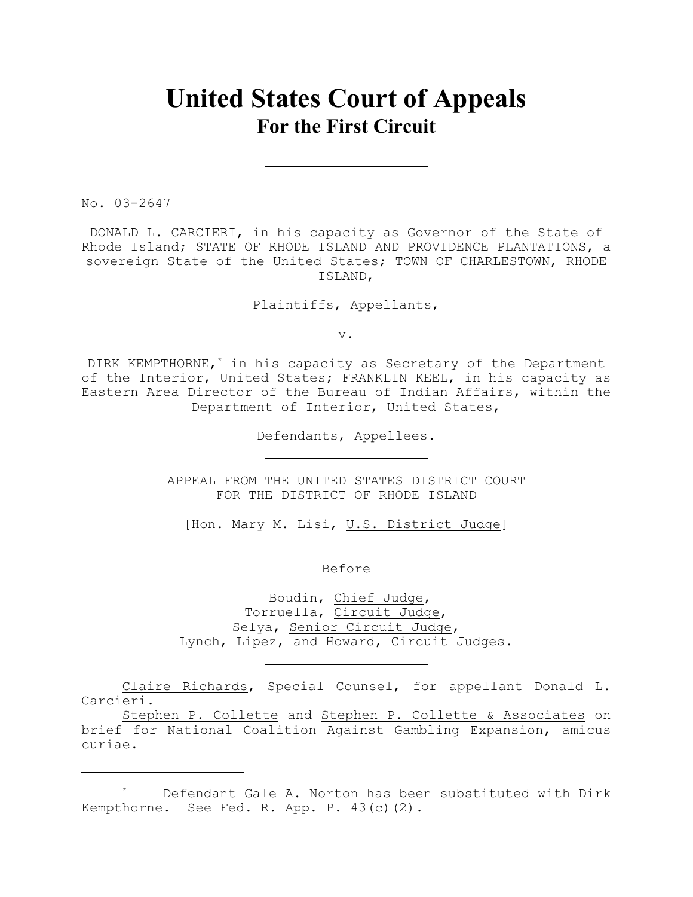# United States Court of Appeals
## For the First Circuit

---

No. 03-2647

DONALD L. CARCIERI, in his capacity as Governor of the State of Rhode Island; STATE OF RHODE ISLAND AND PROVIDENCE PLANTATIONS, a sovereign State of the United States; TOWN OF CHARLESTOWN, RHODE ISLAND,

Plaintiffs, Appellants,

v.

DIRK KEMPTHORNE,* in his capacity as Secretary of the Department of the Interior, United States; FRANKLIN KEEL, in his capacity as Eastern Area Director of the Bureau of Indian Affairs, within the Department of Interior, United States,

Defendants, Appellees.

---

APPEAL FROM THE UNITED STATES DISTRICT COURT FOR THE DISTRICT OF RHODE ISLAND

[Hon. Mary M. Lisi, U.S. District Judge]

---

Before

Boudin, Chief Judge,
Torruella, Circuit Judge,
Selya, Senior Circuit Judge,
Lynch, Lipez, and Howard, Circuit Judges.

---

Claire Richards, Special Counsel, for appellant Donald L. Carcieri.

Stephen P. Collette and Stephen P. Collette & Associates on brief for National Coalition Against Gambling Expansion, amicus curiae.

---

\* Defendant Gale A. Norton has been substituted with Dirk Kempthorne. See Fed. R. App. P. 43(c)(2).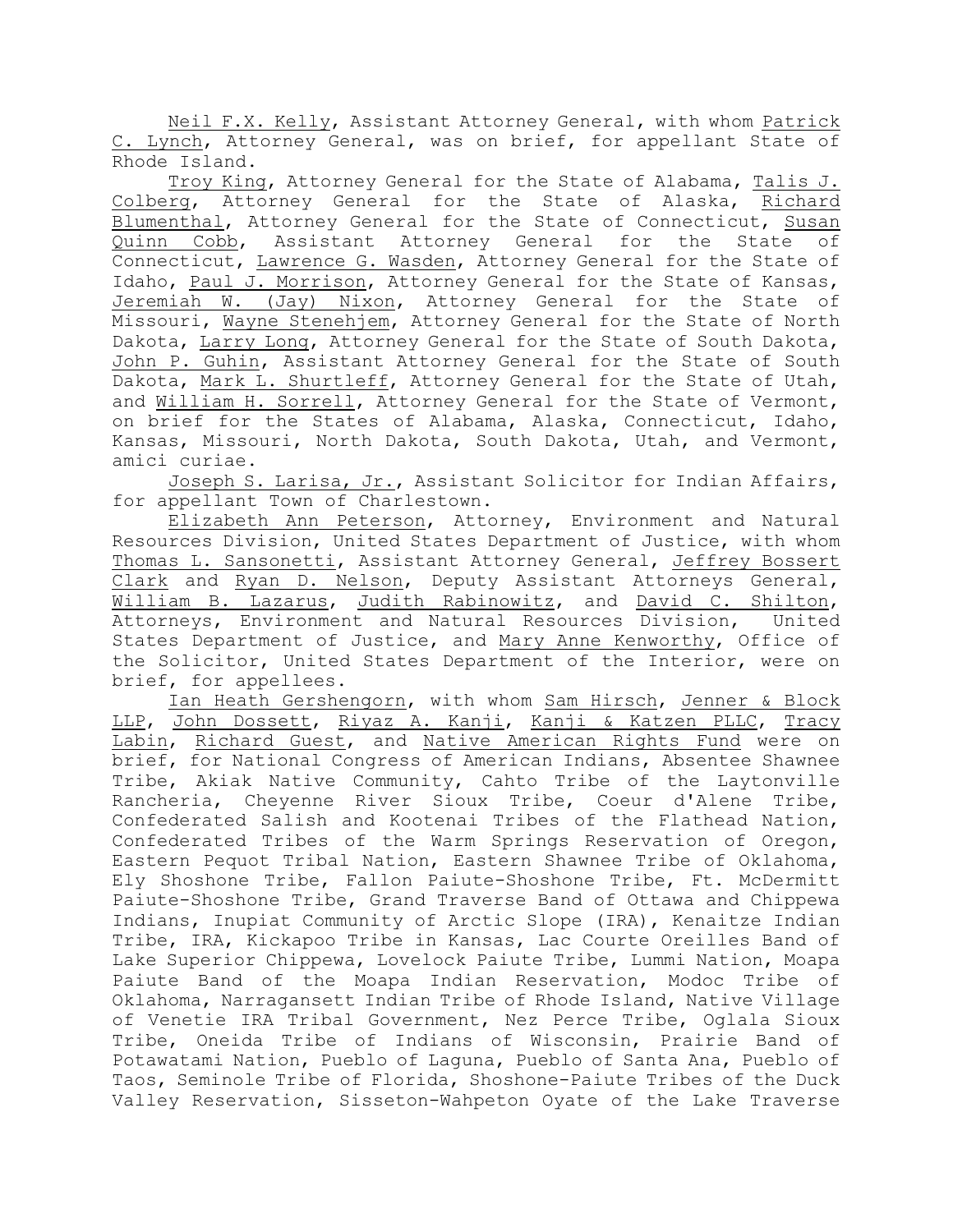Neil F.X. Kelly, Assistant Attorney General, with whom Patrick C. Lynch, Attorney General, was on brief, for appellant State of Rhode Island.

Troy King, Attorney General for the State of Alabama, Talis J. Colberg, Attorney General for the State of Alaska, Richard Blumenthal, Attorney General for the State of Connecticut, Susan Quinn Cobb, Assistant Attorney General for the State of Connecticut, Lawrence G. Wasden, Attorney General for the State of Idaho, Paul J. Morrison, Attorney General for the State of Kansas, Jeremiah W. (Jay) Nixon, Attorney General for the State of Missouri, Wayne Stenehjem, Attorney General for the State of North Dakota, Larry Long, Attorney General for the State of South Dakota, John P. Guhin, Assistant Attorney General for the State of South Dakota, Mark L. Shurtleff, Attorney General for the State of Utah, and William H. Sorrell, Attorney General for the State of Vermont, on brief for the States of Alabama, Alaska, Connecticut, Idaho, Kansas, Missouri, North Dakota, South Dakota, Utah, and Vermont, amici curiae.

Joseph S. Larisa, Jr., Assistant Solicitor for Indian Affairs, for appellant Town of Charlestown.

Elizabeth Ann Peterson, Attorney, Environment and Natural Resources Division, United States Department of Justice, with whom Thomas L. Sansonetti, Assistant Attorney General, Jeffrey Bossert Clark and Ryan D. Nelson, Deputy Assistant Attorneys General, William B. Lazarus, Judith Rabinowitz, and David C. Shilton, Attorneys, Environment and Natural Resources Division, United States Department of Justice, and Mary Anne Kenworthy, Office of the Solicitor, United States Department of the Interior, were on brief, for appellees.

Ian Heath Gershengorn, with whom Sam Hirsch, Jenner & Block LLP, John Dossett, Riyaz A. Kanji, Kanji & Katzen PLLC, Tracy Labin, Richard Guest, and Native American Rights Fund were on brief, for National Congress of American Indians, Absentee Shawnee Tribe, Akiak Native Community, Cahto Tribe of the Laytonville Rancheria, Cheyenne River Sioux Tribe, Coeur d'Alene Tribe, Confederated Salish and Kootenai Tribes of the Flathead Nation, Confederated Tribes of the Warm Springs Reservation of Oregon, Eastern Pequot Tribal Nation, Eastern Shawnee Tribe of Oklahoma, Ely Shoshone Tribe, Fallon Paiute-Shoshone Tribe, Ft. McDermitt Paiute-Shoshone Tribe, Grand Traverse Band of Ottawa and Chippewa Indians, Inupiat Community of Arctic Slope (IRA), Kenaitze Indian Tribe, IRA, Kickapoo Tribe in Kansas, Lac Courte Oreilles Band of Lake Superior Chippewa, Lovelock Paiute Tribe, Lummi Nation, Moapa Paiute Band of the Moapa Indian Reservation, Modoc Tribe of Oklahoma, Narragansett Indian Tribe of Rhode Island, Native Village of Venetie IRA Tribal Government, Nez Perce Tribe, Oglala Sioux Tribe, Oneida Tribe of Indians of Wisconsin, Prairie Band of Potawatami Nation, Pueblo of Laguna, Pueblo of Santa Ana, Pueblo of Taos, Seminole Tribe of Florida, Shoshone-Paiute Tribes of the Duck Valley Reservation, Sisseton-Wahpeton Oyate of the Lake Traverse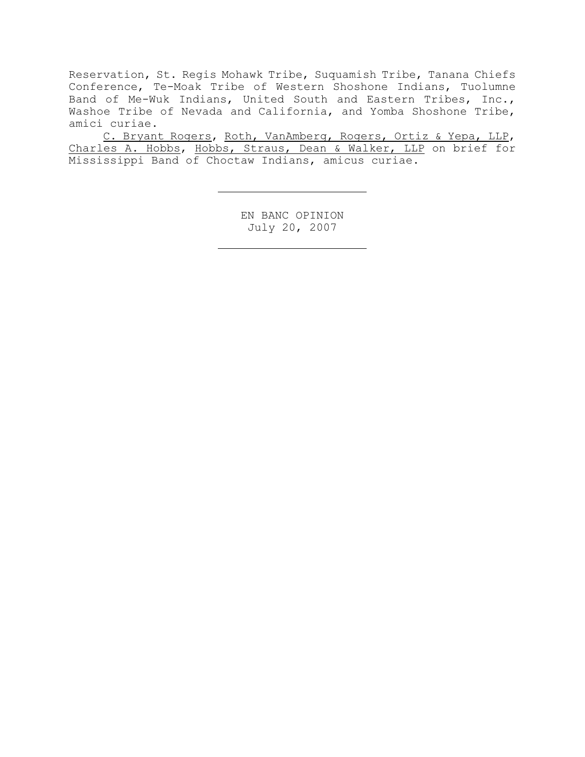Reservation, St. Regis Mohawk Tribe, Suquamish Tribe, Tanana Chiefs Conference, Te-Moak Tribe of Western Shoshone Indians, Tuolumne Band of Me-Wuk Indians, United South and Eastern Tribes, Inc., Washoe Tribe of Nevada and California, and Yomba Shoshone Tribe, amici curiae.

C. Bryant Rogers, Roth, VanAmberg, Rogers, Ortiz & Yepa, LLP, Charles A. Hobbs, Hobbs, Straus, Dean & Walker, LLP on brief for Mississippi Band of Choctaw Indians, amicus curiae.

---

EN BANC OPINION
July 20, 2007

---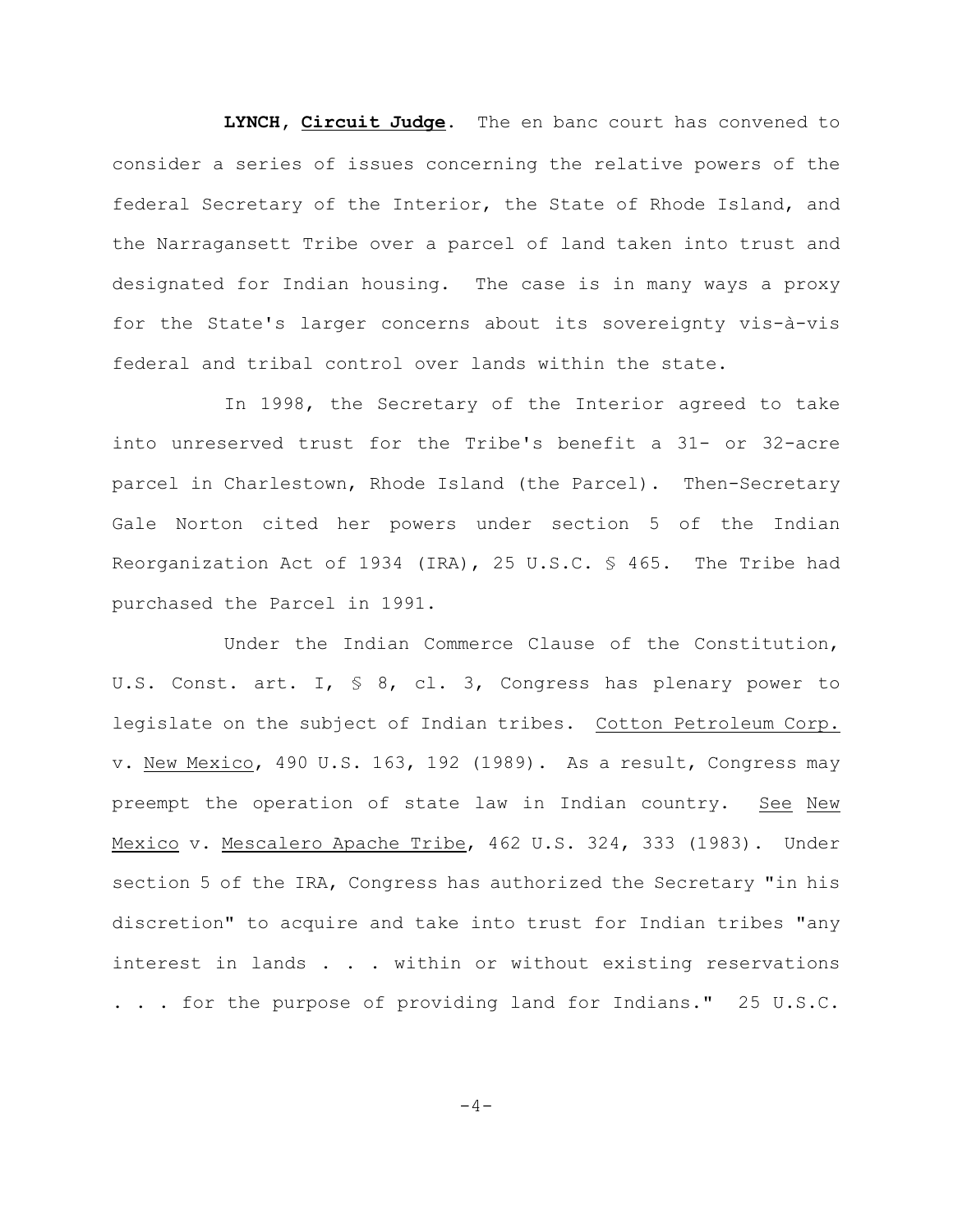**LYNCH, Circuit Judge**. The en banc court has convened to consider a series of issues concerning the relative powers of the federal Secretary of the Interior, the State of Rhode Island, and the Narragansett Tribe over a parcel of land taken into trust and designated for Indian housing. The case is in many ways a proxy for the State's larger concerns about its sovereignty vis-à-vis federal and tribal control over lands within the state.

In 1998, the Secretary of the Interior agreed to take into unreserved trust for the Tribe's benefit a 31- or 32-acre parcel in Charlestown, Rhode Island (the Parcel). Then-Secretary Gale Norton cited her powers under section 5 of the Indian Reorganization Act of 1934 (IRA), 25 U.S.C. § 465. The Tribe had purchased the Parcel in 1991.

Under the Indian Commerce Clause of the Constitution, U.S. Const. art. I, § 8, cl. 3, Congress has plenary power to legislate on the subject of Indian tribes. Cotton Petroleum Corp. v. New Mexico, 490 U.S. 163, 192 (1989). As a result, Congress may preempt the operation of state law in Indian country. See New Mexico v. Mescalero Apache Tribe, 462 U.S. 324, 333 (1983). Under section 5 of the IRA, Congress has authorized the Secretary "in his discretion" to acquire and take into trust for Indian tribes "any interest in lands . . . within or without existing reservations . . . for the purpose of providing land for Indians." 25 U.S.C.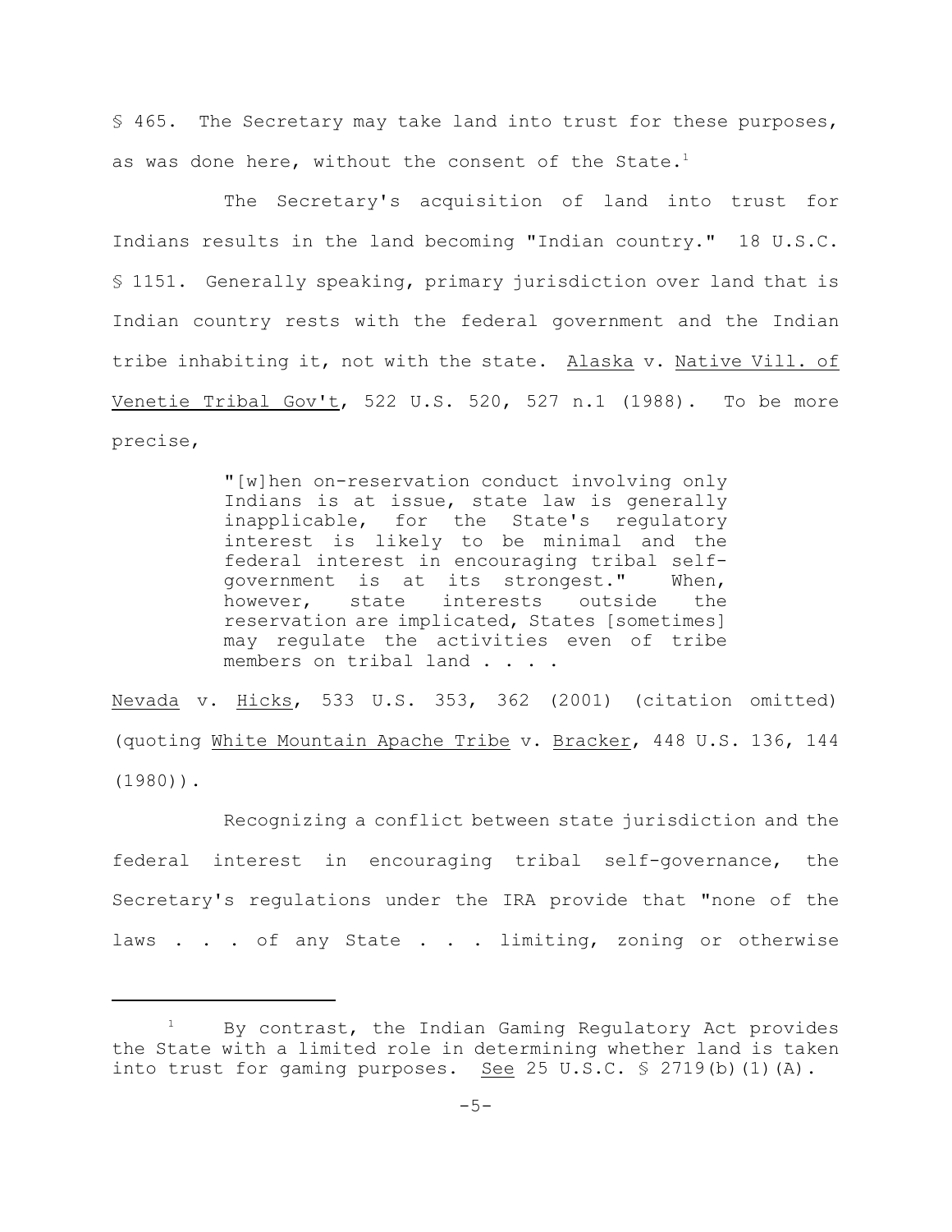§ 465. The Secretary may take land into trust for these purposes, as was done here, without the consent of the State.[1]

The Secretary's acquisition of land into trust for Indians results in the land becoming "Indian country." 18 U.S.C. § 1151. Generally speaking, primary jurisdiction over land that is Indian country rests with the federal government and the Indian tribe inhabiting it, not with the state. Alaska v. Native Vill. of Venetie Tribal Gov't, 522 U.S. 520, 527 n.1 (1988). To be more precise,

> "[w]hen on-reservation conduct involving only Indians is at issue, state law is generally inapplicable, for the State's regulatory interest is likely to be minimal and the federal interest in encouraging tribal self-government is at its strongest." When, however, state interests outside the reservation are implicated, States [sometimes] may regulate the activities even of tribe members on tribal land . . . .

Nevada v. Hicks, 533 U.S. 353, 362 (2001) (citation omitted) (quoting White Mountain Apache Tribe v. Bracker, 448 U.S. 136, 144 (1980)).

Recognizing a conflict between state jurisdiction and the federal interest in encouraging tribal self-governance, the Secretary's regulations under the IRA provide that "none of the laws . . . of any State . . . limiting, zoning or otherwise

---

[1] By contrast, the Indian Gaming Regulatory Act provides the State with a limited role in determining whether land is taken into trust for gaming purposes. See 25 U.S.C. § 2719(b)(1)(A).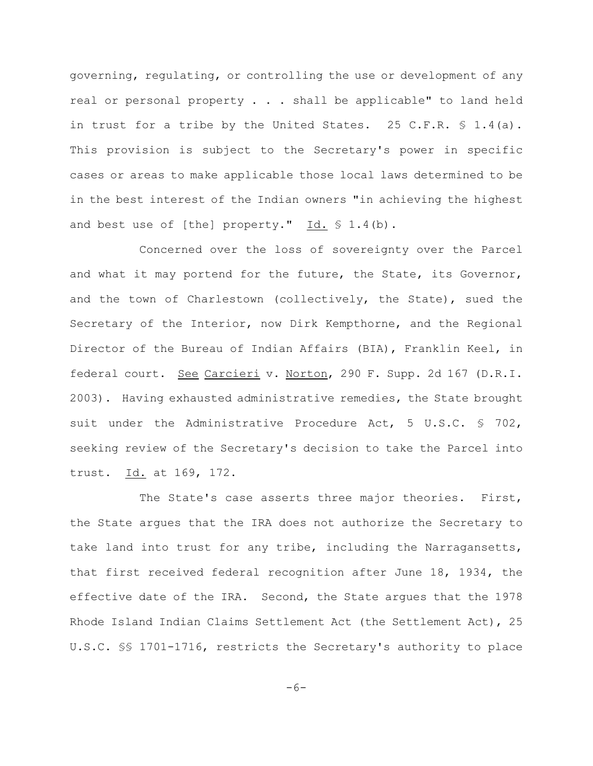governing, regulating, or controlling the use or development of any real or personal property . . . shall be applicable" to land held in trust for a tribe by the United States. 25 C.F.R. § 1.4(a). This provision is subject to the Secretary's power in specific cases or areas to make applicable those local laws determined to be in the best interest of the Indian owners "in achieving the highest and best use of [the] property." Id. § 1.4(b).

Concerned over the loss of sovereignty over the Parcel and what it may portend for the future, the State, its Governor, and the town of Charlestown (collectively, the State), sued the Secretary of the Interior, now Dirk Kempthorne, and the Regional Director of the Bureau of Indian Affairs (BIA), Franklin Keel, in federal court. See Carcieri v. Norton, 290 F. Supp. 2d 167 (D.R.I. 2003). Having exhausted administrative remedies, the State brought suit under the Administrative Procedure Act, 5 U.S.C. § 702, seeking review of the Secretary's decision to take the Parcel into trust. Id. at 169, 172.

The State's case asserts three major theories. First, the State argues that the IRA does not authorize the Secretary to take land into trust for any tribe, including the Narragansetts, that first received federal recognition after June 18, 1934, the effective date of the IRA. Second, the State argues that the 1978 Rhode Island Indian Claims Settlement Act (the Settlement Act), 25 U.S.C. §§ 1701-1716, restricts the Secretary's authority to place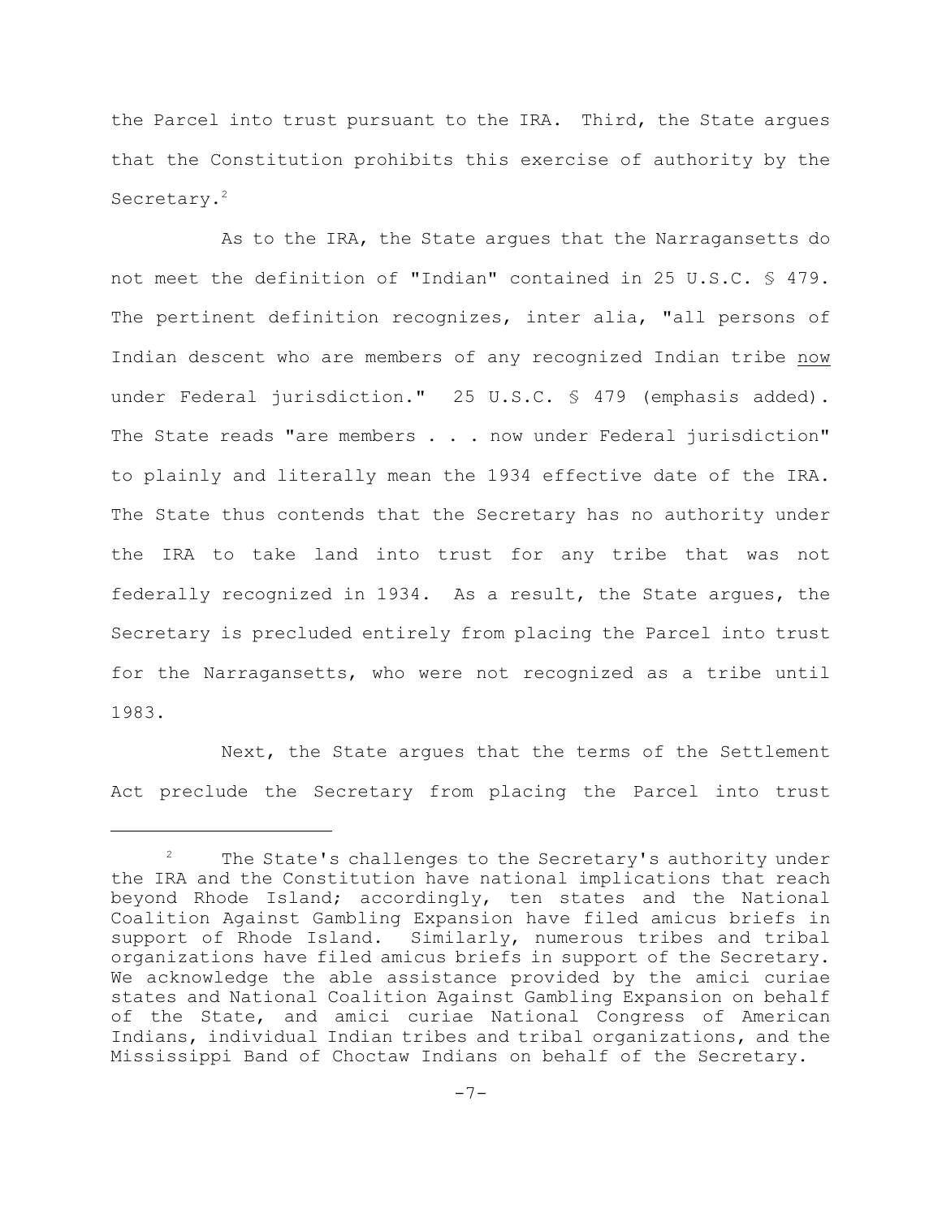the Parcel into trust pursuant to the IRA. Third, the State argues that the Constitution prohibits this exercise of authority by the Secretary.[2]

As to the IRA, the State argues that the Narragansetts do not meet the definition of "Indian" contained in 25 U.S.C. § 479. The pertinent definition recognizes, inter alia, "all persons of Indian descent who are members of any recognized Indian tribe <u>now</u> under Federal jurisdiction." 25 U.S.C. § 479 (emphasis added). The State reads "are members . . . now under Federal jurisdiction" to plainly and literally mean the 1934 effective date of the IRA. The State thus contends that the Secretary has no authority under the IRA to take land into trust for any tribe that was not federally recognized in 1934. As a result, the State argues, the Secretary is precluded entirely from placing the Parcel into trust for the Narragansetts, who were not recognized as a tribe until 1983.

Next, the State argues that the terms of the Settlement Act preclude the Secretary from placing the Parcel into trust

---

[2] The State's challenges to the Secretary's authority under the IRA and the Constitution have national implications that reach beyond Rhode Island; accordingly, ten states and the National Coalition Against Gambling Expansion have filed amicus briefs in support of Rhode Island. Similarly, numerous tribes and tribal organizations have filed amicus briefs in support of the Secretary. We acknowledge the able assistance provided by the amici curiae states and National Coalition Against Gambling Expansion on behalf of the State, and amici curiae National Congress of American Indians, individual Indian tribes and tribal organizations, and the Mississippi Band of Choctaw Indians on behalf of the Secretary.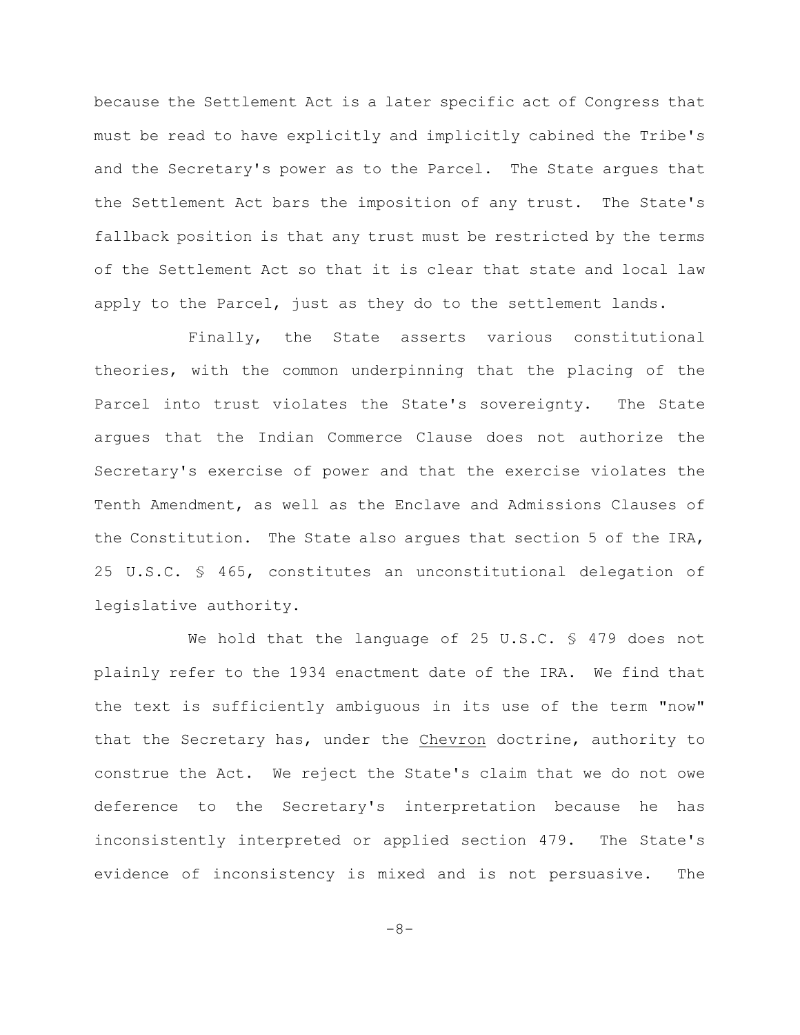because the Settlement Act is a later specific act of Congress that must be read to have explicitly and implicitly cabined the Tribe's and the Secretary's power as to the Parcel. The State argues that the Settlement Act bars the imposition of any trust. The State's fallback position is that any trust must be restricted by the terms of the Settlement Act so that it is clear that state and local law apply to the Parcel, just as they do to the settlement lands.

Finally, the State asserts various constitutional theories, with the common underpinning that the placing of the Parcel into trust violates the State's sovereignty. The State argues that the Indian Commerce Clause does not authorize the Secretary's exercise of power and that the exercise violates the Tenth Amendment, as well as the Enclave and Admissions Clauses of the Constitution. The State also argues that section 5 of the IRA, 25 U.S.C. § 465, constitutes an unconstitutional delegation of legislative authority.

We hold that the language of 25 U.S.C. § 479 does not plainly refer to the 1934 enactment date of the IRA. We find that the text is sufficiently ambiguous in its use of the term "now" that the Secretary has, under the Chevron doctrine, authority to construe the Act. We reject the State's claim that we do not owe deference to the Secretary's interpretation because he has inconsistently interpreted or applied section 479. The State's evidence of inconsistency is mixed and is not persuasive. The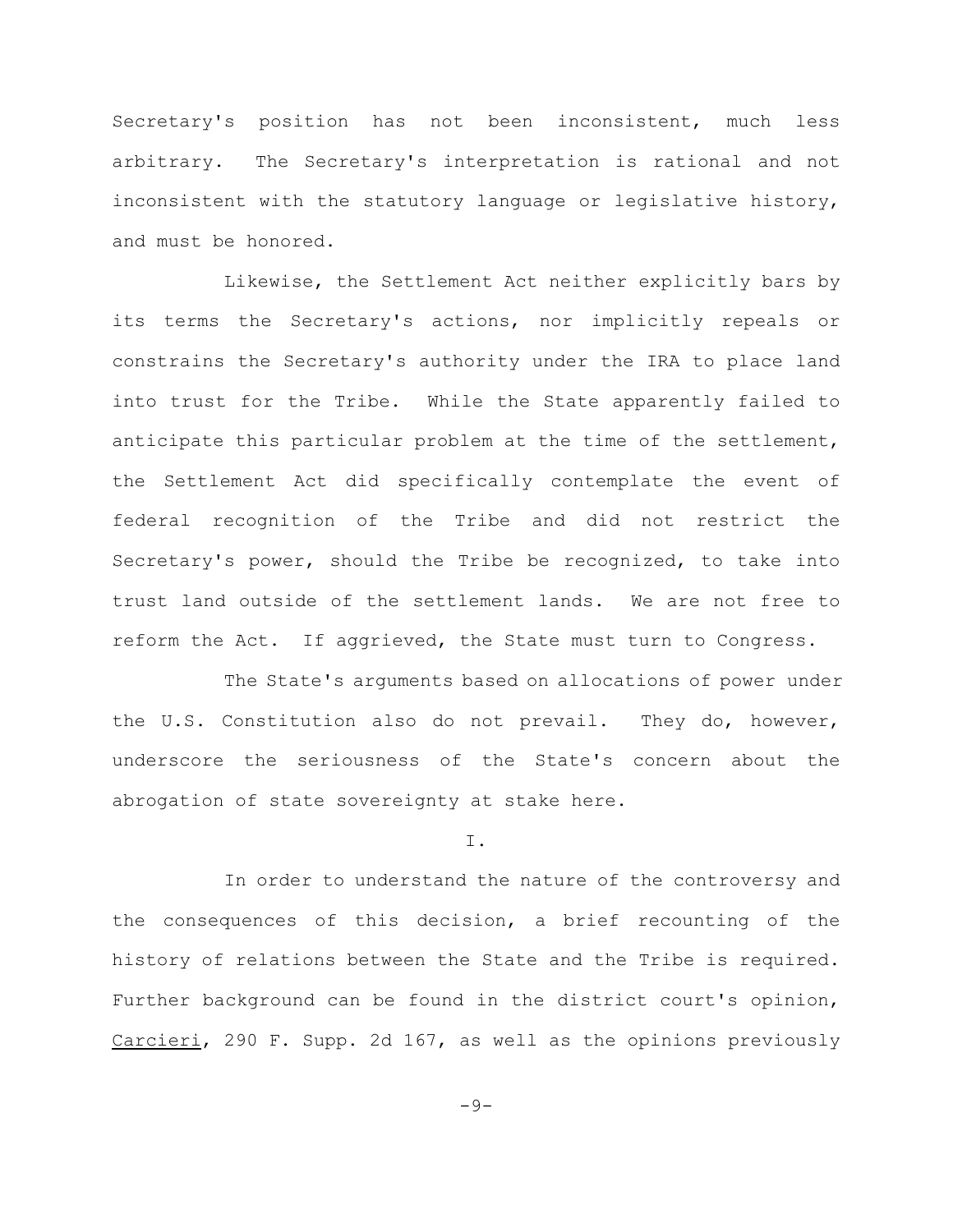Secretary's position has not been inconsistent, much less arbitrary. The Secretary's interpretation is rational and not inconsistent with the statutory language or legislative history, and must be honored.

Likewise, the Settlement Act neither explicitly bars by its terms the Secretary's actions, nor implicitly repeals or constrains the Secretary's authority under the IRA to place land into trust for the Tribe. While the State apparently failed to anticipate this particular problem at the time of the settlement, the Settlement Act did specifically contemplate the event of federal recognition of the Tribe and did not restrict the Secretary's power, should the Tribe be recognized, to take into trust land outside of the settlement lands. We are not free to reform the Act. If aggrieved, the State must turn to Congress.

The State's arguments based on allocations of power under the U.S. Constitution also do not prevail. They do, however, underscore the seriousness of the State's concern about the abrogation of state sovereignty at stake here.

## I.

In order to understand the nature of the controversy and the consequences of this decision, a brief recounting of the history of relations between the State and the Tribe is required. Further background can be found in the district court's opinion, Carcieri, 290 F. Supp. 2d 167, as well as the opinions previously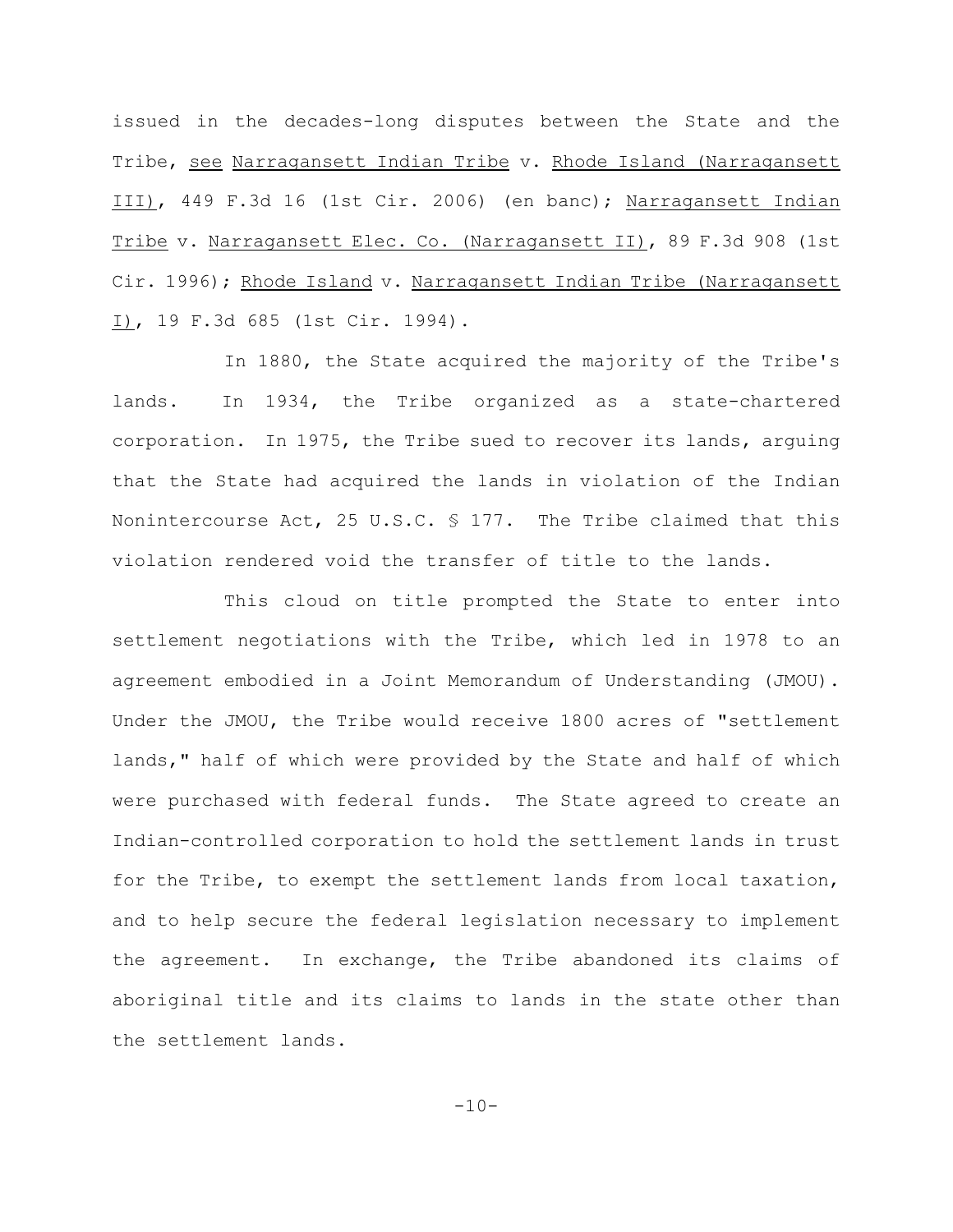issued in the decades-long disputes between the State and the Tribe, see Narragansett Indian Tribe v. Rhode Island (Narragansett III), 449 F.3d 16 (1st Cir. 2006) (en banc); Narragansett Indian Tribe v. Narragansett Elec. Co. (Narragansett II), 89 F.3d 908 (1st Cir. 1996); Rhode Island v. Narragansett Indian Tribe (Narragansett I), 19 F.3d 685 (1st Cir. 1994).

In 1880, the State acquired the majority of the Tribe's lands. In 1934, the Tribe organized as a state-chartered corporation. In 1975, the Tribe sued to recover its lands, arguing that the State had acquired the lands in violation of the Indian Nonintercourse Act, 25 U.S.C. § 177. The Tribe claimed that this violation rendered void the transfer of title to the lands.

This cloud on title prompted the State to enter into settlement negotiations with the Tribe, which led in 1978 to an agreement embodied in a Joint Memorandum of Understanding (JMOU). Under the JMOU, the Tribe would receive 1800 acres of "settlement lands," half of which were provided by the State and half of which were purchased with federal funds. The State agreed to create an Indian-controlled corporation to hold the settlement lands in trust for the Tribe, to exempt the settlement lands from local taxation, and to help secure the federal legislation necessary to implement the agreement. In exchange, the Tribe abandoned its claims of aboriginal title and its claims to lands in the state other than the settlement lands.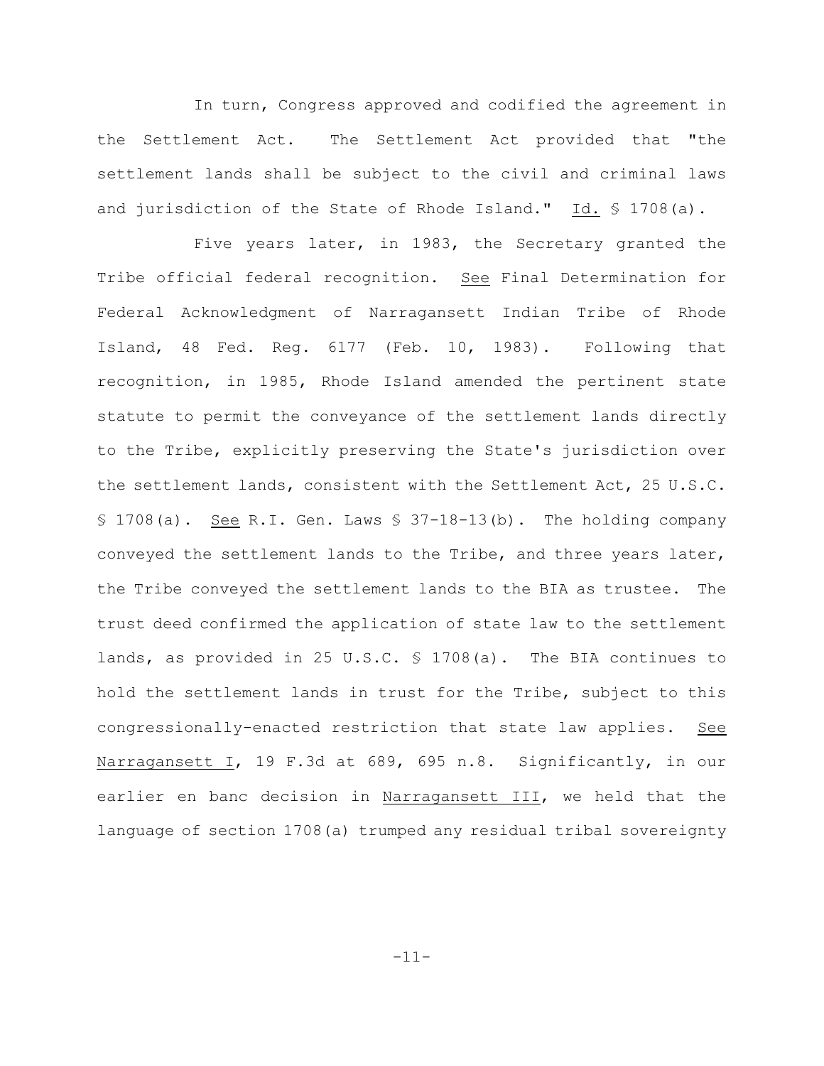In turn, Congress approved and codified the agreement in the Settlement Act. The Settlement Act provided that "the settlement lands shall be subject to the civil and criminal laws and jurisdiction of the State of Rhode Island." Id. § 1708(a).

Five years later, in 1983, the Secretary granted the Tribe official federal recognition. See Final Determination for Federal Acknowledgment of Narragansett Indian Tribe of Rhode Island, 48 Fed. Reg. 6177 (Feb. 10, 1983). Following that recognition, in 1985, Rhode Island amended the pertinent state statute to permit the conveyance of the settlement lands directly to the Tribe, explicitly preserving the State's jurisdiction over the settlement lands, consistent with the Settlement Act, 25 U.S.C. § 1708(a). See R.I. Gen. Laws § 37-18-13(b). The holding company conveyed the settlement lands to the Tribe, and three years later, the Tribe conveyed the settlement lands to the BIA as trustee. The trust deed confirmed the application of state law to the settlement lands, as provided in 25 U.S.C. § 1708(a). The BIA continues to hold the settlement lands in trust for the Tribe, subject to this congressionally-enacted restriction that state law applies. See Narragansett I, 19 F.3d at 689, 695 n.8. Significantly, in our earlier en banc decision in Narragansett III, we held that the language of section 1708(a) trumped any residual tribal sovereignty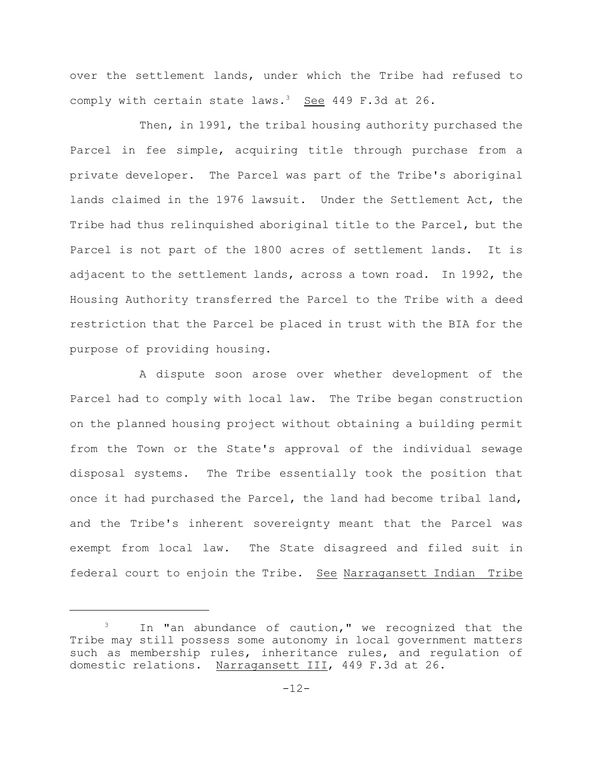over the settlement lands, under which the Tribe had refused to comply with certain state laws.[3] See 449 F.3d at 26.

Then, in 1991, the tribal housing authority purchased the Parcel in fee simple, acquiring title through purchase from a private developer. The Parcel was part of the Tribe's aboriginal lands claimed in the 1976 lawsuit. Under the Settlement Act, the Tribe had thus relinquished aboriginal title to the Parcel, but the Parcel is not part of the 1800 acres of settlement lands. It is adjacent to the settlement lands, across a town road. In 1992, the Housing Authority transferred the Parcel to the Tribe with a deed restriction that the Parcel be placed in trust with the BIA for the purpose of providing housing.

A dispute soon arose over whether development of the Parcel had to comply with local law. The Tribe began construction on the planned housing project without obtaining a building permit from the Town or the State's approval of the individual sewage disposal systems. The Tribe essentially took the position that once it had purchased the Parcel, the land had become tribal land, and the Tribe's inherent sovereignty meant that the Parcel was exempt from local law. The State disagreed and filed suit in federal court to enjoin the Tribe. See Narragansett Indian Tribe

---

[3] In "an abundance of caution," we recognized that the Tribe may still possess some autonomy in local government matters such as membership rules, inheritance rules, and regulation of domestic relations. Narragansett III, 449 F.3d at 26.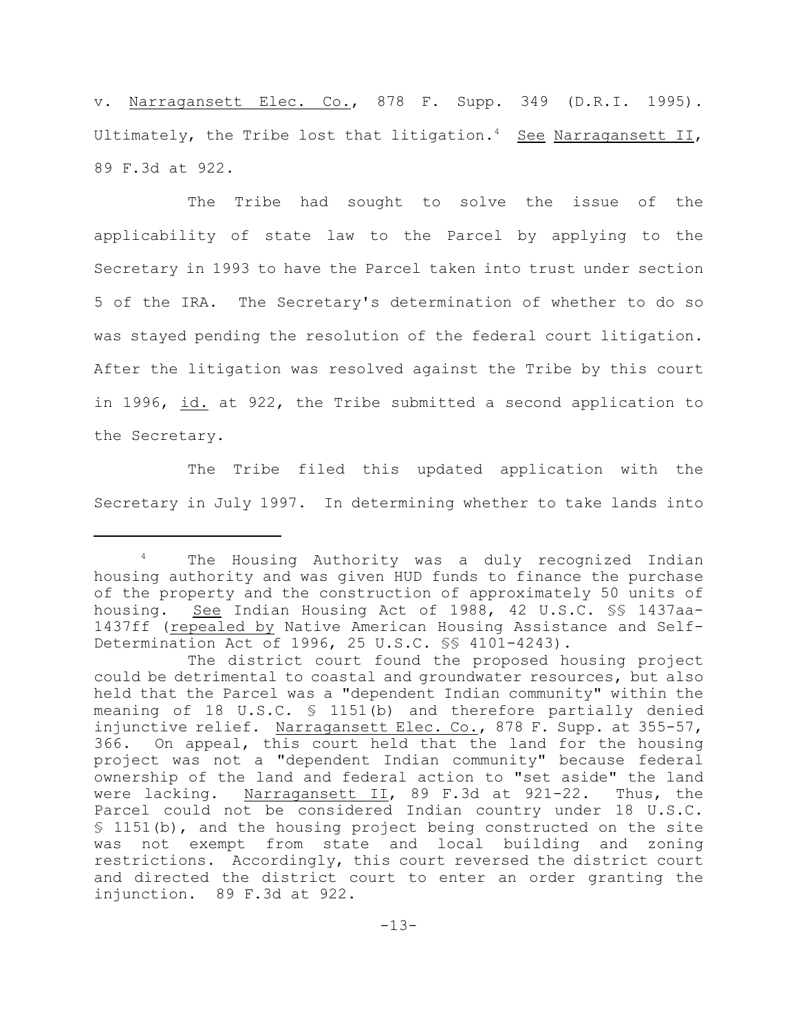v. Narragansett Elec. Co., 878 F. Supp. 349 (D.R.I. 1995). Ultimately, the Tribe lost that litigation.[4] See Narragansett II, 89 F.3d at 922.

The Tribe had sought to solve the issue of the applicability of state law to the Parcel by applying to the Secretary in 1993 to have the Parcel taken into trust under section 5 of the IRA. The Secretary's determination of whether to do so was stayed pending the resolution of the federal court litigation. After the litigation was resolved against the Tribe by this court in 1996, id. at 922, the Tribe submitted a second application to the Secretary.

The Tribe filed this updated application with the Secretary in July 1997. In determining whether to take lands into

---

[4] The Housing Authority was a duly recognized Indian housing authority and was given HUD funds to finance the purchase of the property and the construction of approximately 50 units of housing. See Indian Housing Act of 1988, 42 U.S.C. §§ 1437aa-1437ff (repealed by Native American Housing Assistance and Self-Determination Act of 1996, 25 U.S.C. §§ 4101-4243).

The district court found the proposed housing project could be detrimental to coastal and groundwater resources, but also held that the Parcel was a "dependent Indian community" within the meaning of 18 U.S.C. § 1151(b) and therefore partially denied injunctive relief. Narragansett Elec. Co., 878 F. Supp. at 355-57, 366. On appeal, this court held that the land for the housing project was not a "dependent Indian community" because federal ownership of the land and federal action to "set aside" the land were lacking. Narragansett II, 89 F.3d at 921-22. Thus, the Parcel could not be considered Indian country under 18 U.S.C. § 1151(b), and the housing project being constructed on the site was not exempt from state and local building and zoning restrictions. Accordingly, this court reversed the district court and directed the district court to enter an order granting the injunction. 89 F.3d at 922.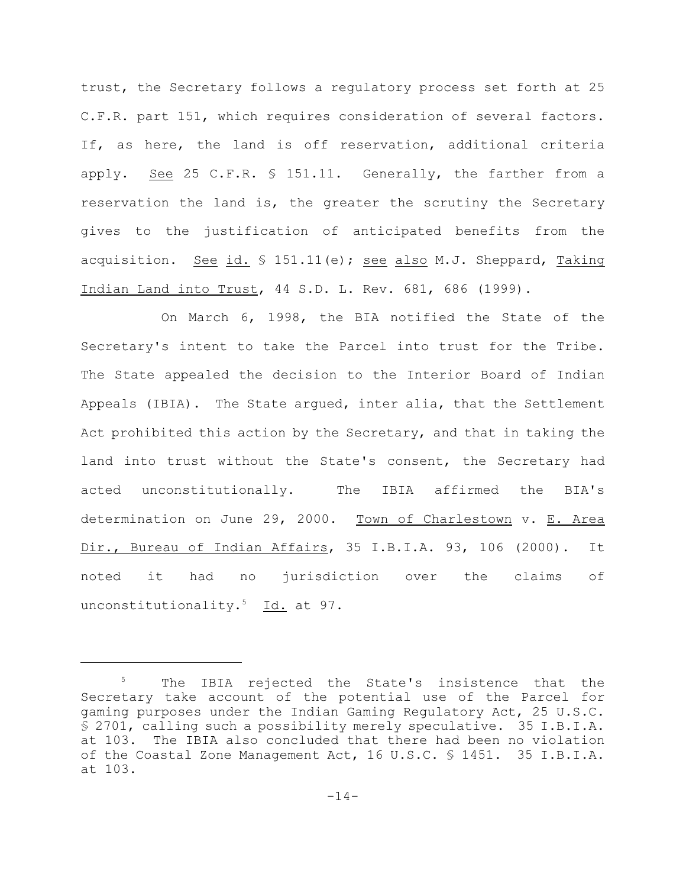trust, the Secretary follows a regulatory process set forth at 25 C.F.R. part 151, which requires consideration of several factors. If, as here, the land is off reservation, additional criteria apply. See 25 C.F.R. § 151.11. Generally, the farther from a reservation the land is, the greater the scrutiny the Secretary gives to the justification of anticipated benefits from the acquisition. See id. § 151.11(e); see also M.J. Sheppard, Taking Indian Land into Trust, 44 S.D. L. Rev. 681, 686 (1999).

On March 6, 1998, the BIA notified the State of the Secretary's intent to take the Parcel into trust for the Tribe. The State appealed the decision to the Interior Board of Indian Appeals (IBIA). The State argued, inter alia, that the Settlement Act prohibited this action by the Secretary, and that in taking the land into trust without the State's consent, the Secretary had acted unconstitutionally. The IBIA affirmed the BIA's determination on June 29, 2000. Town of Charlestown v. E. Area Dir., Bureau of Indian Affairs, 35 I.B.I.A. 93, 106 (2000). It noted it had no jurisdiction over the claims of unconstitutionality.[5] Id. at 97.

---

[5] The IBIA rejected the State's insistence that the Secretary take account of the potential use of the Parcel for gaming purposes under the Indian Gaming Regulatory Act, 25 U.S.C. § 2701, calling such a possibility merely speculative. 35 I.B.I.A. at 103. The IBIA also concluded that there had been no violation of the Coastal Zone Management Act, 16 U.S.C. § 1451. 35 I.B.I.A. at 103.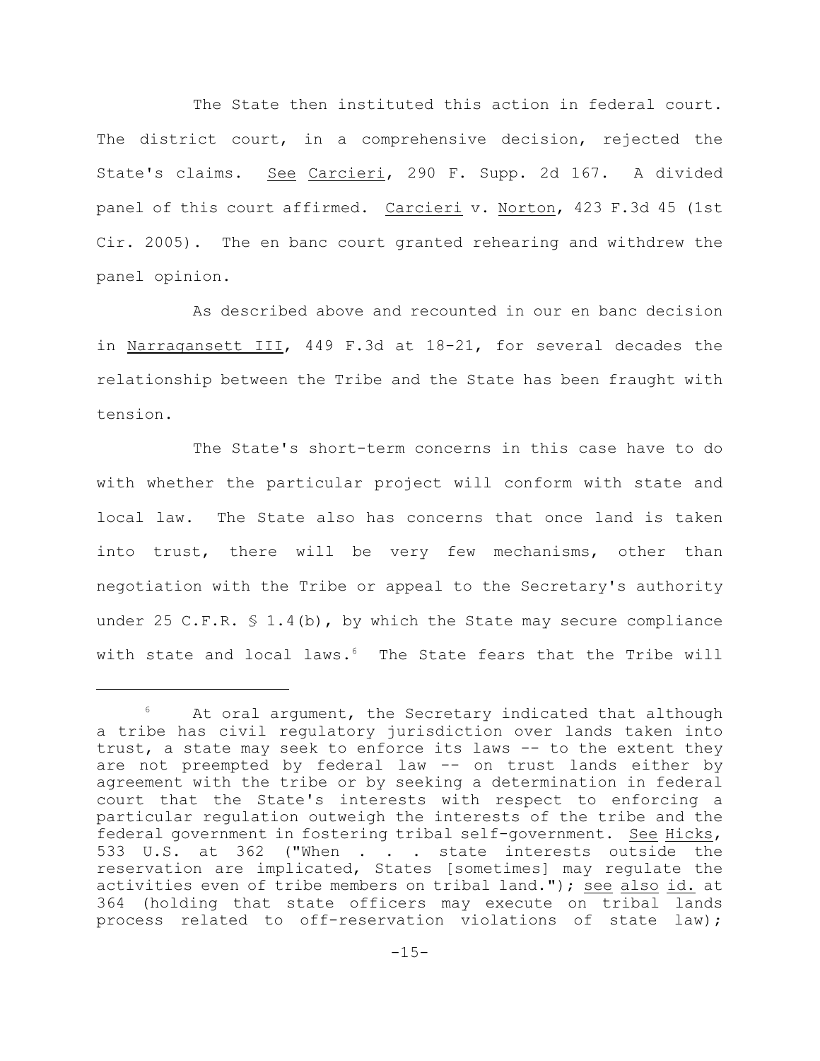The State then instituted this action in federal court. The district court, in a comprehensive decision, rejected the State's claims. See Carcieri, 290 F. Supp. 2d 167. A divided panel of this court affirmed. Carcieri v. Norton, 423 F.3d 45 (1st Cir. 2005). The en banc court granted rehearing and withdrew the panel opinion.

As described above and recounted in our en banc decision in Narragansett III, 449 F.3d at 18-21, for several decades the relationship between the Tribe and the State has been fraught with tension.

The State's short-term concerns in this case have to do with whether the particular project will conform with state and local law. The State also has concerns that once land is taken into trust, there will be very few mechanisms, other than negotiation with the Tribe or appeal to the Secretary's authority under 25 C.F.R. § 1.4(b), by which the State may secure compliance with state and local laws.[6] The State fears that the Tribe will

---

[6] At oral argument, the Secretary indicated that although a tribe has civil regulatory jurisdiction over lands taken into trust, a state may seek to enforce its laws -- to the extent they are not preempted by federal law -- on trust lands either by agreement with the tribe or by seeking a determination in federal court that the State's interests with respect to enforcing a particular regulation outweigh the interests of the tribe and the federal government in fostering tribal self-government. See Hicks, 533 U.S. at 362 ("When . . . state interests outside the reservation are implicated, States [sometimes] may regulate the activities even of tribe members on tribal land."); see also id. at 364 (holding that state officers may execute on tribal lands process related to off-reservation violations of state law);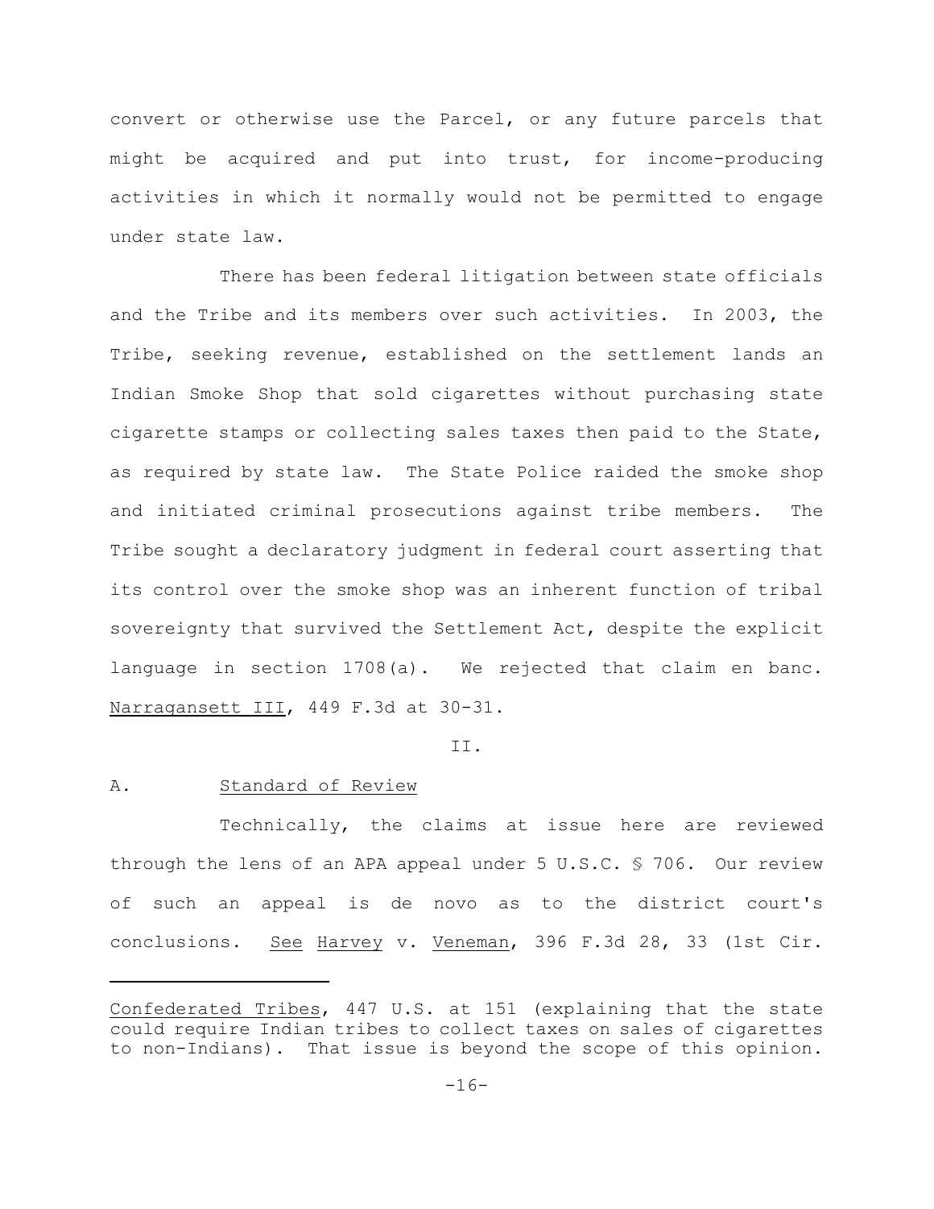convert or otherwise use the Parcel, or any future parcels that might be acquired and put into trust, for income-producing activities in which it normally would not be permitted to engage under state law.

There has been federal litigation between state officials and the Tribe and its members over such activities. In 2003, the Tribe, seeking revenue, established on the settlement lands an Indian Smoke Shop that sold cigarettes without purchasing state cigarette stamps or collecting sales taxes then paid to the State, as required by state law. The State Police raided the smoke shop and initiated criminal prosecutions against tribe members. The Tribe sought a declaratory judgment in federal court asserting that its control over the smoke shop was an inherent function of tribal sovereignty that survived the Settlement Act, despite the explicit language in section 1708(a). We rejected that claim en banc. Narragansett III, 449 F.3d at 30-31.

## II.

### A. Standard of Review

Technically, the claims at issue here are reviewed through the lens of an APA appeal under 5 U.S.C. § 706. Our review of such an appeal is de novo as to the district court's conclusions. See Harvey v. Veneman, 396 F.3d 28, 33 (1st Cir.

---

Confederated Tribes, 447 U.S. at 151 (explaining that the state could require Indian tribes to collect taxes on sales of cigarettes to non-Indians). That issue is beyond the scope of this opinion.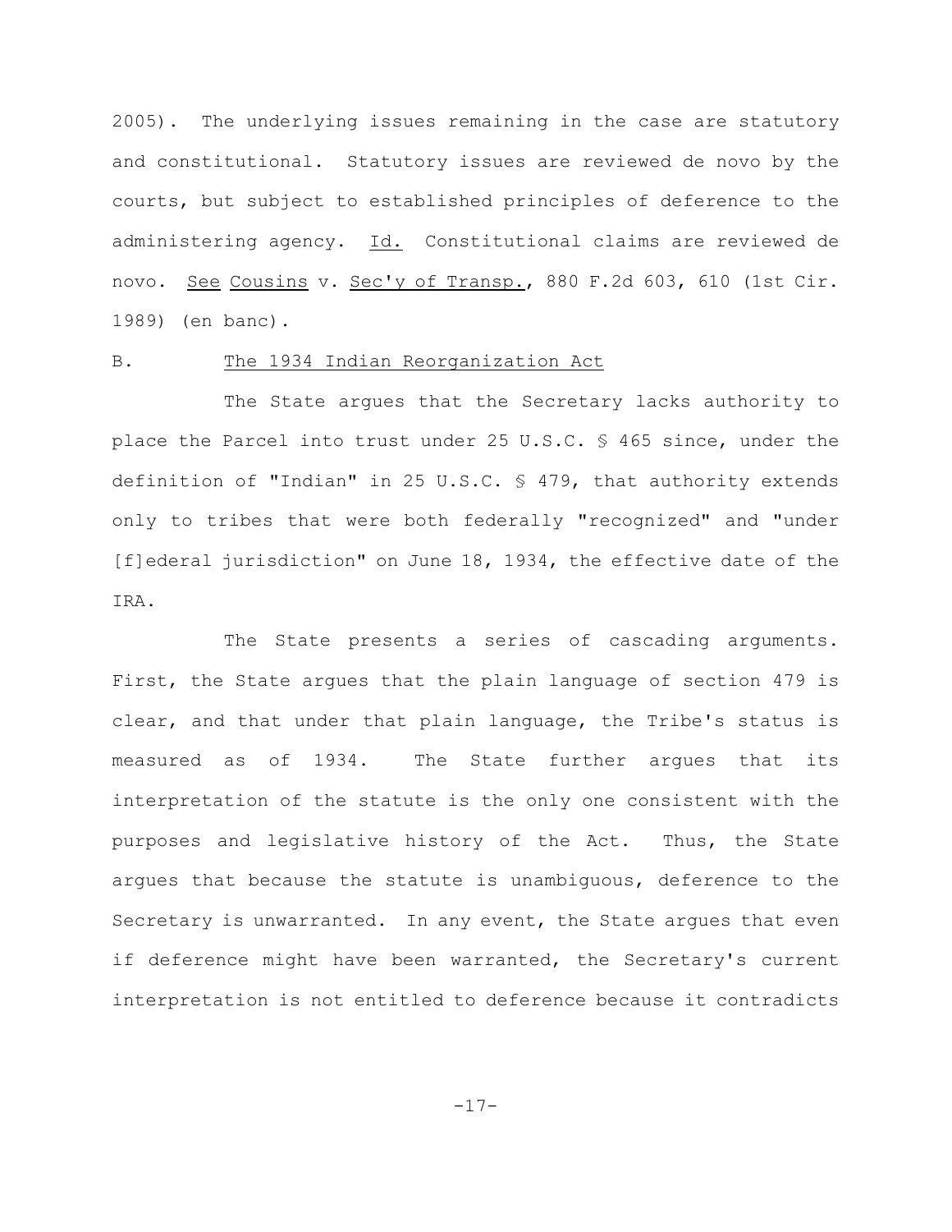2005). The underlying issues remaining in the case are statutory and constitutional. Statutory issues are reviewed de novo by the courts, but subject to established principles of deference to the administering agency. Id. Constitutional claims are reviewed de novo. See Cousins v. Sec'y of Transp., 880 F.2d 603, 610 (1st Cir. 1989) (en banc).

### B. The 1934 Indian Reorganization Act

The State argues that the Secretary lacks authority to place the Parcel into trust under 25 U.S.C. § 465 since, under the definition of "Indian" in 25 U.S.C. § 479, that authority extends only to tribes that were both federally "recognized" and "under [f]ederal jurisdiction" on June 18, 1934, the effective date of the IRA.

The State presents a series of cascading arguments. First, the State argues that the plain language of section 479 is clear, and that under that plain language, the Tribe's status is measured as of 1934. The State further argues that its interpretation of the statute is the only one consistent with the purposes and legislative history of the Act. Thus, the State argues that because the statute is unambiguous, deference to the Secretary is unwarranted. In any event, the State argues that even if deference might have been warranted, the Secretary's current interpretation is not entitled to deference because it contradicts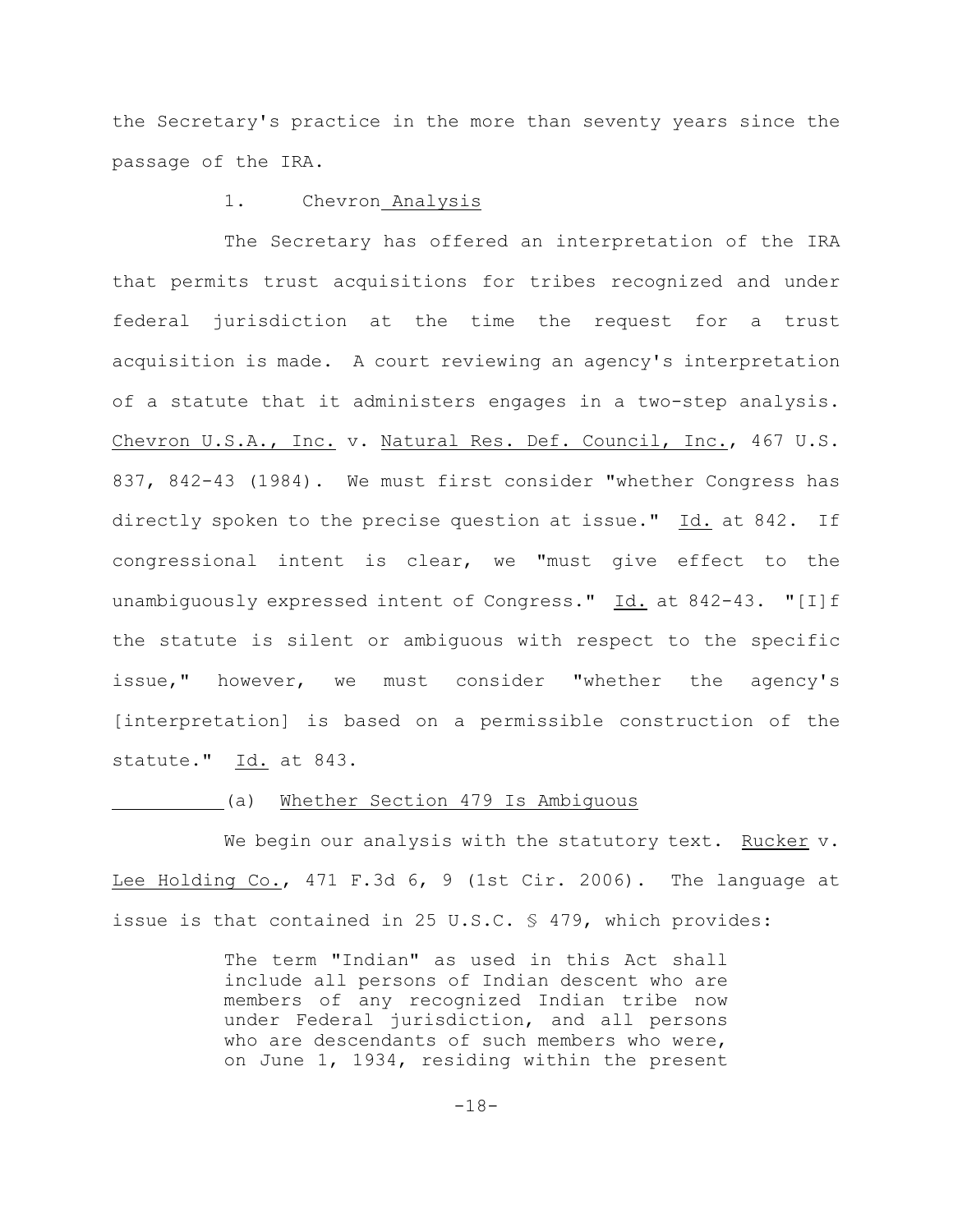the Secretary's practice in the more than seventy years since the passage of the IRA.

### 1. *Chevron* Analysis

The Secretary has offered an interpretation of the IRA that permits trust acquisitions for tribes recognized and under federal jurisdiction at the time the request for a trust acquisition is made. A court reviewing an agency's interpretation of a statute that it administers engages in a two-step analysis. *Chevron U.S.A., Inc.* v. *Natural Res. Def. Council, Inc.*, 467 U.S. 837, 842-43 (1984). We must first consider "whether Congress has directly spoken to the precise question at issue." *Id.* at 842. If congressional intent is clear, we "must give effect to the unambiguously expressed intent of Congress." *Id.* at 842-43. "[I]f the statute is silent or ambiguous with respect to the specific issue," however, we must consider "whether the agency's [interpretation] is based on a permissible construction of the statute." *Id.* at 843.

#### (a) Whether Section 479 Is Ambiguous

We begin our analysis with the statutory text. *Rucker* v. *Lee Holding Co.*, 471 F.3d 6, 9 (1st Cir. 2006). The language at issue is that contained in 25 U.S.C. § 479, which provides:

> The term "Indian" as used in this Act shall include all persons of Indian descent who are members of any recognized Indian tribe now under Federal jurisdiction, and all persons who are descendants of such members who were, on June 1, 1934, residing within the present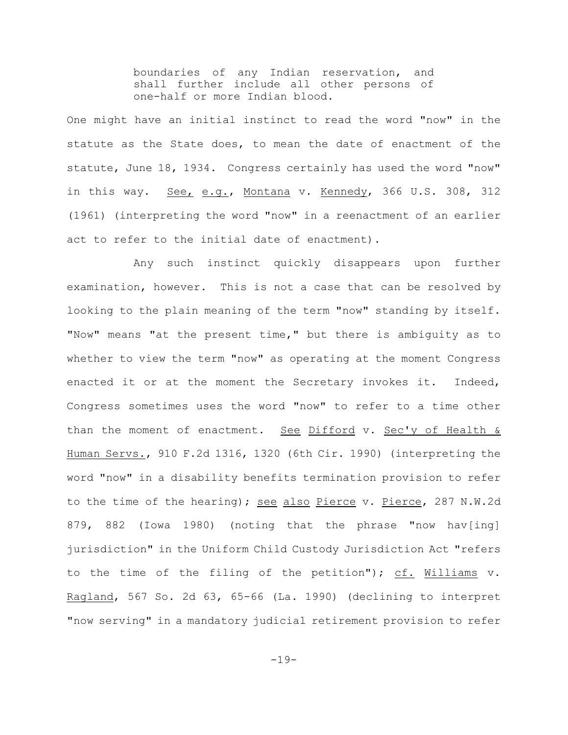> boundaries of any Indian reservation, and shall further include all other persons of one-half or more Indian blood.

One might have an initial instinct to read the word "now" in the statute as the State does, to mean the date of enactment of the statute, June 18, 1934. Congress certainly has used the word "now" in this way. See, e.g., Montana v. Kennedy, 366 U.S. 308, 312 (1961) (interpreting the word "now" in a reenactment of an earlier act to refer to the initial date of enactment).

Any such instinct quickly disappears upon further examination, however. This is not a case that can be resolved by looking to the plain meaning of the term "now" standing by itself. "Now" means "at the present time," but there is ambiguity as to whether to view the term "now" as operating at the moment Congress enacted it or at the moment the Secretary invokes it. Indeed, Congress sometimes uses the word "now" to refer to a time other than the moment of enactment. See Difford v. Sec'y of Health & Human Servs., 910 F.2d 1316, 1320 (6th Cir. 1990) (interpreting the word "now" in a disability benefits termination provision to refer to the time of the hearing); see also Pierce v. Pierce, 287 N.W.2d 879, 882 (Iowa 1980) (noting that the phrase "now hav[ing] jurisdiction" in the Uniform Child Custody Jurisdiction Act "refers to the time of the filing of the petition"); cf. Williams v. Ragland, 567 So. 2d 63, 65-66 (La. 1990) (declining to interpret "now serving" in a mandatory judicial retirement provision to refer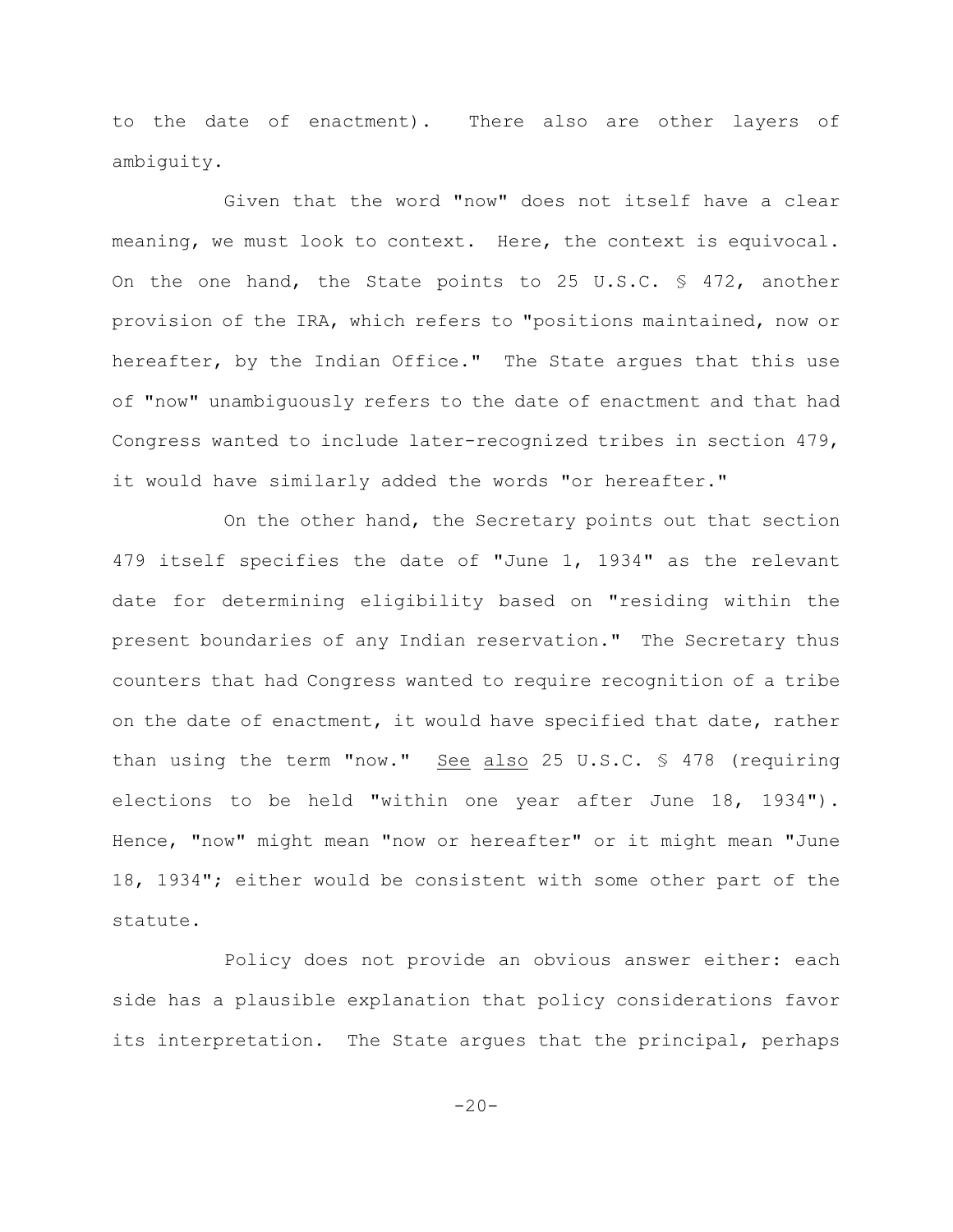to the date of enactment). There also are other layers of ambiguity.

Given that the word "now" does not itself have a clear meaning, we must look to context. Here, the context is equivocal. On the one hand, the State points to 25 U.S.C. § 472, another provision of the IRA, which refers to "positions maintained, now or hereafter, by the Indian Office." The State argues that this use of "now" unambiguously refers to the date of enactment and that had Congress wanted to include later-recognized tribes in section 479, it would have similarly added the words "or hereafter."

On the other hand, the Secretary points out that section 479 itself specifies the date of "June 1, 1934" as the relevant date for determining eligibility based on "residing within the present boundaries of any Indian reservation." The Secretary thus counters that had Congress wanted to require recognition of a tribe on the date of enactment, it would have specified that date, rather than using the term "now." See also 25 U.S.C. § 478 (requiring elections to be held "within one year after June 18, 1934"). Hence, "now" might mean "now or hereafter" or it might mean "June 18, 1934"; either would be consistent with some other part of the statute.

Policy does not provide an obvious answer either: each side has a plausible explanation that policy considerations favor its interpretation. The State argues that the principal, perhaps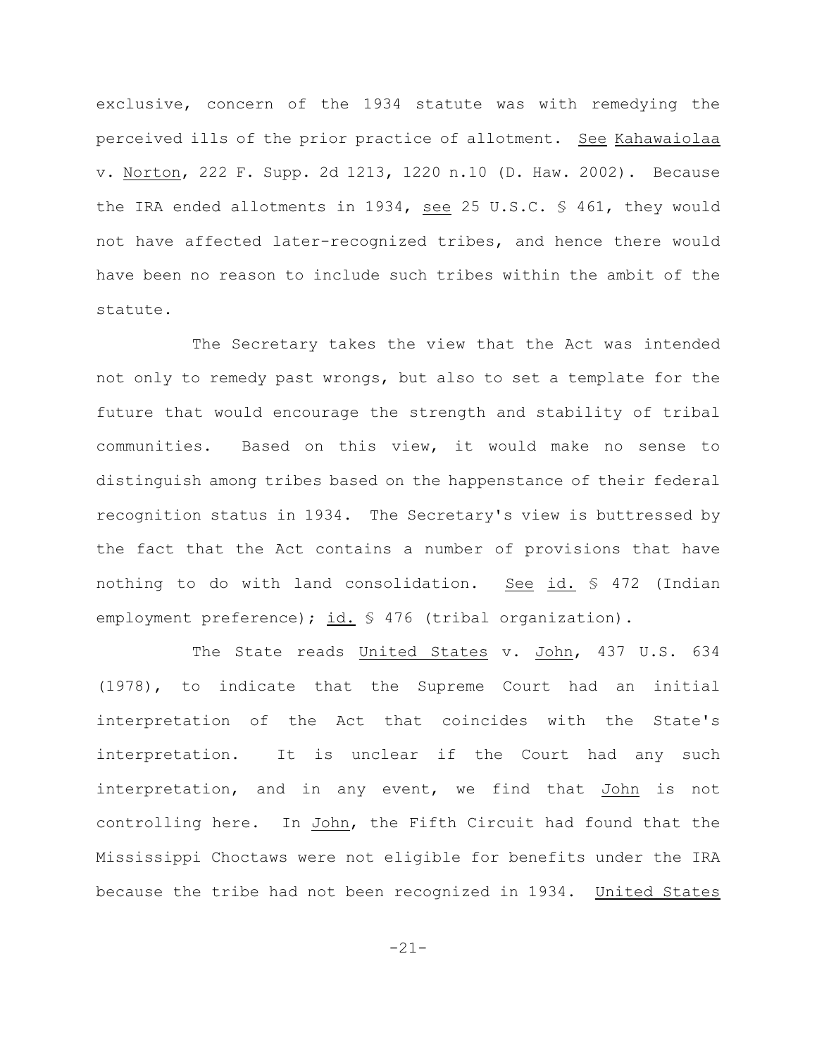exclusive, concern of the 1934 statute was with remedying the perceived ills of the prior practice of allotment. See Kahawaiolaa v. Norton, 222 F. Supp. 2d 1213, 1220 n.10 (D. Haw. 2002). Because the IRA ended allotments in 1934, see 25 U.S.C. § 461, they would not have affected later-recognized tribes, and hence there would have been no reason to include such tribes within the ambit of the statute.

The Secretary takes the view that the Act was intended not only to remedy past wrongs, but also to set a template for the future that would encourage the strength and stability of tribal communities. Based on this view, it would make no sense to distinguish among tribes based on the happenstance of their federal recognition status in 1934. The Secretary's view is buttressed by the fact that the Act contains a number of provisions that have nothing to do with land consolidation. See id. § 472 (Indian employment preference); id. § 476 (tribal organization).

The State reads United States v. John, 437 U.S. 634 (1978), to indicate that the Supreme Court had an initial interpretation of the Act that coincides with the State's interpretation. It is unclear if the Court had any such interpretation, and in any event, we find that John is not controlling here. In John, the Fifth Circuit had found that the Mississippi Choctaws were not eligible for benefits under the IRA because the tribe had not been recognized in 1934. United States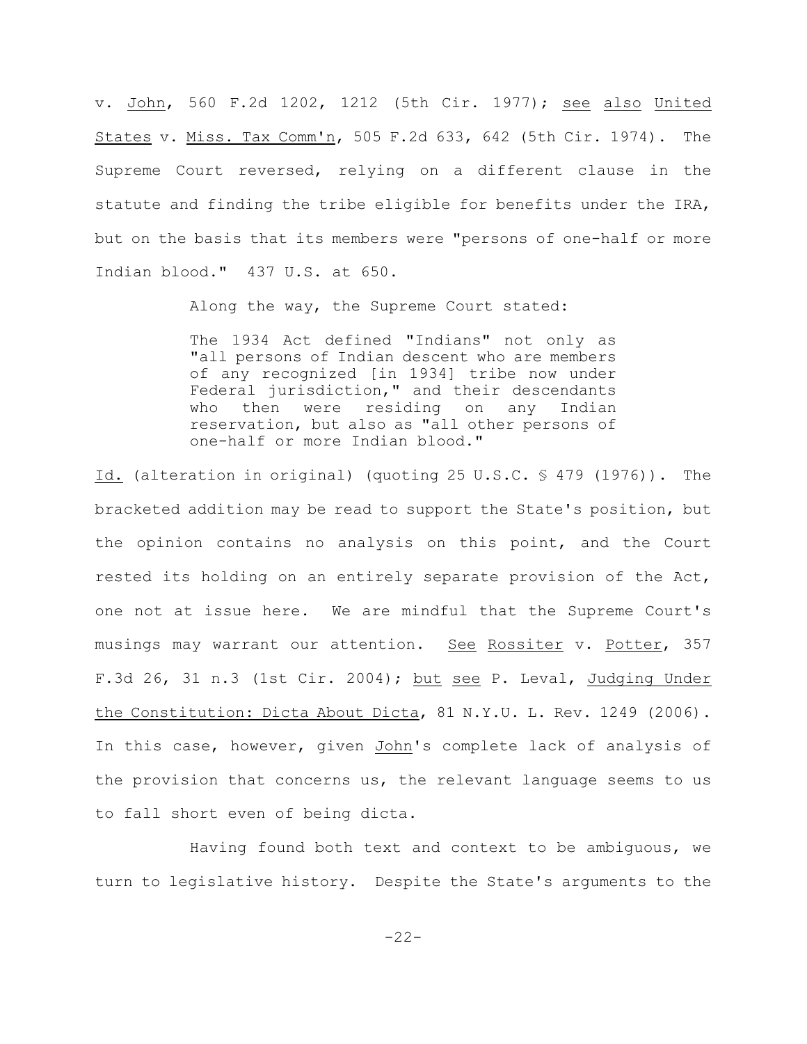v. John, 560 F.2d 1202, 1212 (5th Cir. 1977); see also United States v. Miss. Tax Comm'n, 505 F.2d 633, 642 (5th Cir. 1974). The Supreme Court reversed, relying on a different clause in the statute and finding the tribe eligible for benefits under the IRA, but on the basis that its members were "persons of one-half or more Indian blood." 437 U.S. at 650.

Along the way, the Supreme Court stated:

> The 1934 Act defined "Indians" not only as "all persons of Indian descent who are members of any recognized [in 1934] tribe now under Federal jurisdiction," and their descendants who then were residing on any Indian reservation, but also as "all other persons of one-half or more Indian blood."

Id. (alteration in original) (quoting 25 U.S.C. § 479 (1976)). The bracketed addition may be read to support the State's position, but the opinion contains no analysis on this point, and the Court rested its holding on an entirely separate provision of the Act, one not at issue here. We are mindful that the Supreme Court's musings may warrant our attention. See Rossiter v. Potter, 357 F.3d 26, 31 n.3 (1st Cir. 2004); but see P. Leval, Judging Under the Constitution: Dicta About Dicta, 81 N.Y.U. L. Rev. 1249 (2006). In this case, however, given John's complete lack of analysis of the provision that concerns us, the relevant language seems to us to fall short even of being dicta.

Having found both text and context to be ambiguous, we turn to legislative history. Despite the State's arguments to the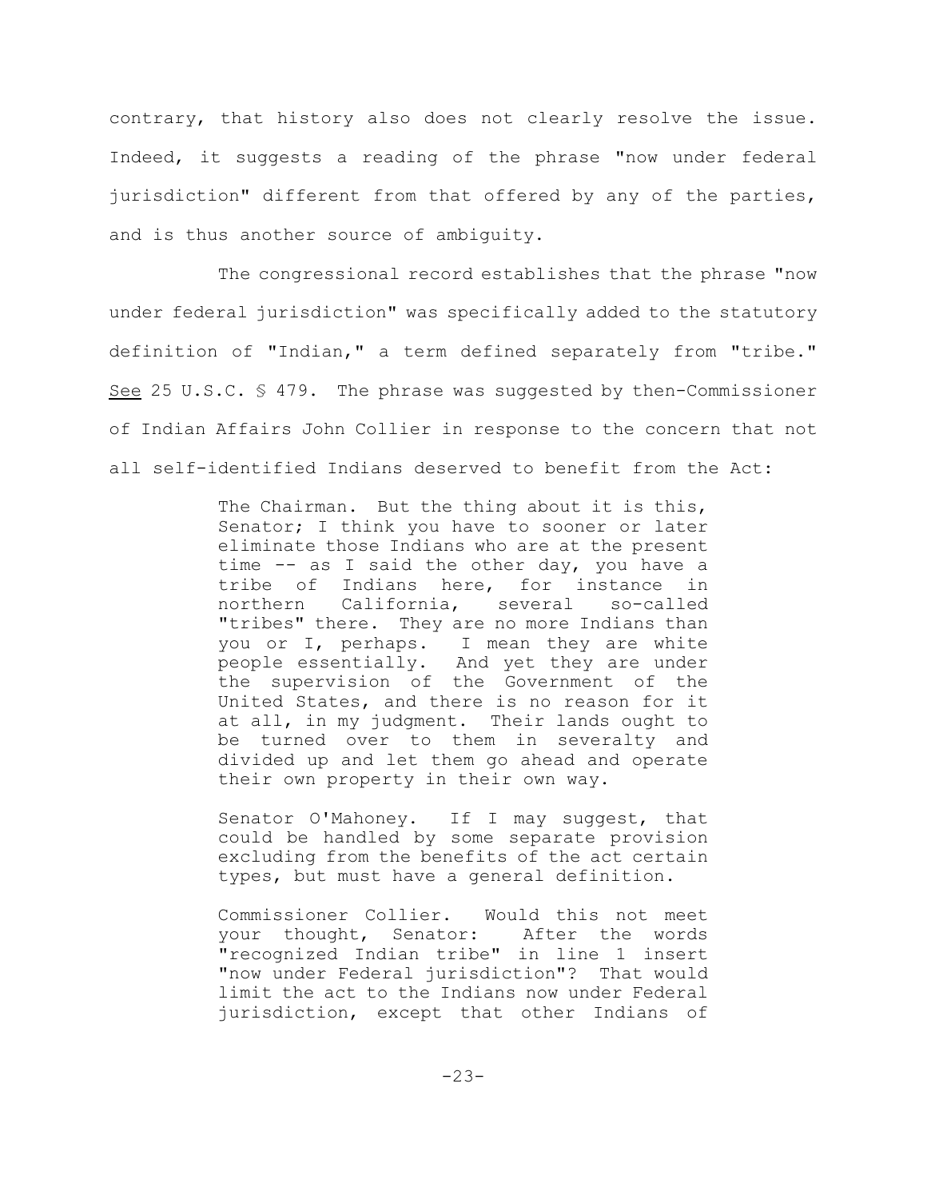contrary, that history also does not clearly resolve the issue. Indeed, it suggests a reading of the phrase "now under federal jurisdiction" different from that offered by any of the parties, and is thus another source of ambiguity.

The congressional record establishes that the phrase "now under federal jurisdiction" was specifically added to the statutory definition of "Indian," a term defined separately from "tribe." See 25 U.S.C. § 479. The phrase was suggested by then-Commissioner of Indian Affairs John Collier in response to the concern that not all self-identified Indians deserved to benefit from the Act:

> The Chairman. But the thing about it is this, Senator; I think you have to sooner or later eliminate those Indians who are at the present time -- as I said the other day, you have a tribe of Indians here, for instance in northern California, several so-called "tribes" there. They are no more Indians than you or I, perhaps. I mean they are white people essentially. And yet they are under the supervision of the Government of the United States, and there is no reason for it at all, in my judgment. Their lands ought to be turned over to them in severalty and divided up and let them go ahead and operate their own property in their own way.
>
> Senator O'Mahoney. If I may suggest, that could be handled by some separate provision excluding from the benefits of the act certain types, but must have a general definition.
>
> Commissioner Collier. Would this not meet your thought, Senator: After the words "recognized Indian tribe" in line 1 insert "now under Federal jurisdiction"? That would limit the act to the Indians now under Federal jurisdiction, except that other Indians of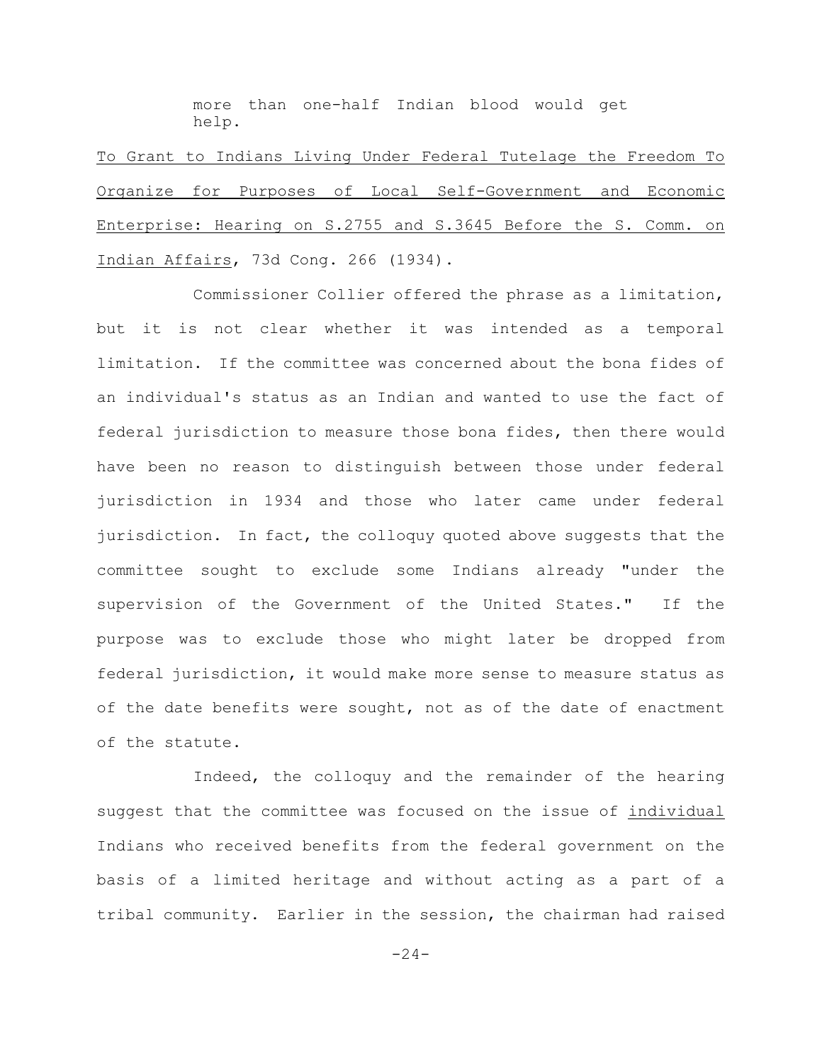> more than one-half Indian blood would get help.

To Grant to Indians Living Under Federal Tutelage the Freedom To Organize for Purposes of Local Self-Government and Economic Enterprise: Hearing on S.2755 and S.3645 Before the S. Comm. on Indian Affairs, 73d Cong. 266 (1934).

Commissioner Collier offered the phrase as a limitation, but it is not clear whether it was intended as a temporal limitation. If the committee was concerned about the bona fides of an individual's status as an Indian and wanted to use the fact of federal jurisdiction to measure those bona fides, then there would have been no reason to distinguish between those under federal jurisdiction in 1934 and those who later came under federal jurisdiction. In fact, the colloquy quoted above suggests that the committee sought to exclude some Indians already "under the supervision of the Government of the United States." If the purpose was to exclude those who might later be dropped from federal jurisdiction, it would make more sense to measure status as of the date benefits were sought, not as of the date of enactment of the statute.

Indeed, the colloquy and the remainder of the hearing suggest that the committee was focused on the issue of individual Indians who received benefits from the federal government on the basis of a limited heritage and without acting as a part of a tribal community. Earlier in the session, the chairman had raised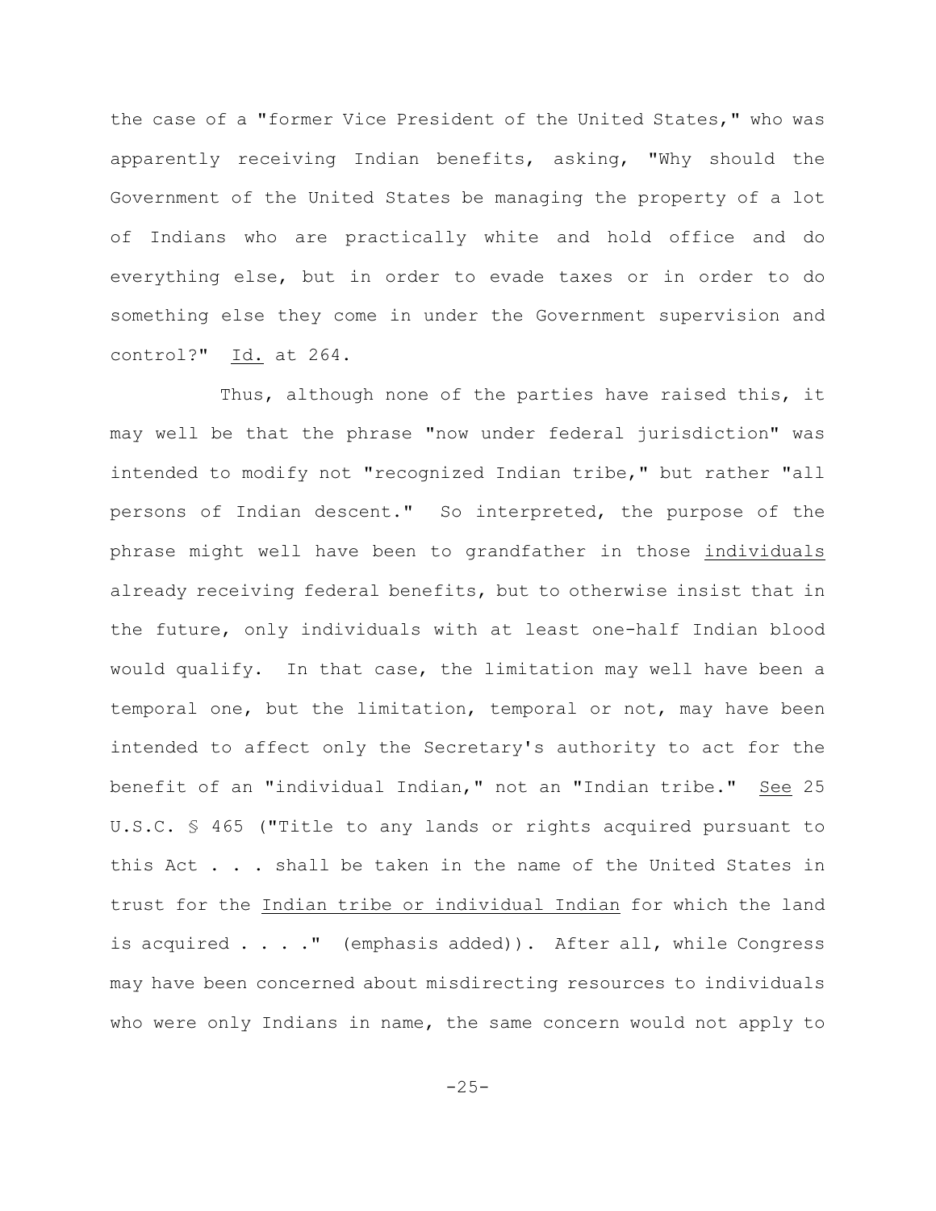the case of a "former Vice President of the United States," who was apparently receiving Indian benefits, asking, "Why should the Government of the United States be managing the property of a lot of Indians who are practically white and hold office and do everything else, but in order to evade taxes or in order to do something else they come in under the Government supervision and control?" Id. at 264.

Thus, although none of the parties have raised this, it may well be that the phrase "now under federal jurisdiction" was intended to modify not "recognized Indian tribe," but rather "all persons of Indian descent." So interpreted, the purpose of the phrase might well have been to grandfather in those individuals already receiving federal benefits, but to otherwise insist that in the future, only individuals with at least one-half Indian blood would qualify. In that case, the limitation may well have been a temporal one, but the limitation, temporal or not, may have been intended to affect only the Secretary's authority to act for the benefit of an "individual Indian," not an "Indian tribe." See 25 U.S.C. § 465 ("Title to any lands or rights acquired pursuant to this Act . . . shall be taken in the name of the United States in trust for the Indian tribe or individual Indian for which the land is acquired . . . ." (emphasis added)). After all, while Congress may have been concerned about misdirecting resources to individuals who were only Indians in name, the same concern would not apply to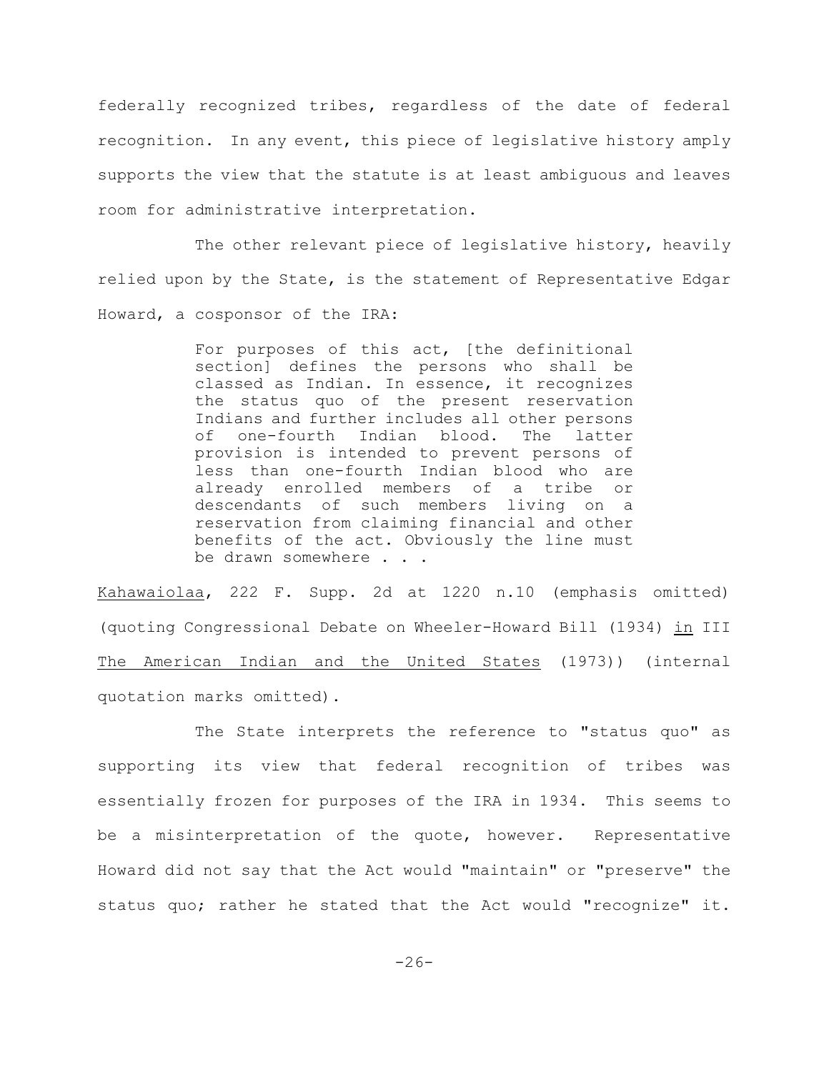federally recognized tribes, regardless of the date of federal recognition. In any event, this piece of legislative history amply supports the view that the statute is at least ambiguous and leaves room for administrative interpretation.

The other relevant piece of legislative history, heavily relied upon by the State, is the statement of Representative Edgar Howard, a cosponsor of the IRA:

> For purposes of this act, [the definitional section] defines the persons who shall be classed as Indian. In essence, it recognizes the status quo of the present reservation Indians and further includes all other persons of one-fourth Indian blood. The latter provision is intended to prevent persons of less than one-fourth Indian blood who are already enrolled members of a tribe or descendants of such members living on a reservation from claiming financial and other benefits of the act. Obviously the line must be drawn somewhere . . .

Kahawaiolaa, 222 F. Supp. 2d at 1220 n.10 (emphasis omitted) (quoting Congressional Debate on Wheeler-Howard Bill (1934) in III The American Indian and the United States (1973)) (internal quotation marks omitted).

The State interprets the reference to "status quo" as supporting its view that federal recognition of tribes was essentially frozen for purposes of the IRA in 1934. This seems to be a misinterpretation of the quote, however. Representative Howard did not say that the Act would "maintain" or "preserve" the status quo; rather he stated that the Act would "recognize" it.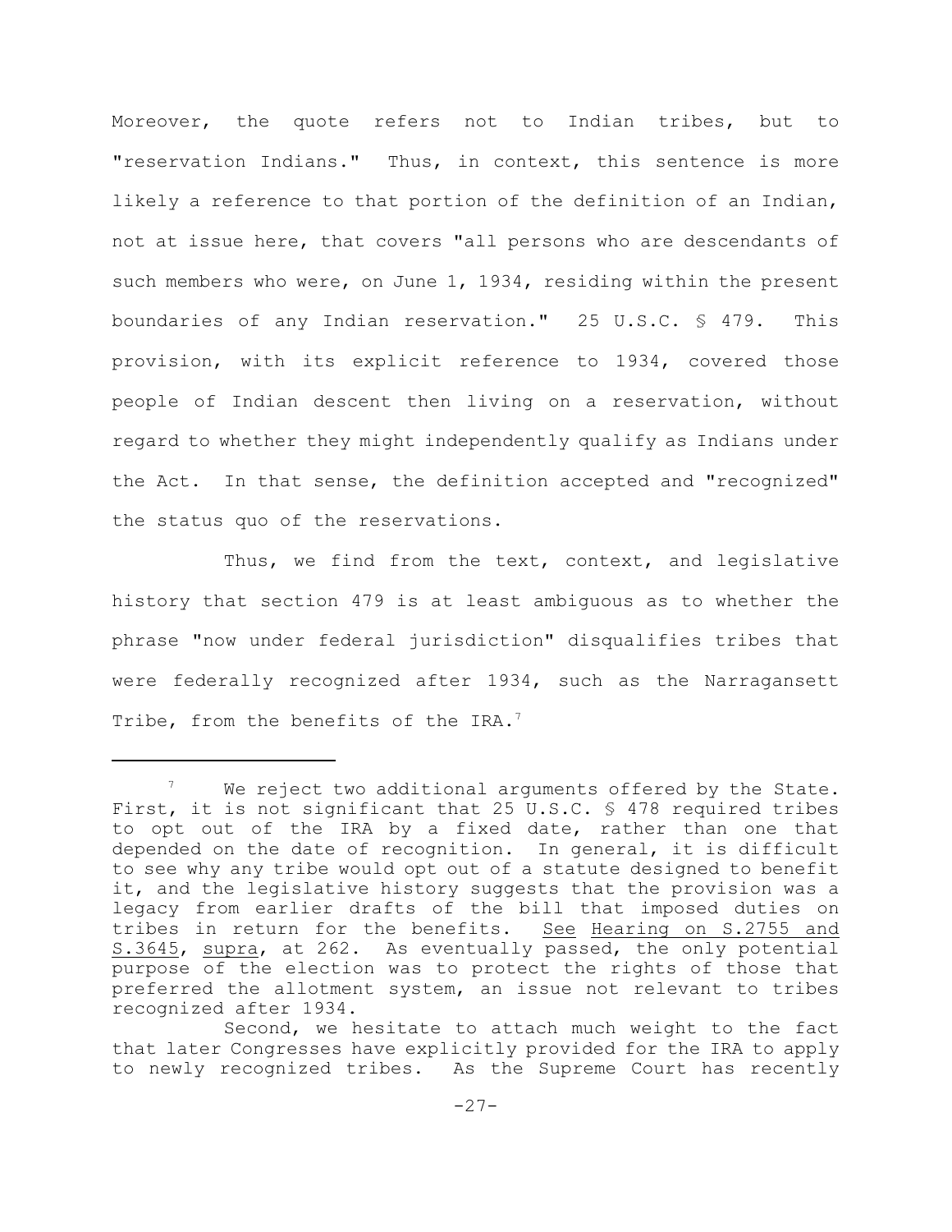Moreover, the quote refers not to Indian tribes, but to "reservation Indians." Thus, in context, this sentence is more likely a reference to that portion of the definition of an Indian, not at issue here, that covers "all persons who are descendants of such members who were, on June 1, 1934, residing within the present boundaries of any Indian reservation." 25 U.S.C. § 479. This provision, with its explicit reference to 1934, covered those people of Indian descent then living on a reservation, without regard to whether they might independently qualify as Indians under the Act. In that sense, the definition accepted and "recognized" the status quo of the reservations.

Thus, we find from the text, context, and legislative history that section 479 is at least ambiguous as to whether the phrase "now under federal jurisdiction" disqualifies tribes that were federally recognized after 1934, such as the Narragansett Tribe, from the benefits of the IRA.[7]

---

[7] We reject two additional arguments offered by the State. First, it is not significant that 25 U.S.C. § 478 required tribes to opt out of the IRA by a fixed date, rather than one that depended on the date of recognition. In general, it is difficult to see why any tribe would opt out of a statute designed to benefit it, and the legislative history suggests that the provision was a legacy from earlier drafts of the bill that imposed duties on tribes in return for the benefits. See Hearing on S.2755 and S.3645, supra, at 262. As eventually passed, the only potential purpose of the election was to protect the rights of those that preferred the allotment system, an issue not relevant to tribes recognized after 1934.

Second, we hesitate to attach much weight to the fact that later Congresses have explicitly provided for the IRA to apply to newly recognized tribes. As the Supreme Court has recently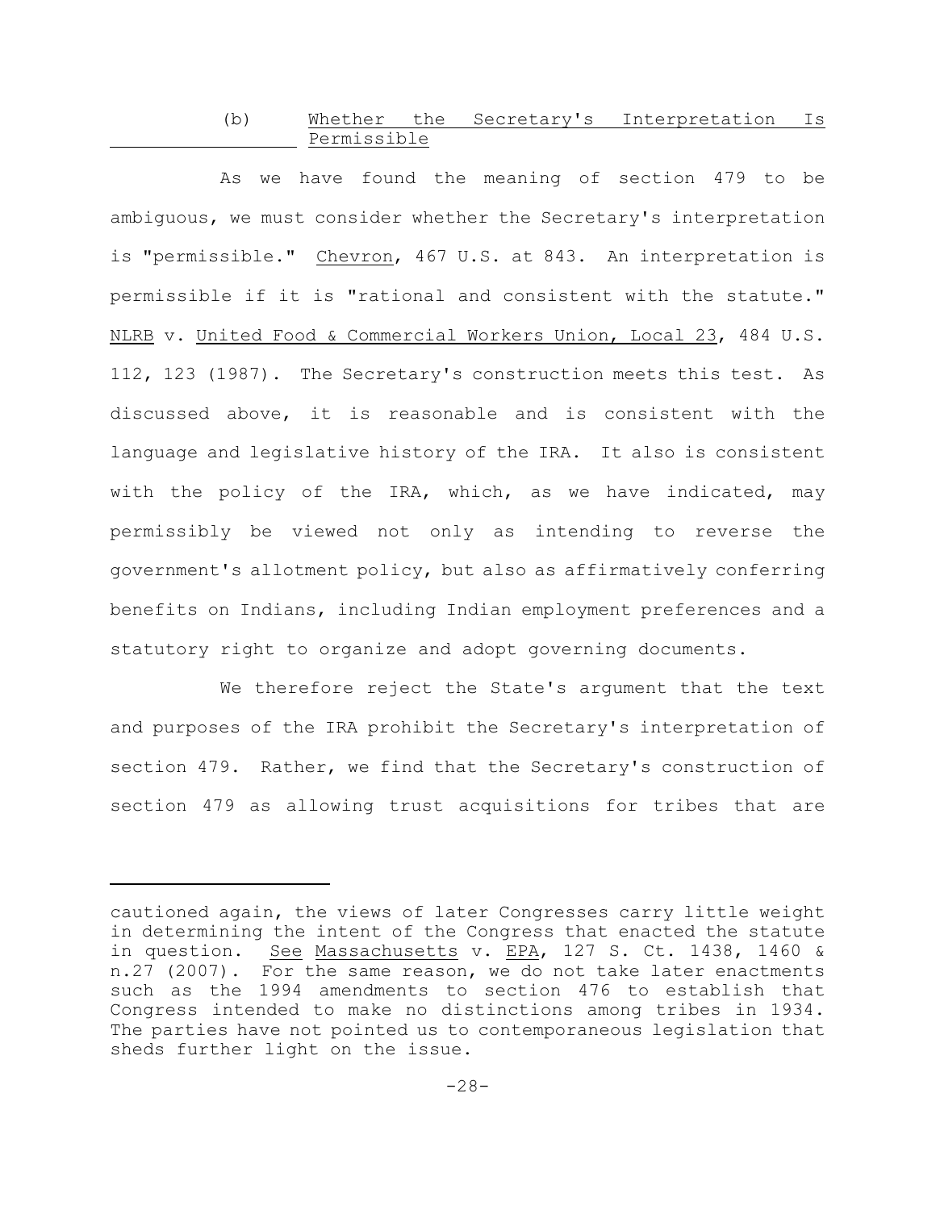### (b) Whether the Secretary's Interpretation Is Permissible

As we have found the meaning of section 479 to be ambiguous, we must consider whether the Secretary's interpretation is "permissible." Chevron, 467 U.S. at 843. An interpretation is permissible if it is "rational and consistent with the statute." NLRB v. United Food & Commercial Workers Union, Local 23, 484 U.S. 112, 123 (1987). The Secretary's construction meets this test. As discussed above, it is reasonable and is consistent with the language and legislative history of the IRA. It also is consistent with the policy of the IRA, which, as we have indicated, may permissibly be viewed not only as intending to reverse the government's allotment policy, but also as affirmatively conferring benefits on Indians, including Indian employment preferences and a statutory right to organize and adopt governing documents.

We therefore reject the State's argument that the text and purposes of the IRA prohibit the Secretary's interpretation of section 479. Rather, we find that the Secretary's construction of section 479 as allowing trust acquisitions for tribes that are

---

cautioned again, the views of later Congresses carry little weight in determining the intent of the Congress that enacted the statute in question. See Massachusetts v. EPA, 127 S. Ct. 1438, 1460 & n.27 (2007). For the same reason, we do not take later enactments such as the 1994 amendments to section 476 to establish that Congress intended to make no distinctions among tribes in 1934. The parties have not pointed us to contemporaneous legislation that sheds further light on the issue.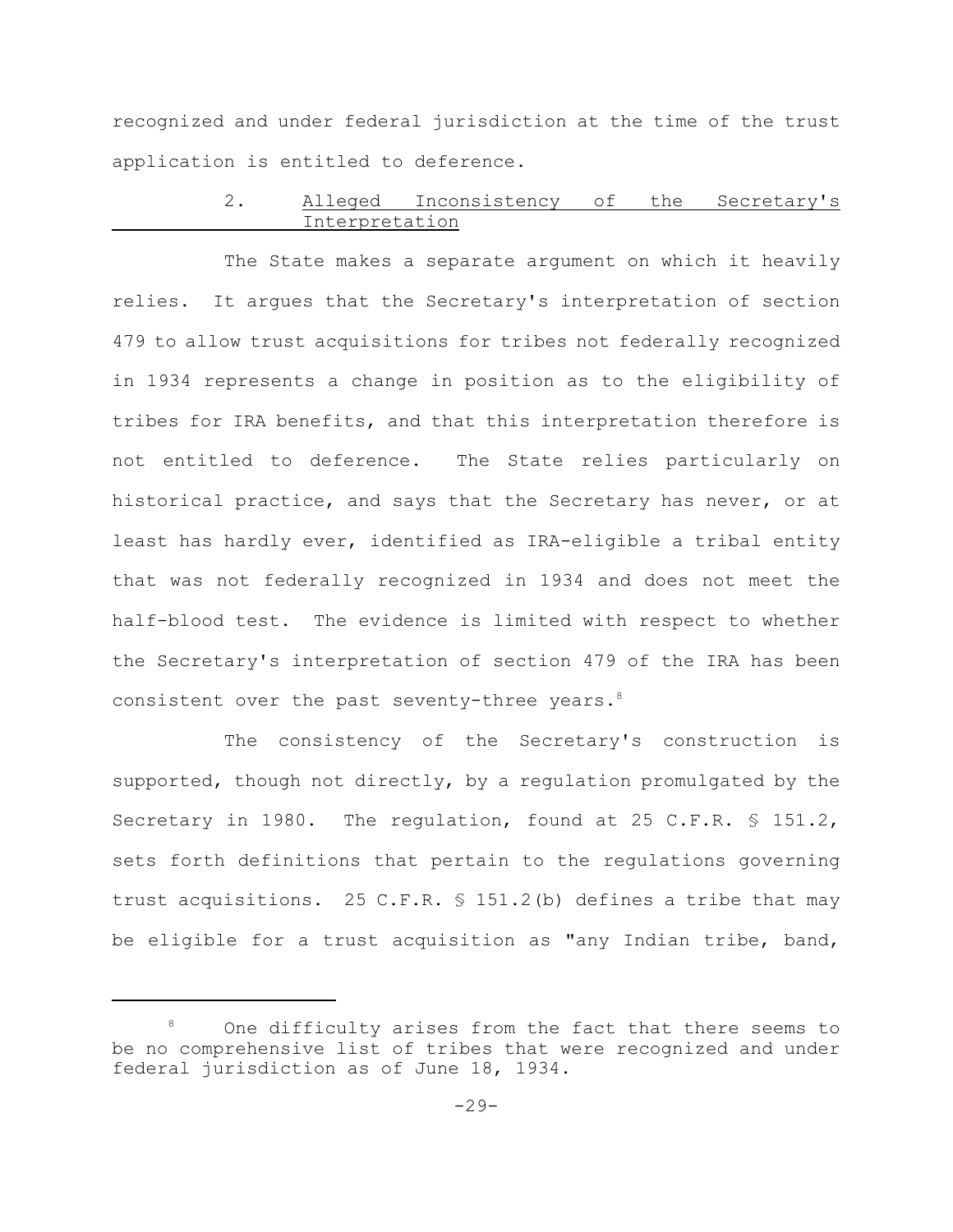recognized and under federal jurisdiction at the time of the trust application is entitled to deference.

### 2. Alleged Inconsistency of the Secretary's Interpretation

The State makes a separate argument on which it heavily relies. It argues that the Secretary's interpretation of section 479 to allow trust acquisitions for tribes not federally recognized in 1934 represents a change in position as to the eligibility of tribes for IRA benefits, and that this interpretation therefore is not entitled to deference. The State relies particularly on historical practice, and says that the Secretary has never, or at least has hardly ever, identified as IRA-eligible a tribal entity that was not federally recognized in 1934 and does not meet the half-blood test. The evidence is limited with respect to whether the Secretary's interpretation of section 479 of the IRA has been consistent over the past seventy-three years.[8]

The consistency of the Secretary's construction is supported, though not directly, by a regulation promulgated by the Secretary in 1980. The regulation, found at 25 C.F.R. § 151.2, sets forth definitions that pertain to the regulations governing trust acquisitions. 25 C.F.R. § 151.2(b) defines a tribe that may be eligible for a trust acquisition as "any Indian tribe, band,

---

[8] One difficulty arises from the fact that there seems to be no comprehensive list of tribes that were recognized and under federal jurisdiction as of June 18, 1934.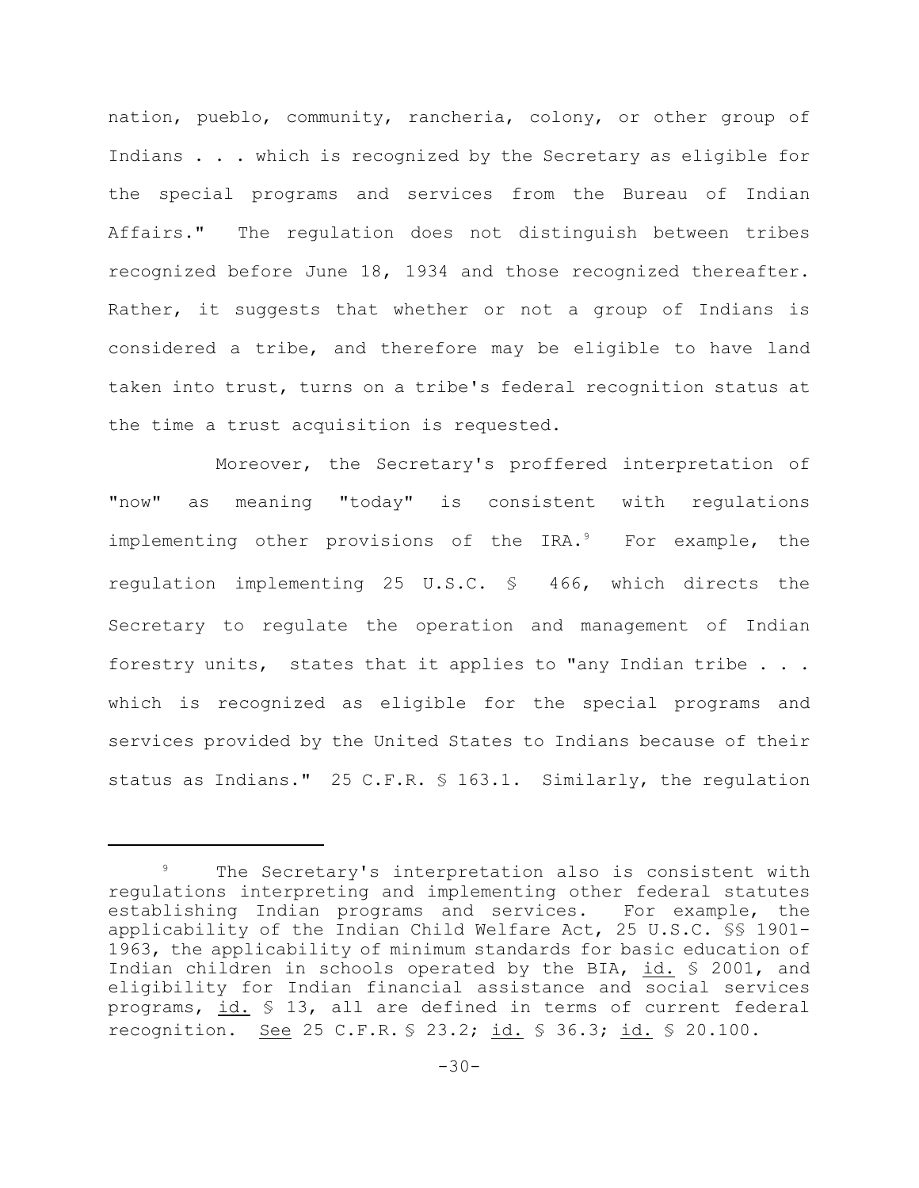nation, pueblo, community, rancheria, colony, or other group of Indians . . . which is recognized by the Secretary as eligible for the special programs and services from the Bureau of Indian Affairs." The regulation does not distinguish between tribes recognized before June 18, 1934 and those recognized thereafter. Rather, it suggests that whether or not a group of Indians is considered a tribe, and therefore may be eligible to have land taken into trust, turns on a tribe's federal recognition status at the time a trust acquisition is requested.

Moreover, the Secretary's proffered interpretation of "now" as meaning "today" is consistent with regulations implementing other provisions of the IRA.[9] For example, the regulation implementing 25 U.S.C. § 466, which directs the Secretary to regulate the operation and management of Indian forestry units, states that it applies to "any Indian tribe . . . which is recognized as eligible for the special programs and services provided by the United States to Indians because of their status as Indians." 25 C.F.R. § 163.1. Similarly, the regulation

---

[9] The Secretary's interpretation also is consistent with regulations interpreting and implementing other federal statutes establishing Indian programs and services. For example, the applicability of the Indian Child Welfare Act, 25 U.S.C. §§ 1901-1963, the applicability of minimum standards for basic education of Indian children in schools operated by the BIA, id. § 2001, and eligibility for Indian financial assistance and social services programs, id. § 13, all are defined in terms of current federal recognition. See 25 C.F.R. § 23.2; id. § 36.3; id. § 20.100.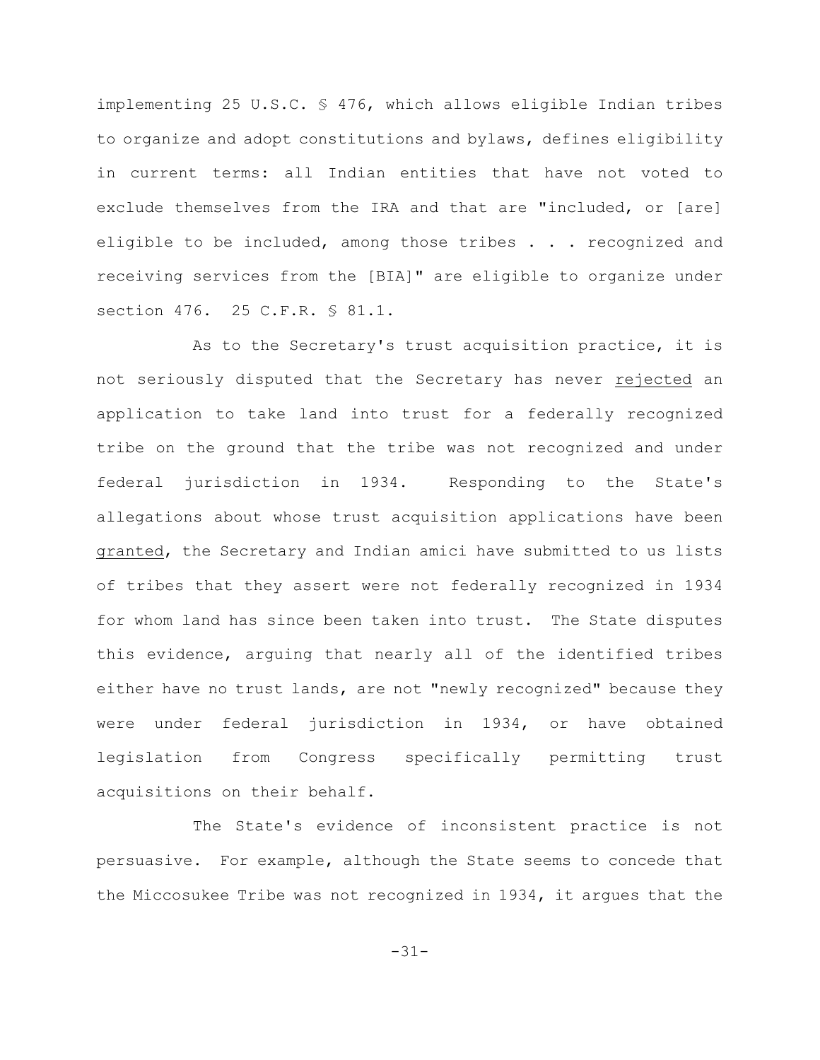implementing 25 U.S.C. § 476, which allows eligible Indian tribes to organize and adopt constitutions and bylaws, defines eligibility in current terms: all Indian entities that have not voted to exclude themselves from the IRA and that are "included, or [are] eligible to be included, among those tribes . . . recognized and receiving services from the [BIA]" are eligible to organize under section 476. 25 C.F.R. § 81.1.

As to the Secretary's trust acquisition practice, it is not seriously disputed that the Secretary has never <u>rejected</u> an application to take land into trust for a federally recognized tribe on the ground that the tribe was not recognized and under federal jurisdiction in 1934. Responding to the State's allegations about whose trust acquisition applications have been <u>granted</u>, the Secretary and Indian amici have submitted to us lists of tribes that they assert were not federally recognized in 1934 for whom land has since been taken into trust. The State disputes this evidence, arguing that nearly all of the identified tribes either have no trust lands, are not "newly recognized" because they were under federal jurisdiction in 1934, or have obtained legislation from Congress specifically permitting trust acquisitions on their behalf.

The State's evidence of inconsistent practice is not persuasive. For example, although the State seems to concede that the Miccosukee Tribe was not recognized in 1934, it argues that the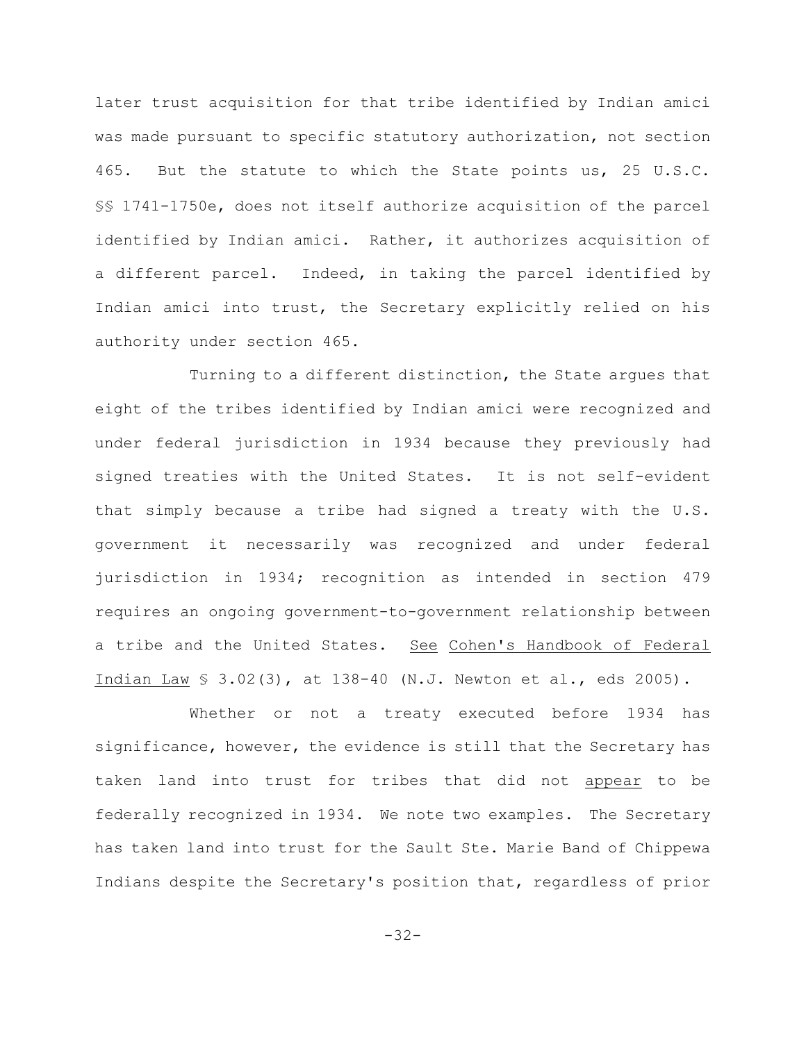later trust acquisition for that tribe identified by Indian amici was made pursuant to specific statutory authorization, not section 465. But the statute to which the State points us, 25 U.S.C. §§ 1741-1750e, does not itself authorize acquisition of the parcel identified by Indian amici. Rather, it authorizes acquisition of a different parcel. Indeed, in taking the parcel identified by Indian amici into trust, the Secretary explicitly relied on his authority under section 465.

Turning to a different distinction, the State argues that eight of the tribes identified by Indian amici were recognized and under federal jurisdiction in 1934 because they previously had signed treaties with the United States. It is not self-evident that simply because a tribe had signed a treaty with the U.S. government it necessarily was recognized and under federal jurisdiction in 1934; recognition as intended in section 479 requires an ongoing government-to-government relationship between a tribe and the United States. See Cohen's Handbook of Federal Indian Law § 3.02(3), at 138-40 (N.J. Newton et al., eds 2005).

Whether or not a treaty executed before 1934 has significance, however, the evidence is still that the Secretary has taken land into trust for tribes that did not appear to be federally recognized in 1934. We note two examples. The Secretary has taken land into trust for the Sault Ste. Marie Band of Chippewa Indians despite the Secretary's position that, regardless of prior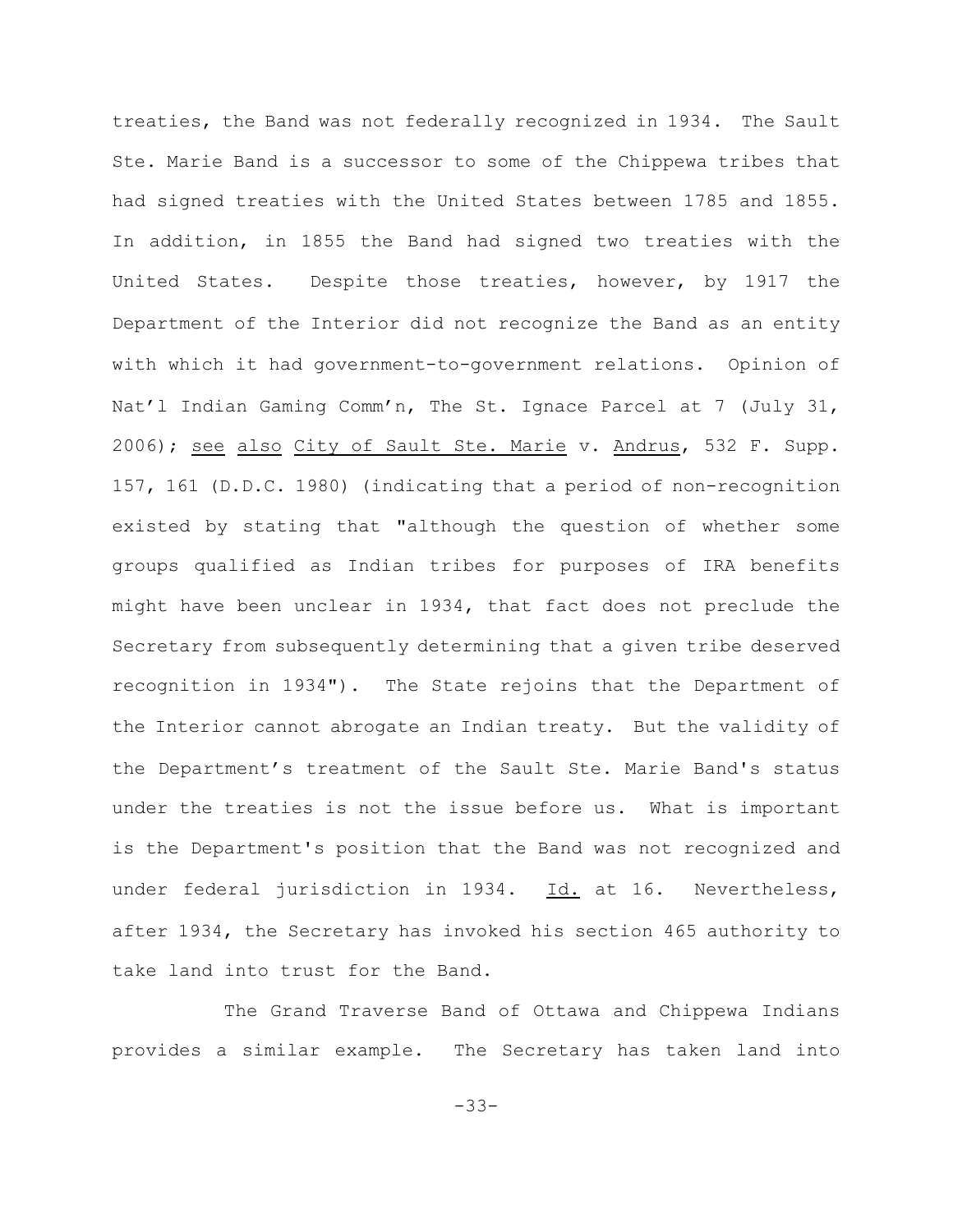treaties, the Band was not federally recognized in 1934. The Sault Ste. Marie Band is a successor to some of the Chippewa tribes that had signed treaties with the United States between 1785 and 1855. In addition, in 1855 the Band had signed two treaties with the United States. Despite those treaties, however, by 1917 the Department of the Interior did not recognize the Band as an entity with which it had government-to-government relations. Opinion of Nat'l Indian Gaming Comm'n, The St. Ignace Parcel at 7 (July 31, 2006); see also City of Sault Ste. Marie v. Andrus, 532 F. Supp. 157, 161 (D.D.C. 1980) (indicating that a period of non-recognition existed by stating that "although the question of whether some groups qualified as Indian tribes for purposes of IRA benefits might have been unclear in 1934, that fact does not preclude the Secretary from subsequently determining that a given tribe deserved recognition in 1934"). The State rejoins that the Department of the Interior cannot abrogate an Indian treaty. But the validity of the Department's treatment of the Sault Ste. Marie Band's status under the treaties is not the issue before us. What is important is the Department's position that the Band was not recognized and under federal jurisdiction in 1934. Id. at 16. Nevertheless, after 1934, the Secretary has invoked his section 465 authority to take land into trust for the Band.

The Grand Traverse Band of Ottawa and Chippewa Indians provides a similar example. The Secretary has taken land into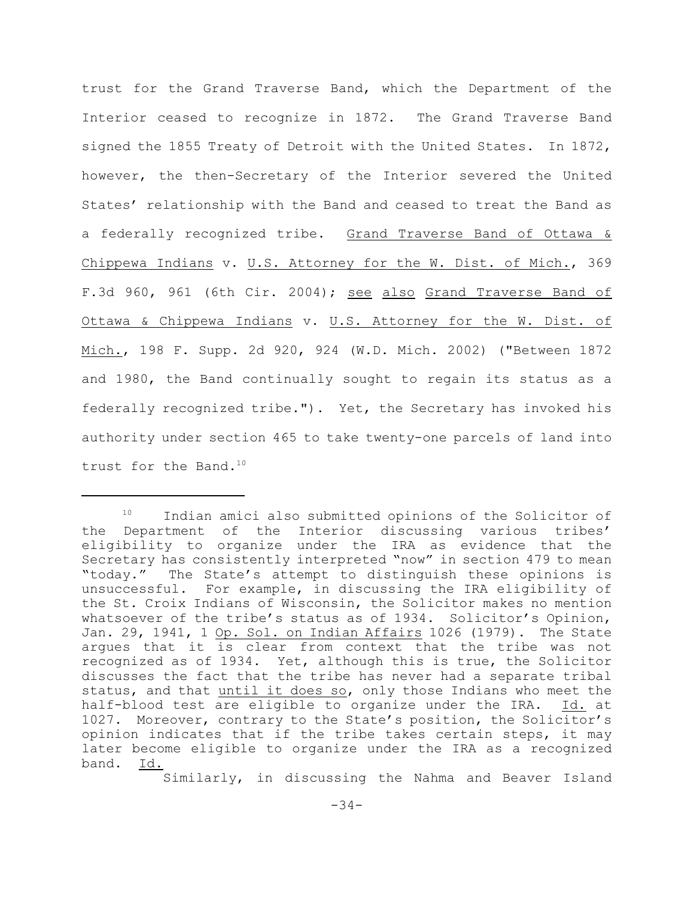trust for the Grand Traverse Band, which the Department of the Interior ceased to recognize in 1872. The Grand Traverse Band signed the 1855 Treaty of Detroit with the United States. In 1872, however, the then-Secretary of the Interior severed the United States' relationship with the Band and ceased to treat the Band as a federally recognized tribe. Grand Traverse Band of Ottawa & Chippewa Indians v. U.S. Attorney for the W. Dist. of Mich., 369 F.3d 960, 961 (6th Cir. 2004); see also Grand Traverse Band of Ottawa & Chippewa Indians v. U.S. Attorney for the W. Dist. of Mich., 198 F. Supp. 2d 920, 924 (W.D. Mich. 2002) ("Between 1872 and 1980, the Band continually sought to regain its status as a federally recognized tribe."). Yet, the Secretary has invoked his authority under section 465 to take twenty-one parcels of land into trust for the Band.[10]

---

[10] Indian amici also submitted opinions of the Solicitor of the Department of the Interior discussing various tribes' eligibility to organize under the IRA as evidence that the Secretary has consistently interpreted "now" in section 479 to mean "today." The State's attempt to distinguish these opinions is unsuccessful. For example, in discussing the IRA eligibility of the St. Croix Indians of Wisconsin, the Solicitor makes no mention whatsoever of the tribe's status as of 1934. Solicitor's Opinion, Jan. 29, 1941, 1 Op. Sol. on Indian Affairs 1026 (1979). The State argues that it is clear from context that the tribe was not recognized as of 1934. Yet, although this is true, the Solicitor discusses the fact that the tribe has never had a separate tribal status, and that until it does so, only those Indians who meet the half-blood test are eligible to organize under the IRA. Id. at 1027. Moreover, contrary to the State's position, the Solicitor's opinion indicates that if the tribe takes certain steps, it may later become eligible to organize under the IRA as a recognized band. Id.

Similarly, in discussing the Nahma and Beaver Island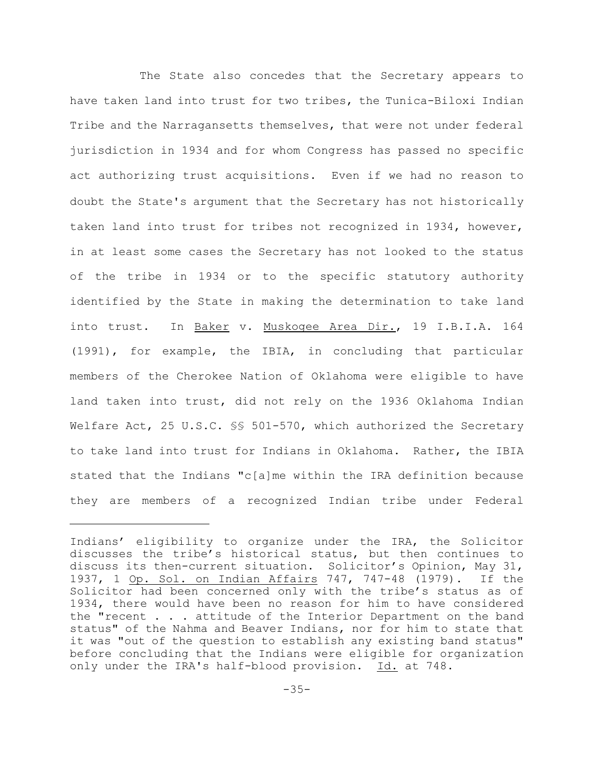The State also concedes that the Secretary appears to have taken land into trust for two tribes, the Tunica-Biloxi Indian Tribe and the Narragansetts themselves, that were not under federal jurisdiction in 1934 and for whom Congress has passed no specific act authorizing trust acquisitions. Even if we had no reason to doubt the State's argument that the Secretary has not historically taken land into trust for tribes not recognized in 1934, however, in at least some cases the Secretary has not looked to the status of the tribe in 1934 or to the specific statutory authority identified by the State in making the determination to take land into trust. In Baker v. Muskogee Area Dir., 19 I.B.I.A. 164 (1991), for example, the IBIA, in concluding that particular members of the Cherokee Nation of Oklahoma were eligible to have land taken into trust, did not rely on the 1936 Oklahoma Indian Welfare Act, 25 U.S.C. §§ 501-570, which authorized the Secretary to take land into trust for Indians in Oklahoma. Rather, the IBIA stated that the Indians "c[a]me within the IRA definition because they are members of a recognized Indian tribe under Federal

---

Indians' eligibility to organize under the IRA, the Solicitor discusses the tribe's historical status, but then continues to discuss its then-current situation. Solicitor's Opinion, May 31, 1937, 1 Op. Sol. on Indian Affairs 747, 747-48 (1979). If the Solicitor had been concerned only with the tribe's status as of 1934, there would have been no reason for him to have considered the "recent . . . attitude of the Interior Department on the band status" of the Nahma and Beaver Indians, nor for him to state that it was "out of the question to establish any existing band status" before concluding that the Indians were eligible for organization only under the IRA's half-blood provision. Id. at 748.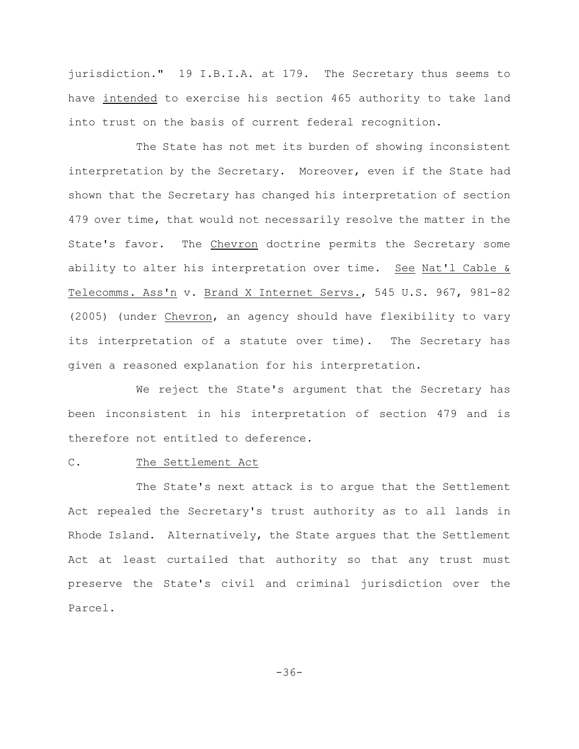jurisdiction." 19 I.B.I.A. at 179. The Secretary thus seems to have _intended_ to exercise his section 465 authority to take land into trust on the basis of current federal recognition.

The State has not met its burden of showing inconsistent interpretation by the Secretary. Moreover, even if the State had shown that the Secretary has changed his interpretation of section 479 over time, that would not necessarily resolve the matter in the State's favor. The _Chevron_ doctrine permits the Secretary some ability to alter his interpretation over time. _See_ _Nat'l Cable & Telecomms. Ass'n_ v. _Brand X Internet Servs._, 545 U.S. 967, 981-82 (2005) (under _Chevron_, an agency should have flexibility to vary its interpretation of a statute over time). The Secretary has given a reasoned explanation for his interpretation.

We reject the State's argument that the Secretary has been inconsistent in his interpretation of section 479 and is therefore not entitled to deference.

### C. The Settlement Act

The State's next attack is to argue that the Settlement Act repealed the Secretary's trust authority as to all lands in Rhode Island. Alternatively, the State argues that the Settlement Act at least curtailed that authority so that any trust must preserve the State's civil and criminal jurisdiction over the Parcel.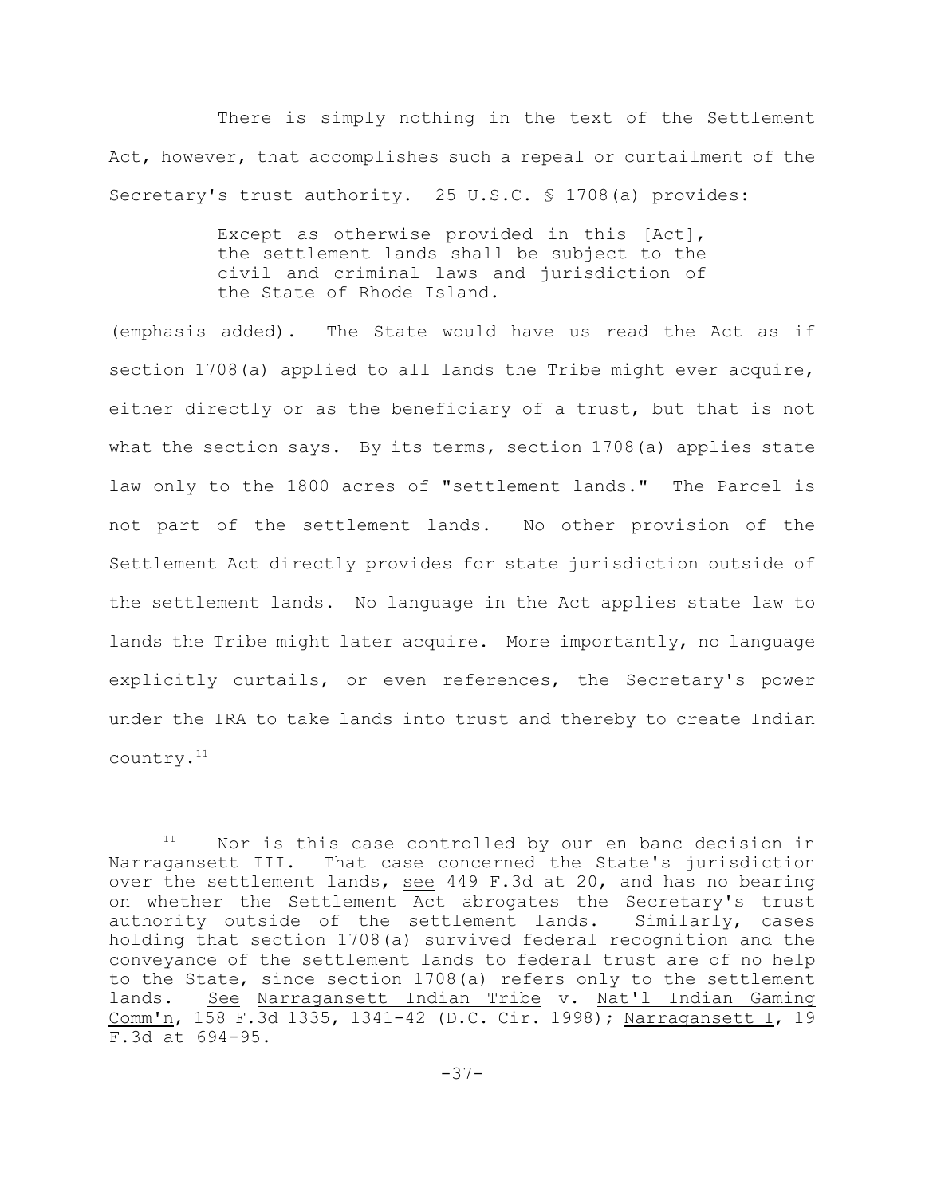There is simply nothing in the text of the Settlement Act, however, that accomplishes such a repeal or curtailment of the Secretary's trust authority. 25 U.S.C. § 1708(a) provides:

> Except as otherwise provided in this [Act], the settlement lands shall be subject to the civil and criminal laws and jurisdiction of the State of Rhode Island.

(emphasis added). The State would have us read the Act as if section 1708(a) applied to all lands the Tribe might ever acquire, either directly or as the beneficiary of a trust, but that is not what the section says. By its terms, section 1708(a) applies state law only to the 1800 acres of "settlement lands." The Parcel is not part of the settlement lands. No other provision of the Settlement Act directly provides for state jurisdiction outside of the settlement lands. No language in the Act applies state law to lands the Tribe might later acquire. More importantly, no language explicitly curtails, or even references, the Secretary's power under the IRA to take lands into trust and thereby to create Indian country.[11]

---

[11] Nor is this case controlled by our en banc decision in Narragansett III. That case concerned the State's jurisdiction over the settlement lands, see 449 F.3d at 20, and has no bearing on whether the Settlement Act abrogates the Secretary's trust authority outside of the settlement lands. Similarly, cases holding that section 1708(a) survived federal recognition and the conveyance of the settlement lands to federal trust are of no help to the State, since section 1708(a) refers only to the settlement lands. See Narragansett Indian Tribe v. Nat'l Indian Gaming Comm'n, 158 F.3d 1335, 1341-42 (D.C. Cir. 1998); Narragansett I, 19 F.3d at 694-95.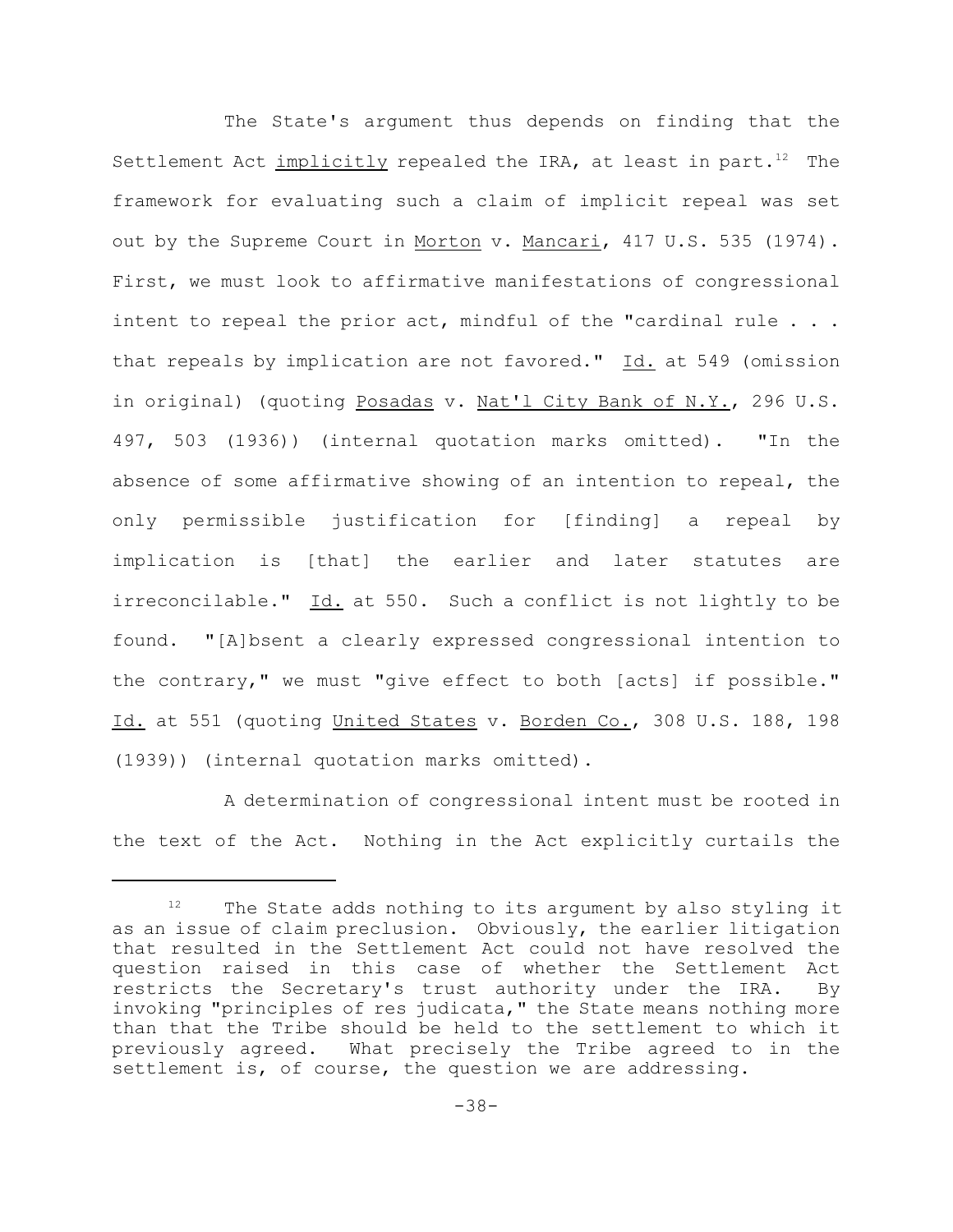The State's argument thus depends on finding that the Settlement Act _implicitly_ repealed the IRA, at least in part.[12] The framework for evaluating such a claim of implicit repeal was set out by the Supreme Court in _Morton_ v. _Mancari_, 417 U.S. 535 (1974). First, we must look to affirmative manifestations of congressional intent to repeal the prior act, mindful of the "cardinal rule . . . that repeals by implication are not favored." _Id._ at 549 (omission in original) (quoting _Posadas_ v. _Nat'l City Bank of N.Y._, 296 U.S. 497, 503 (1936)) (internal quotation marks omitted). "In the absence of some affirmative showing of an intention to repeal, the only permissible justification for [finding] a repeal by implication is [that] the earlier and later statutes are irreconcilable." _Id._ at 550. Such a conflict is not lightly to be found. "[A]bsent a clearly expressed congressional intention to the contrary," we must "give effect to both [acts] if possible." _Id._ at 551 (quoting _United States_ v. _Borden Co._, 308 U.S. 188, 198 (1939)) (internal quotation marks omitted).

A determination of congressional intent must be rooted in the text of the Act. Nothing in the Act explicitly curtails the

---

[12] The State adds nothing to its argument by also styling it as an issue of claim preclusion. Obviously, the earlier litigation that resulted in the Settlement Act could not have resolved the question raised in this case of whether the Settlement Act restricts the Secretary's trust authority under the IRA. By invoking "principles of res judicata," the State means nothing more than that the Tribe should be held to the settlement to which it previously agreed. What precisely the Tribe agreed to in the settlement is, of course, the question we are addressing.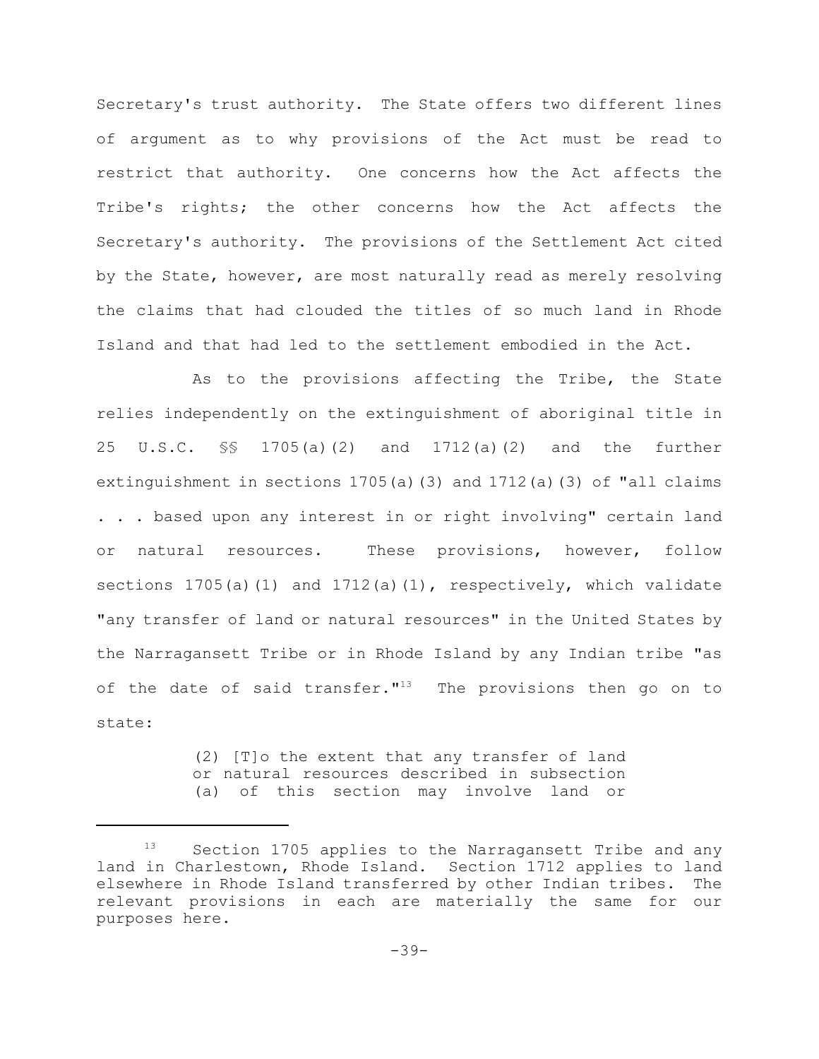Secretary's trust authority. The State offers two different lines of argument as to why provisions of the Act must be read to restrict that authority. One concerns how the Act affects the Tribe's rights; the other concerns how the Act affects the Secretary's authority. The provisions of the Settlement Act cited by the State, however, are most naturally read as merely resolving the claims that had clouded the titles of so much land in Rhode Island and that had led to the settlement embodied in the Act.

As to the provisions affecting the Tribe, the State relies independently on the extinguishment of aboriginal title in 25 U.S.C. §§ 1705(a)(2) and 1712(a)(2) and the further extinguishment in sections 1705(a)(3) and 1712(a)(3) of "all claims . . . based upon any interest in or right involving" certain land or natural resources. These provisions, however, follow sections 1705(a)(1) and 1712(a)(1), respectively, which validate "any transfer of land or natural resources" in the United States by the Narragansett Tribe or in Rhode Island by any Indian tribe "as of the date of said transfer."[13] The provisions then go on to state:

> (2) [T]o the extent that any transfer of land or natural resources described in subsection (a) of this section may involve land or

[13] Section 1705 applies to the Narragansett Tribe and any land in Charlestown, Rhode Island. Section 1712 applies to land elsewhere in Rhode Island transferred by other Indian tribes. The relevant provisions in each are materially the same for our purposes here.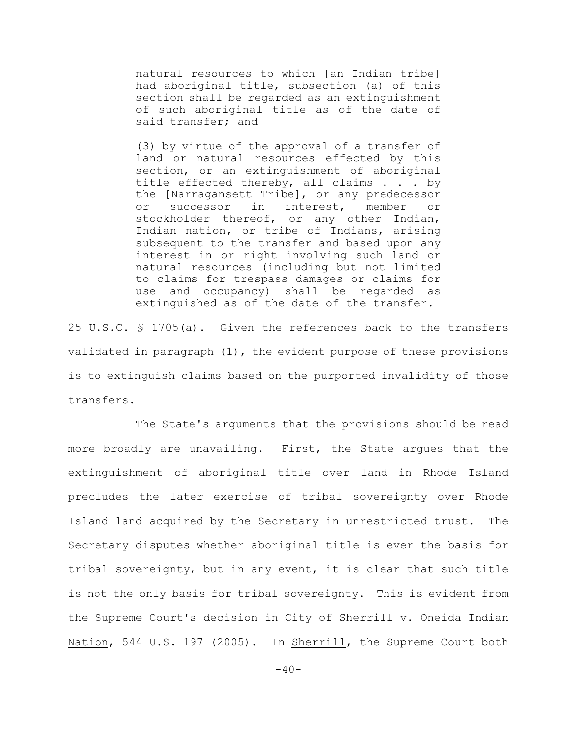> natural resources to which [an Indian tribe] had aboriginal title, subsection (a) of this section shall be regarded as an extinguishment of such aboriginal title as of the date of said transfer; and
>
> (3) by virtue of the approval of a transfer of land or natural resources effected by this section, or an extinguishment of aboriginal title effected thereby, all claims . . . by the [Narragansett Tribe], or any predecessor or successor in interest, member or stockholder thereof, or any other Indian, Indian nation, or tribe of Indians, arising subsequent to the transfer and based upon any interest in or right involving such land or natural resources (including but not limited to claims for trespass damages or claims for use and occupancy) shall be regarded as extinguished as of the date of the transfer.

25 U.S.C. § 1705(a). Given the references back to the transfers validated in paragraph (1), the evident purpose of these provisions is to extinguish claims based on the purported invalidity of those transfers.

The State's arguments that the provisions should be read more broadly are unavailing. First, the State argues that the extinguishment of aboriginal title over land in Rhode Island precludes the later exercise of tribal sovereignty over Rhode Island land acquired by the Secretary in unrestricted trust. The Secretary disputes whether aboriginal title is ever the basis for tribal sovereignty, but in any event, it is clear that such title is not the only basis for tribal sovereignty. This is evident from the Supreme Court's decision in <u>City of Sherrill</u> v. <u>Oneida Indian Nation</u>, 544 U.S. 197 (2005). In <u>Sherrill</u>, the Supreme Court both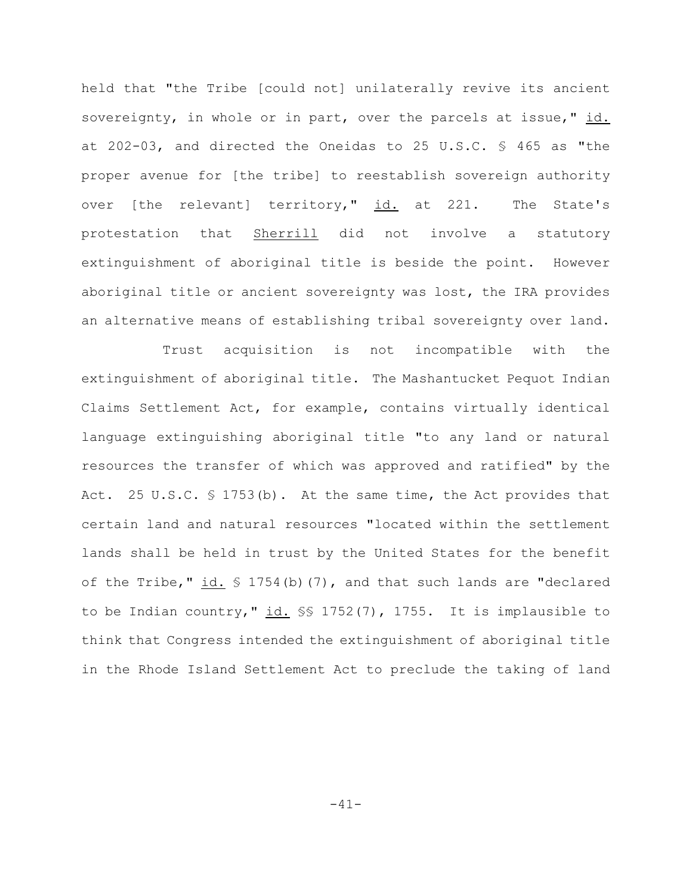held that "the Tribe [could not] unilaterally revive its ancient sovereignty, in whole or in part, over the parcels at issue," id. at 202-03, and directed the Oneidas to 25 U.S.C. § 465 as "the proper avenue for [the tribe] to reestablish sovereign authority over [the relevant] territory," id. at 221. The State's protestation that Sherrill did not involve a statutory extinguishment of aboriginal title is beside the point. However aboriginal title or ancient sovereignty was lost, the IRA provides an alternative means of establishing tribal sovereignty over land.

Trust acquisition is not incompatible with the extinguishment of aboriginal title. The Mashantucket Pequot Indian Claims Settlement Act, for example, contains virtually identical language extinguishing aboriginal title "to any land or natural resources the transfer of which was approved and ratified" by the Act. 25 U.S.C. § 1753(b). At the same time, the Act provides that certain land and natural resources "located within the settlement lands shall be held in trust by the United States for the benefit of the Tribe," id. § 1754(b)(7), and that such lands are "declared to be Indian country," id. §§ 1752(7), 1755. It is implausible to think that Congress intended the extinguishment of aboriginal title in the Rhode Island Settlement Act to preclude the taking of land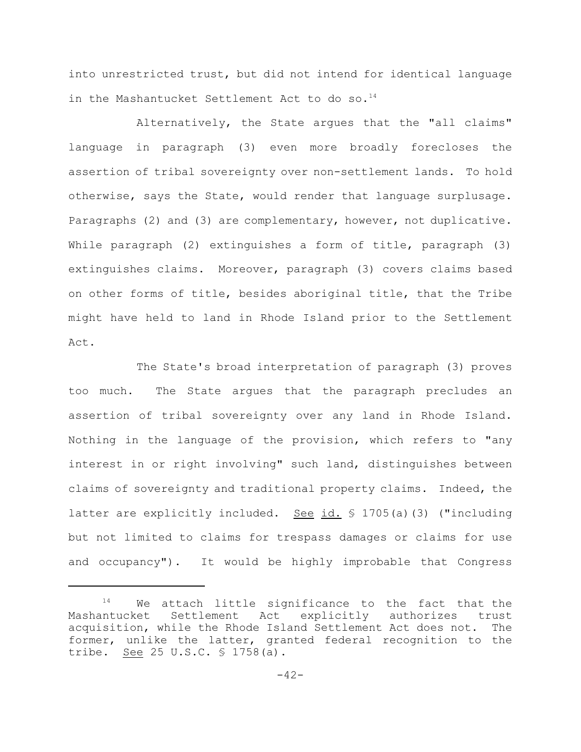into unrestricted trust, but did not intend for identical language in the Mashantucket Settlement Act to do so.[14]

Alternatively, the State argues that the "all claims" language in paragraph (3) even more broadly forecloses the assertion of tribal sovereignty over non-settlement lands. To hold otherwise, says the State, would render that language surplusage. Paragraphs (2) and (3) are complementary, however, not duplicative. While paragraph (2) extinguishes a form of title, paragraph (3) extinguishes claims. Moreover, paragraph (3) covers claims based on other forms of title, besides aboriginal title, that the Tribe might have held to land in Rhode Island prior to the Settlement Act.

The State's broad interpretation of paragraph (3) proves too much. The State argues that the paragraph precludes an assertion of tribal sovereignty over any land in Rhode Island. Nothing in the language of the provision, which refers to "any interest in or right involving" such land, distinguishes between claims of sovereignty and traditional property claims. Indeed, the latter are explicitly included. See id. § 1705(a)(3) ("including but not limited to claims for trespass damages or claims for use and occupancy"). It would be highly improbable that Congress

---

[14] We attach little significance to the fact that the Mashantucket Settlement Act explicitly authorizes trust acquisition, while the Rhode Island Settlement Act does not. The former, unlike the latter, granted federal recognition to the tribe. See 25 U.S.C. § 1758(a).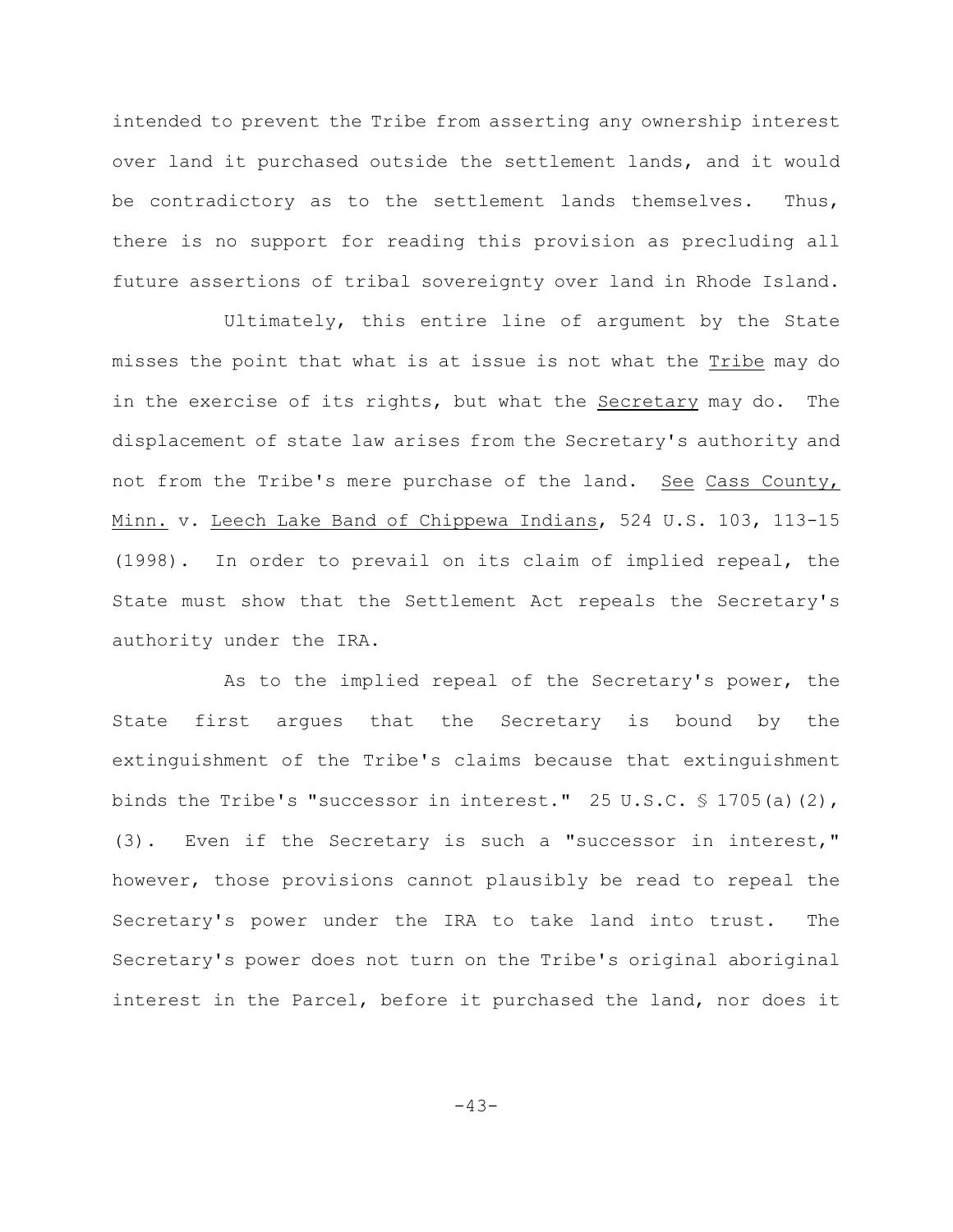intended to prevent the Tribe from asserting any ownership interest over land it purchased outside the settlement lands, and it would be contradictory as to the settlement lands themselves. Thus, there is no support for reading this provision as precluding all future assertions of tribal sovereignty over land in Rhode Island.

Ultimately, this entire line of argument by the State misses the point that what is at issue is not what the Tribe may do in the exercise of its rights, but what the Secretary may do. The displacement of state law arises from the Secretary's authority and not from the Tribe's mere purchase of the land. See Cass County, Minn. v. Leech Lake Band of Chippewa Indians, 524 U.S. 103, 113-15 (1998). In order to prevail on its claim of implied repeal, the State must show that the Settlement Act repeals the Secretary's authority under the IRA.

As to the implied repeal of the Secretary's power, the State first argues that the Secretary is bound by the extinguishment of the Tribe's claims because that extinguishment binds the Tribe's "successor in interest." 25 U.S.C. § 1705(a)(2), (3). Even if the Secretary is such a "successor in interest," however, those provisions cannot plausibly be read to repeal the Secretary's power under the IRA to take land into trust. The Secretary's power does not turn on the Tribe's original aboriginal interest in the Parcel, before it purchased the land, nor does it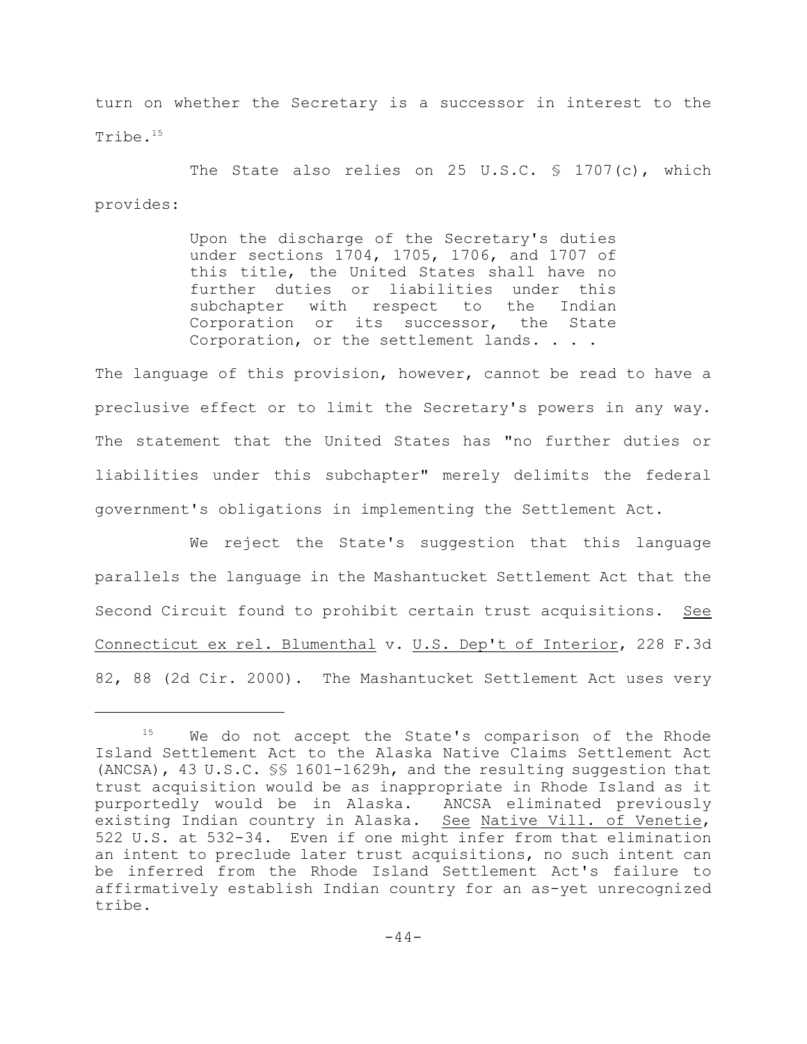turn on whether the Secretary is a successor in interest to the Tribe.[15]

The State also relies on 25 U.S.C. § 1707(c), which provides:

> Upon the discharge of the Secretary's duties under sections 1704, 1705, 1706, and 1707 of this title, the United States shall have no further duties or liabilities under this subchapter with respect to the Indian Corporation or its successor, the State Corporation, or the settlement lands. . . .

The language of this provision, however, cannot be read to have a preclusive effect or to limit the Secretary's powers in any way. The statement that the United States has "no further duties or liabilities under this subchapter" merely delimits the federal government's obligations in implementing the Settlement Act.

We reject the State's suggestion that this language parallels the language in the Mashantucket Settlement Act that the Second Circuit found to prohibit certain trust acquisitions. See Connecticut ex rel. Blumenthal v. U.S. Dep't of Interior, 228 F.3d 82, 88 (2d Cir. 2000). The Mashantucket Settlement Act uses very

---

[15] We do not accept the State's comparison of the Rhode Island Settlement Act to the Alaska Native Claims Settlement Act (ANCSA), 43 U.S.C. §§ 1601-1629h, and the resulting suggestion that trust acquisition would be as inappropriate in Rhode Island as it purportedly would be in Alaska. ANCSA eliminated previously existing Indian country in Alaska. See Native Vill. of Venetie, 522 U.S. at 532-34. Even if one might infer from that elimination an intent to preclude later trust acquisitions, no such intent can be inferred from the Rhode Island Settlement Act's failure to affirmatively establish Indian country for an as-yet unrecognized tribe.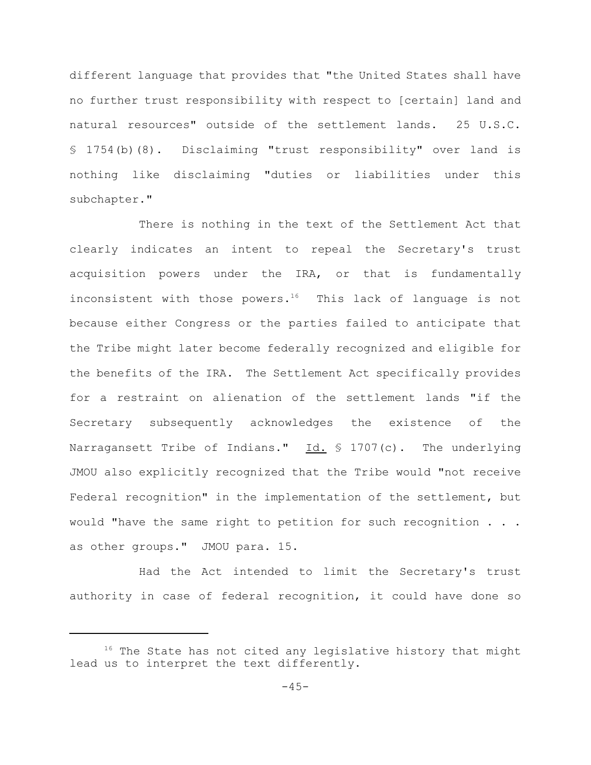different language that provides that "the United States shall have no further trust responsibility with respect to [certain] land and natural resources" outside of the settlement lands. 25 U.S.C. § 1754(b)(8). Disclaiming "trust responsibility" over land is nothing like disclaiming "duties or liabilities under this subchapter."

There is nothing in the text of the Settlement Act that clearly indicates an intent to repeal the Secretary's trust acquisition powers under the IRA, or that is fundamentally inconsistent with those powers.[16] This lack of language is not because either Congress or the parties failed to anticipate that the Tribe might later become federally recognized and eligible for the benefits of the IRA. The Settlement Act specifically provides for a restraint on alienation of the settlement lands "if the Secretary subsequently acknowledges the existence of the Narragansett Tribe of Indians." Id. § 1707(c). The underlying JMOU also explicitly recognized that the Tribe would "not receive Federal recognition" in the implementation of the settlement, but would "have the same right to petition for such recognition . . . as other groups." JMOU para. 15.

Had the Act intended to limit the Secretary's trust authority in case of federal recognition, it could have done so

[16] The State has not cited any legislative history that might lead us to interpret the text differently.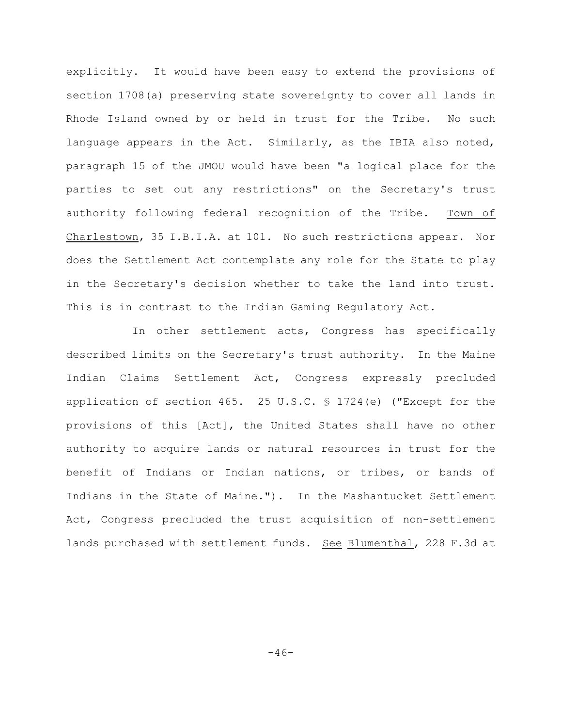explicitly. It would have been easy to extend the provisions of section 1708(a) preserving state sovereignty to cover all lands in Rhode Island owned by or held in trust for the Tribe. No such language appears in the Act. Similarly, as the IBIA also noted, paragraph 15 of the JMOU would have been "a logical place for the parties to set out any restrictions" on the Secretary's trust authority following federal recognition of the Tribe. Town of Charlestown, 35 I.B.I.A. at 101. No such restrictions appear. Nor does the Settlement Act contemplate any role for the State to play in the Secretary's decision whether to take the land into trust. This is in contrast to the Indian Gaming Regulatory Act.

In other settlement acts, Congress has specifically described limits on the Secretary's trust authority. In the Maine Indian Claims Settlement Act, Congress expressly precluded application of section 465. 25 U.S.C. § 1724(e) ("Except for the provisions of this [Act], the United States shall have no other authority to acquire lands or natural resources in trust for the benefit of Indians or Indian nations, or tribes, or bands of Indians in the State of Maine."). In the Mashantucket Settlement Act, Congress precluded the trust acquisition of non-settlement lands purchased with settlement funds. See Blumenthal, 228 F.3d at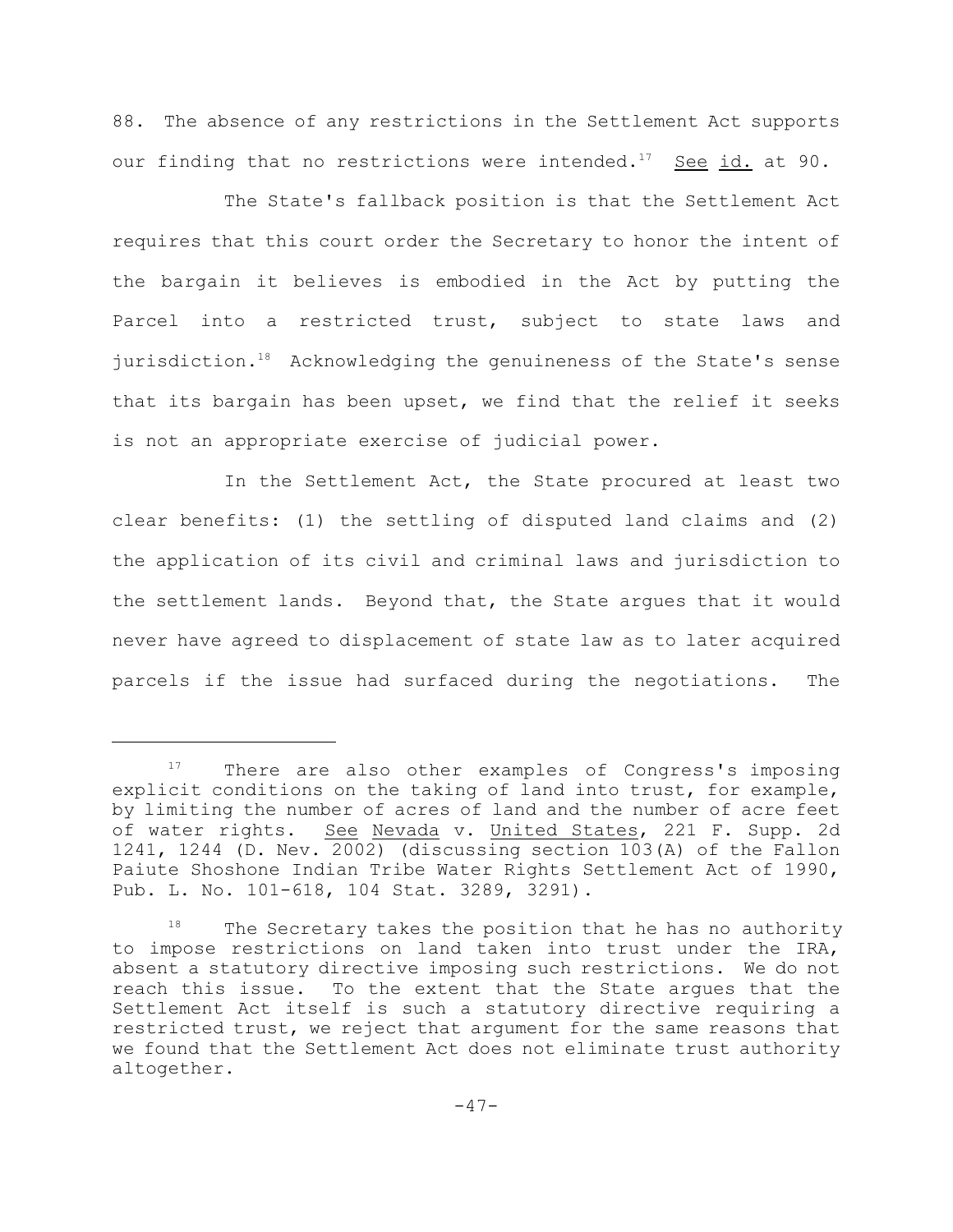88. The absence of any restrictions in the Settlement Act supports our finding that no restrictions were intended.[17] See id. at 90.

The State's fallback position is that the Settlement Act requires that this court order the Secretary to honor the intent of the bargain it believes is embodied in the Act by putting the Parcel into a restricted trust, subject to state laws and jurisdiction.[18] Acknowledging the genuineness of the State's sense that its bargain has been upset, we find that the relief it seeks is not an appropriate exercise of judicial power.

In the Settlement Act, the State procured at least two clear benefits: (1) the settling of disputed land claims and (2) the application of its civil and criminal laws and jurisdiction to the settlement lands. Beyond that, the State argues that it would never have agreed to displacement of state law as to later acquired parcels if the issue had surfaced during the negotiations. The

---

[17] There are also other examples of Congress's imposing explicit conditions on the taking of land into trust, for example, by limiting the number of acres of land and the number of acre feet of water rights. See Nevada v. United States, 221 F. Supp. 2d 1241, 1244 (D. Nev. 2002) (discussing section 103(A) of the Fallon Paiute Shoshone Indian Tribe Water Rights Settlement Act of 1990, Pub. L. No. 101-618, 104 Stat. 3289, 3291).

[18] The Secretary takes the position that he has no authority to impose restrictions on land taken into trust under the IRA, absent a statutory directive imposing such restrictions. We do not reach this issue. To the extent that the State argues that the Settlement Act itself is such a statutory directive requiring a restricted trust, we reject that argument for the same reasons that we found that the Settlement Act does not eliminate trust authority altogether.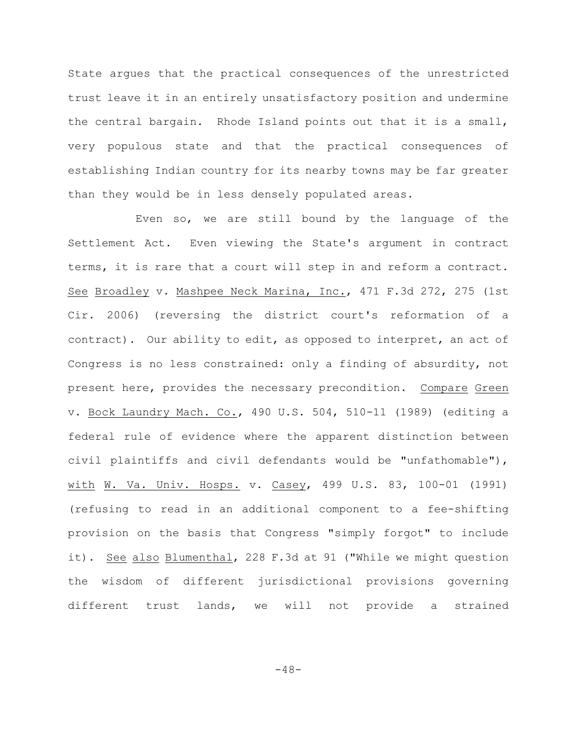State argues that the practical consequences of the unrestricted trust leave it in an entirely unsatisfactory position and undermine the central bargain. Rhode Island points out that it is a small, very populous state and that the practical consequences of establishing Indian country for its nearby towns may be far greater than they would be in less densely populated areas.

Even so, we are still bound by the language of the Settlement Act. Even viewing the State's argument in contract terms, it is rare that a court will step in and reform a contract. See Broadley v. Mashpee Neck Marina, Inc., 471 F.3d 272, 275 (1st Cir. 2006) (reversing the district court's reformation of a contract). Our ability to edit, as opposed to interpret, an act of Congress is no less constrained: only a finding of absurdity, not present here, provides the necessary precondition. Compare Green v. Bock Laundry Mach. Co., 490 U.S. 504, 510-11 (1989) (editing a federal rule of evidence where the apparent distinction between civil plaintiffs and civil defendants would be "unfathomable"), with W. Va. Univ. Hosps. v. Casey, 499 U.S. 83, 100-01 (1991) (refusing to read in an additional component to a fee-shifting provision on the basis that Congress "simply forgot" to include it). See also Blumenthal, 228 F.3d at 91 ("While we might question the wisdom of different jurisdictional provisions governing different trust lands, we will not provide a strained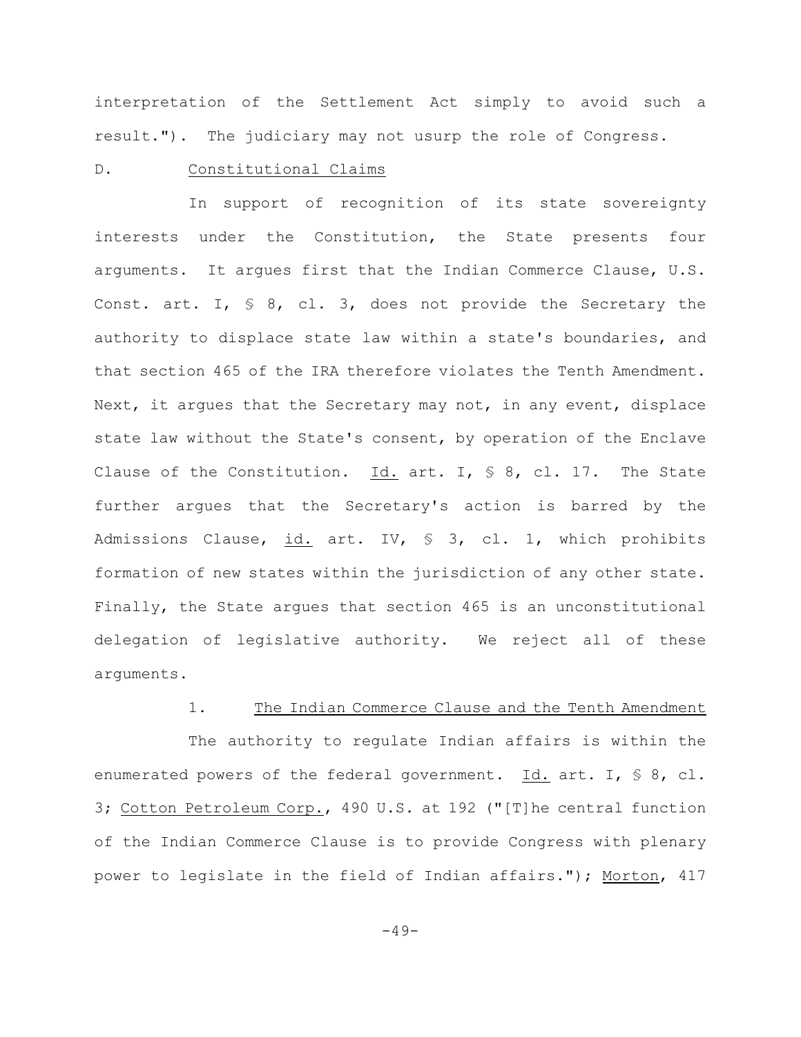interpretation of the Settlement Act simply to avoid such a result."). The judiciary may not usurp the role of Congress.

D. Constitutional Claims

In support of recognition of its state sovereignty interests under the Constitution, the State presents four arguments. It argues first that the Indian Commerce Clause, U.S. Const. art. I, § 8, cl. 3, does not provide the Secretary the authority to displace state law within a state's boundaries, and that section 465 of the IRA therefore violates the Tenth Amendment. Next, it argues that the Secretary may not, in any event, displace state law without the State's consent, by operation of the Enclave Clause of the Constitution. Id. art. I, § 8, cl. 17. The State further argues that the Secretary's action is barred by the Admissions Clause, id. art. IV, § 3, cl. 1, which prohibits formation of new states within the jurisdiction of any other state. Finally, the State argues that section 465 is an unconstitutional delegation of legislative authority. We reject all of these arguments.

1. The Indian Commerce Clause and the Tenth Amendment

The authority to regulate Indian affairs is within the enumerated powers of the federal government. Id. art. I, § 8, cl. 3; Cotton Petroleum Corp., 490 U.S. at 192 ("[T]he central function of the Indian Commerce Clause is to provide Congress with plenary power to legislate in the field of Indian affairs."); Morton, 417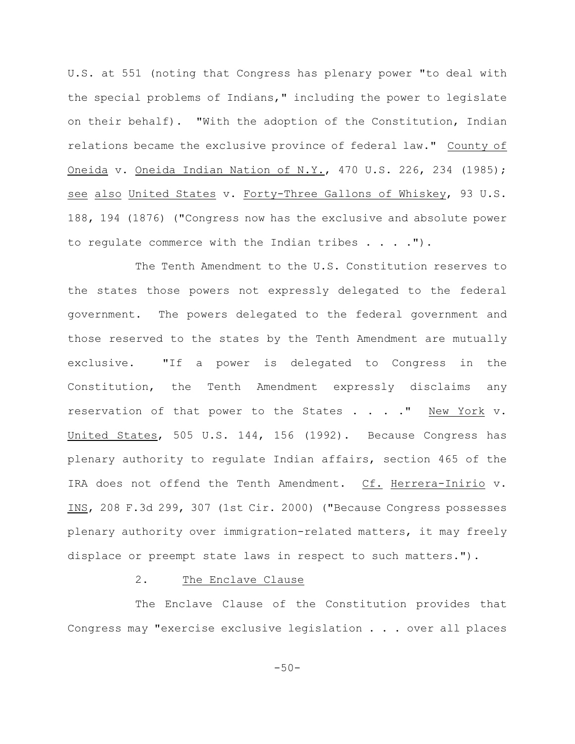U.S. at 551 (noting that Congress has plenary power "to deal with the special problems of Indians," including the power to legislate on their behalf). "With the adoption of the Constitution, Indian relations became the exclusive province of federal law." County of Oneida v. Oneida Indian Nation of N.Y., 470 U.S. 226, 234 (1985); see also United States v. Forty-Three Gallons of Whiskey, 93 U.S. 188, 194 (1876) ("Congress now has the exclusive and absolute power to regulate commerce with the Indian tribes . . . .").

The Tenth Amendment to the U.S. Constitution reserves to the states those powers not expressly delegated to the federal government. The powers delegated to the federal government and those reserved to the states by the Tenth Amendment are mutually exclusive. "If a power is delegated to Congress in the Constitution, the Tenth Amendment expressly disclaims any reservation of that power to the States . . . ." New York v. United States, 505 U.S. 144, 156 (1992). Because Congress has plenary authority to regulate Indian affairs, section 465 of the IRA does not offend the Tenth Amendment. Cf. Herrera-Inirio v. INS, 208 F.3d 299, 307 (1st Cir. 2000) ("Because Congress possesses plenary authority over immigration-related matters, it may freely displace or preempt state laws in respect to such matters.").

2. The Enclave Clause

The Enclave Clause of the Constitution provides that Congress may "exercise exclusive legislation . . . over all places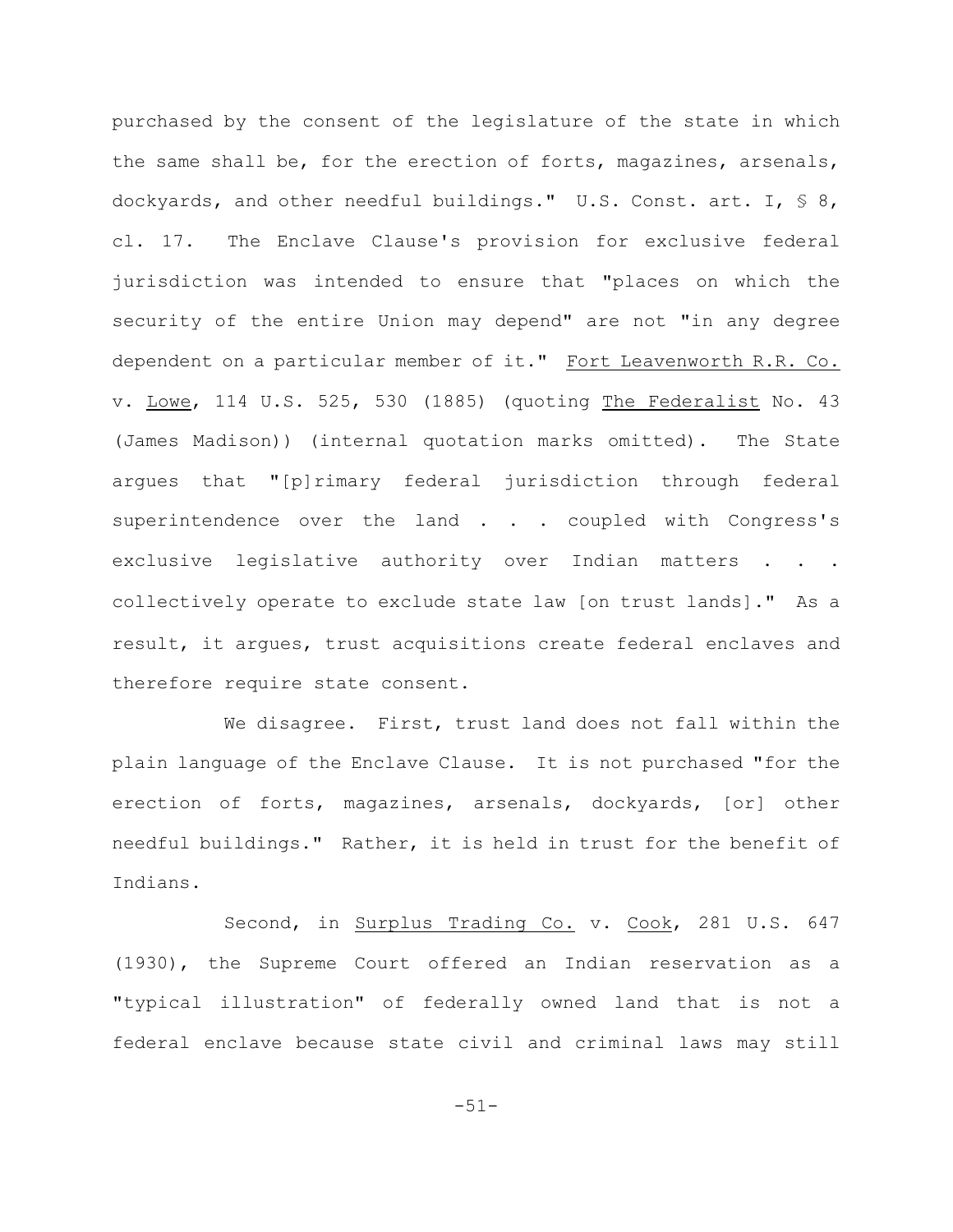purchased by the consent of the legislature of the state in which the same shall be, for the erection of forts, magazines, arsenals, dockyards, and other needful buildings." U.S. Const. art. I, § 8, cl. 17. The Enclave Clause's provision for exclusive federal jurisdiction was intended to ensure that "places on which the security of the entire Union may depend" are not "in any degree dependent on a particular member of it." Fort Leavenworth R.R. Co. v. Lowe, 114 U.S. 525, 530 (1885) (quoting The Federalist No. 43 (James Madison)) (internal quotation marks omitted). The State argues that "[p]rimary federal jurisdiction through federal superintendence over the land . . . coupled with Congress's exclusive legislative authority over Indian matters . . . collectively operate to exclude state law [on trust lands]." As a result, it argues, trust acquisitions create federal enclaves and therefore require state consent.

We disagree. First, trust land does not fall within the plain language of the Enclave Clause. It is not purchased "for the erection of forts, magazines, arsenals, dockyards, [or] other needful buildings." Rather, it is held in trust for the benefit of Indians.

Second, in Surplus Trading Co. v. Cook, 281 U.S. 647 (1930), the Supreme Court offered an Indian reservation as a "typical illustration" of federally owned land that is not a federal enclave because state civil and criminal laws may still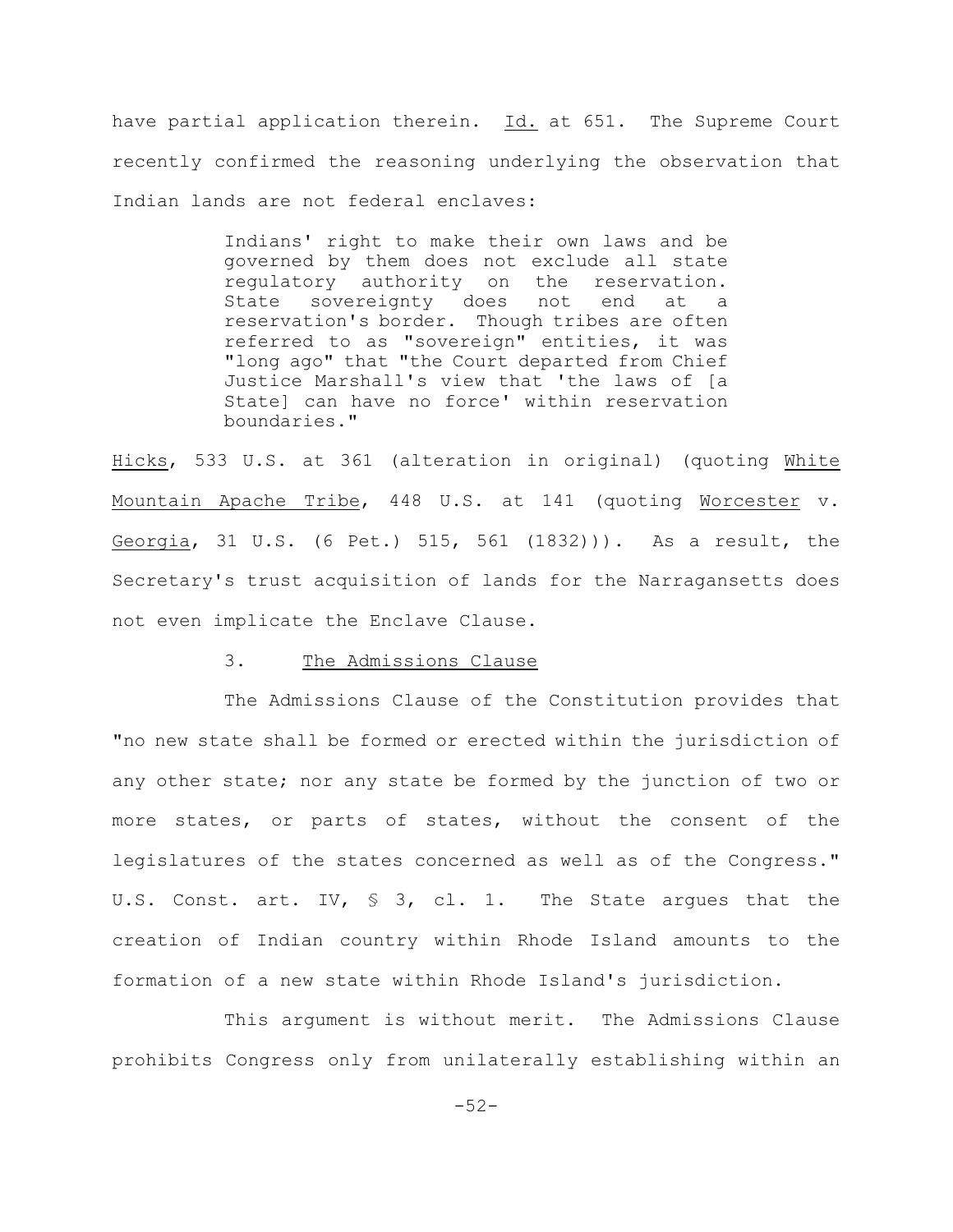have partial application therein. Id. at 651. The Supreme Court recently confirmed the reasoning underlying the observation that Indian lands are not federal enclaves:

> Indians' right to make their own laws and be governed by them does not exclude all state regulatory authority on the reservation. State sovereignty does not end at a reservation's border. Though tribes are often referred to as "sovereign" entities, it was "long ago" that "the Court departed from Chief Justice Marshall's view that 'the laws of [a State] can have no force' within reservation boundaries."

Hicks, 533 U.S. at 361 (alteration in original) (quoting White Mountain Apache Tribe, 448 U.S. at 141 (quoting Worcester v. Georgia, 31 U.S. (6 Pet.) 515, 561 (1832))). As a result, the Secretary's trust acquisition of lands for the Narragansetts does not even implicate the Enclave Clause.

### 3. The Admissions Clause

The Admissions Clause of the Constitution provides that "no new state shall be formed or erected within the jurisdiction of any other state; nor any state be formed by the junction of two or more states, or parts of states, without the consent of the legislatures of the states concerned as well as of the Congress." U.S. Const. art. IV, § 3, cl. 1. The State argues that the creation of Indian country within Rhode Island amounts to the formation of a new state within Rhode Island's jurisdiction.

This argument is without merit. The Admissions Clause prohibits Congress only from unilaterally establishing within an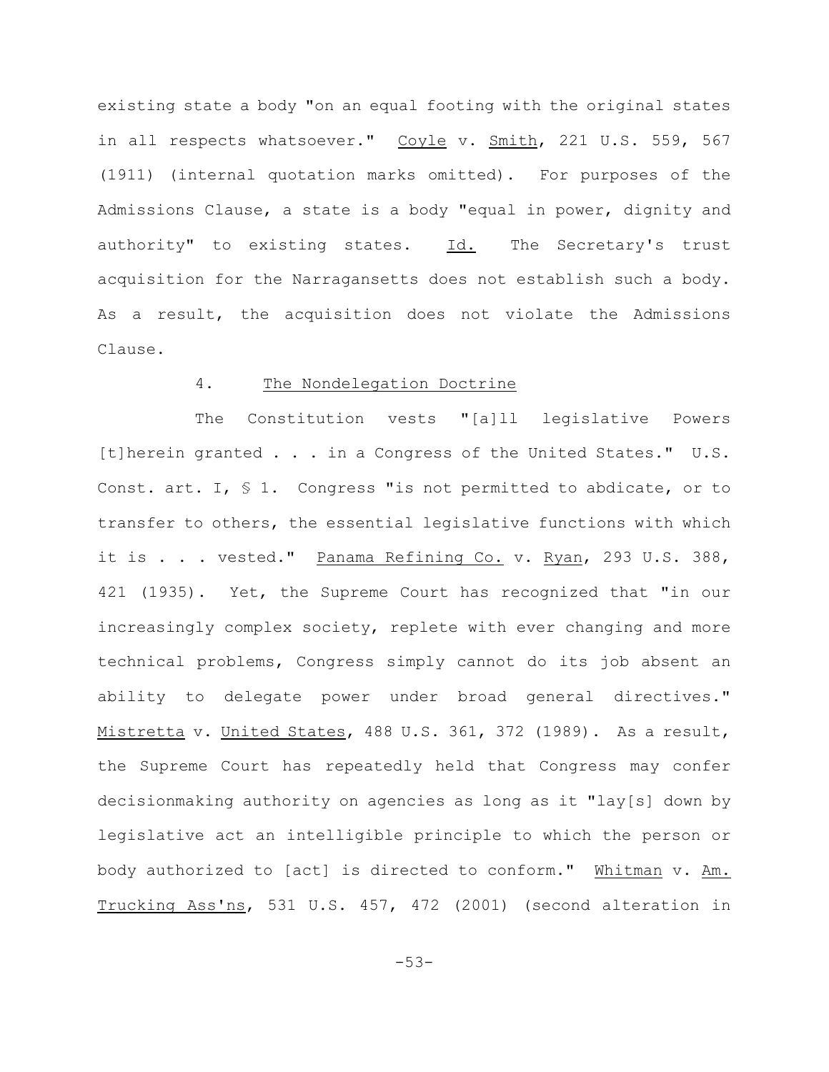existing state a body "on an equal footing with the original states in all respects whatsoever." Coyle v. Smith, 221 U.S. 559, 567 (1911) (internal quotation marks omitted). For purposes of the Admissions Clause, a state is a body "equal in power, dignity and authority" to existing states. Id. The Secretary's trust acquisition for the Narragansetts does not establish such a body. As a result, the acquisition does not violate the Admissions Clause.

4. The Nondelegation Doctrine

The Constitution vests "[a]ll legislative Powers [t]herein granted . . . in a Congress of the United States." U.S. Const. art. I, § 1. Congress "is not permitted to abdicate, or to transfer to others, the essential legislative functions with which it is . . . vested." Panama Refining Co. v. Ryan, 293 U.S. 388, 421 (1935). Yet, the Supreme Court has recognized that "in our increasingly complex society, replete with ever changing and more technical problems, Congress simply cannot do its job absent an ability to delegate power under broad general directives." Mistretta v. United States, 488 U.S. 361, 372 (1989). As a result, the Supreme Court has repeatedly held that Congress may confer decisionmaking authority on agencies as long as it "lay[s] down by legislative act an intelligible principle to which the person or body authorized to [act] is directed to conform." Whitman v. Am. Trucking Ass'ns, 531 U.S. 457, 472 (2001) (second alteration in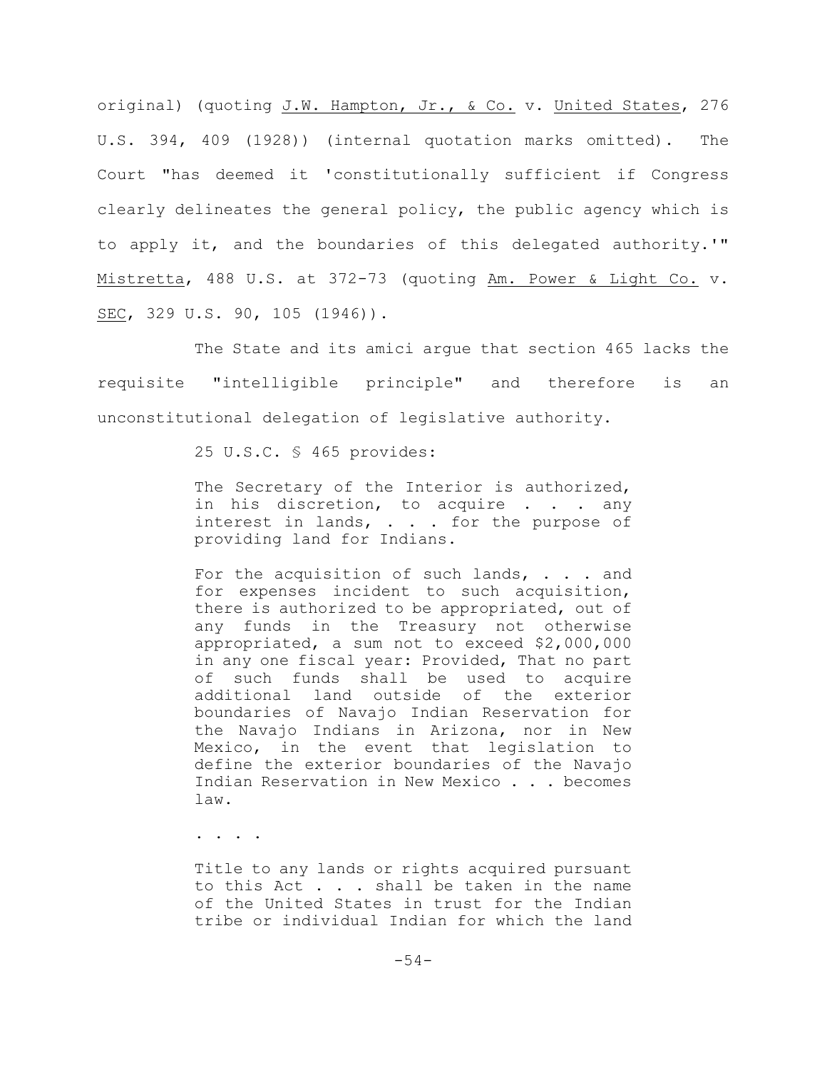original) (quoting J.W. Hampton, Jr., & Co. v. United States, 276 U.S. 394, 409 (1928)) (internal quotation marks omitted). The Court "has deemed it 'constitutionally sufficient if Congress clearly delineates the general policy, the public agency which is to apply it, and the boundaries of this delegated authority.'" Mistretta, 488 U.S. at 372-73 (quoting Am. Power & Light Co. v. SEC, 329 U.S. 90, 105 (1946)).

The State and its amici argue that section 465 lacks the requisite "intelligible principle" and therefore is an unconstitutional delegation of legislative authority.

25 U.S.C. § 465 provides:

> The Secretary of the Interior is authorized, in his discretion, to acquire . . . any interest in lands, . . . for the purpose of providing land for Indians.
>
> For the acquisition of such lands, . . . and for expenses incident to such acquisition, there is authorized to be appropriated, out of any funds in the Treasury not otherwise appropriated, a sum not to exceed $2,000,000 in any one fiscal year: Provided, That no part of such funds shall be used to acquire additional land outside of the exterior boundaries of Navajo Indian Reservation for the Navajo Indians in Arizona, nor in New Mexico, in the event that legislation to define the exterior boundaries of the Navajo Indian Reservation in New Mexico . . . becomes law.
>
> . . . .
>
> Title to any lands or rights acquired pursuant to this Act . . . shall be taken in the name of the United States in trust for the Indian tribe or individual Indian for which the land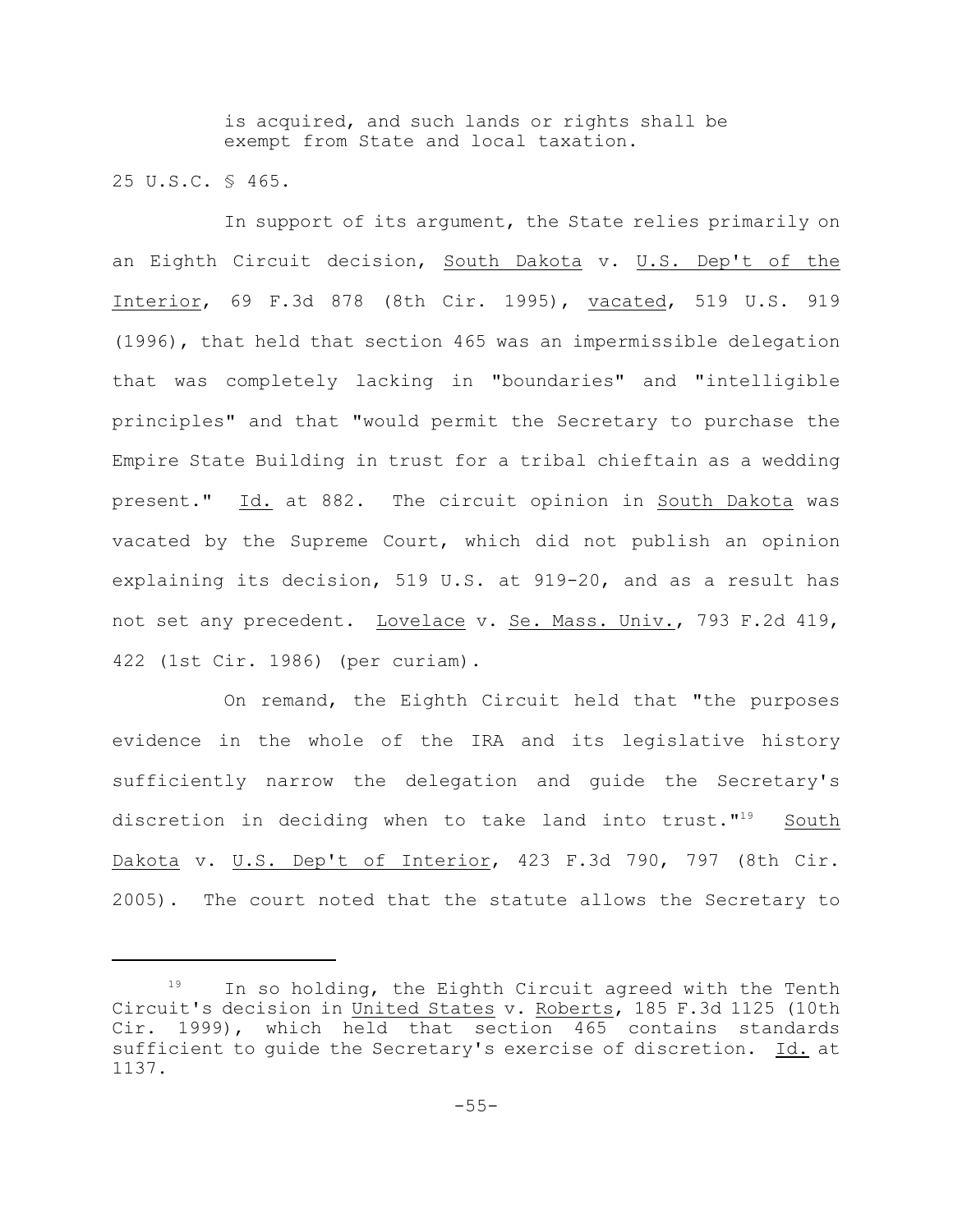> is acquired, and such lands or rights shall be exempt from State and local taxation.

25 U.S.C. § 465.

In support of its argument, the State relies primarily on an Eighth Circuit decision, South Dakota v. U.S. Dep't of the Interior, 69 F.3d 878 (8th Cir. 1995), vacated, 519 U.S. 919 (1996), that held that section 465 was an impermissible delegation that was completely lacking in "boundaries" and "intelligible principles" and that "would permit the Secretary to purchase the Empire State Building in trust for a tribal chieftain as a wedding present." Id. at 882. The circuit opinion in South Dakota was vacated by the Supreme Court, which did not publish an opinion explaining its decision, 519 U.S. at 919-20, and as a result has not set any precedent. Lovelace v. Se. Mass. Univ., 793 F.2d 419, 422 (1st Cir. 1986) (per curiam).

On remand, the Eighth Circuit held that "the purposes evidence in the whole of the IRA and its legislative history sufficiently narrow the delegation and guide the Secretary's discretion in deciding when to take land into trust."[19] South Dakota v. U.S. Dep't of Interior, 423 F.3d 790, 797 (8th Cir. 2005). The court noted that the statute allows the Secretary to

---

[19] In so holding, the Eighth Circuit agreed with the Tenth Circuit's decision in United States v. Roberts, 185 F.3d 1125 (10th Cir. 1999), which held that section 465 contains standards sufficient to guide the Secretary's exercise of discretion. Id. at 1137.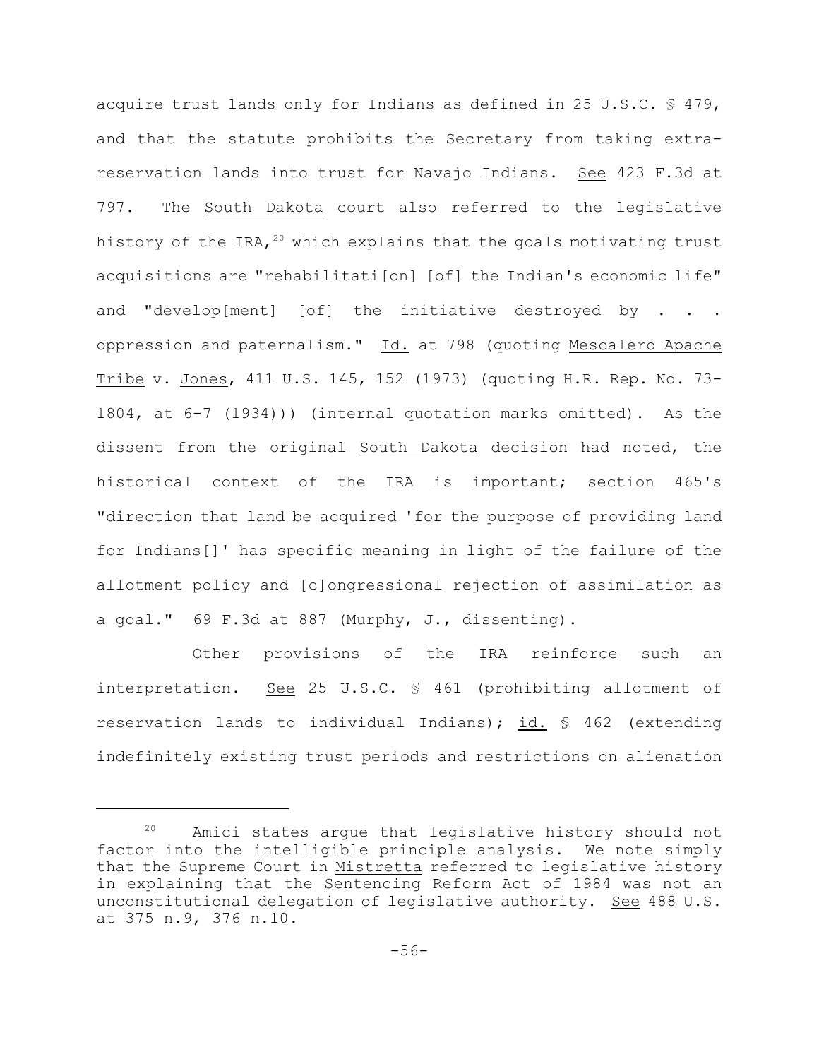acquire trust lands only for Indians as defined in 25 U.S.C. § 479, and that the statute prohibits the Secretary from taking extra-reservation lands into trust for Navajo Indians. See 423 F.3d at 797. The South Dakota court also referred to the legislative history of the IRA,[20] which explains that the goals motivating trust acquisitions are "rehabilitati[on] [of] the Indian's economic life" and "develop[ment] [of] the initiative destroyed by . . . oppression and paternalism." Id. at 798 (quoting Mescalero Apache Tribe v. Jones, 411 U.S. 145, 152 (1973) (quoting H.R. Rep. No. 73-1804, at 6-7 (1934))) (internal quotation marks omitted). As the dissent from the original South Dakota decision had noted, the historical context of the IRA is important; section 465's "direction that land be acquired 'for the purpose of providing land for Indians[]' has specific meaning in light of the failure of the allotment policy and [c]ongressional rejection of assimilation as a goal." 69 F.3d at 887 (Murphy, J., dissenting).

Other provisions of the IRA reinforce such an interpretation. See 25 U.S.C. § 461 (prohibiting allotment of reservation lands to individual Indians); id. § 462 (extending indefinitely existing trust periods and restrictions on alienation

[20] Amici states argue that legislative history should not factor into the intelligible principle analysis. We note simply that the Supreme Court in Mistretta referred to legislative history in explaining that the Sentencing Reform Act of 1984 was not an unconstitutional delegation of legislative authority. See 488 U.S. at 375 n.9, 376 n.10.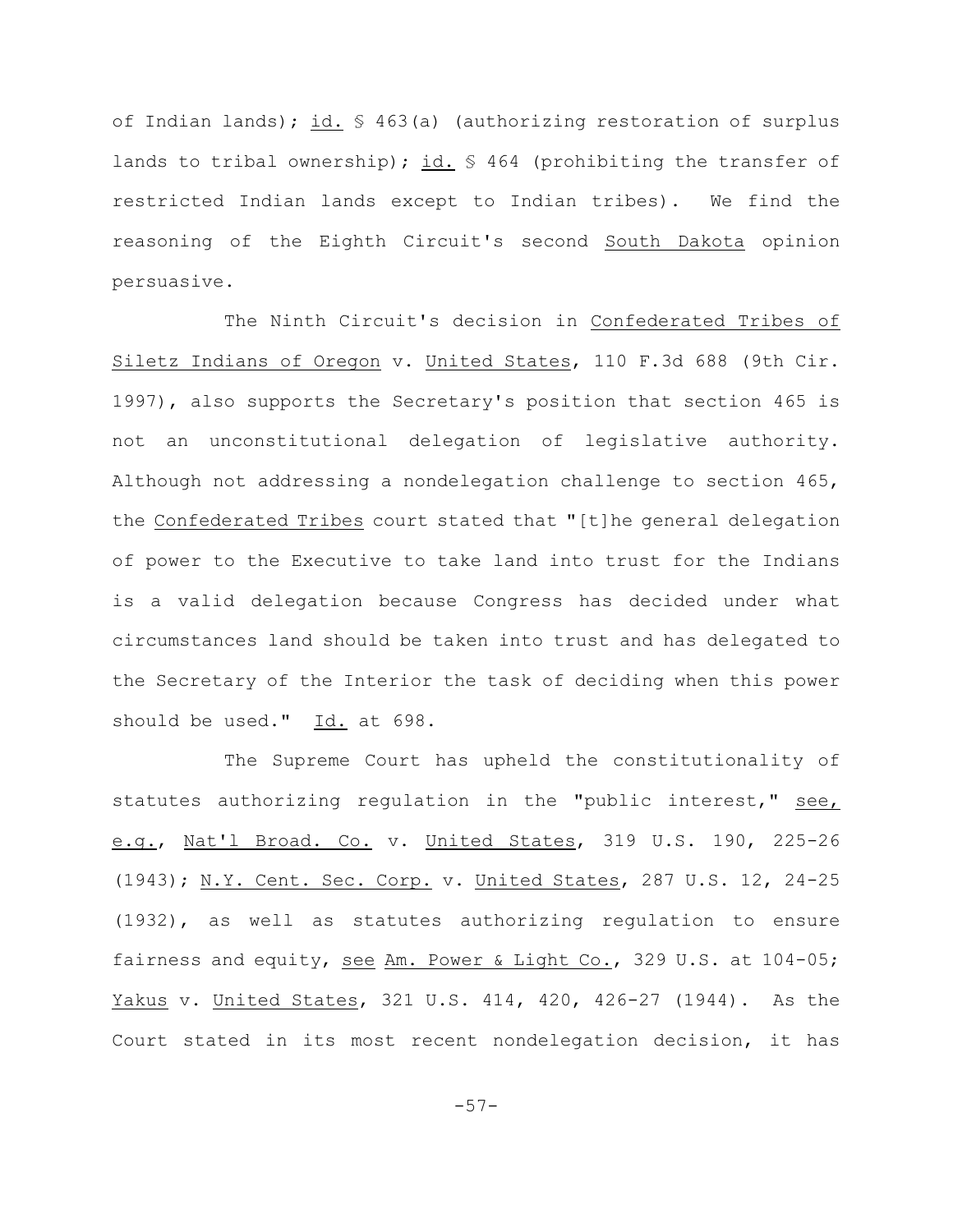of Indian lands); id. § 463(a) (authorizing restoration of surplus lands to tribal ownership); id. § 464 (prohibiting the transfer of restricted Indian lands except to Indian tribes). We find the reasoning of the Eighth Circuit's second South Dakota opinion persuasive.

The Ninth Circuit's decision in Confederated Tribes of Siletz Indians of Oregon v. United States, 110 F.3d 688 (9th Cir. 1997), also supports the Secretary's position that section 465 is not an unconstitutional delegation of legislative authority. Although not addressing a nondelegation challenge to section 465, the Confederated Tribes court stated that "[t]he general delegation of power to the Executive to take land into trust for the Indians is a valid delegation because Congress has decided under what circumstances land should be taken into trust and has delegated to the Secretary of the Interior the task of deciding when this power should be used." Id. at 698.

The Supreme Court has upheld the constitutionality of statutes authorizing regulation in the "public interest," see, e.g., Nat'l Broad. Co. v. United States, 319 U.S. 190, 225-26 (1943); N.Y. Cent. Sec. Corp. v. United States, 287 U.S. 12, 24-25 (1932), as well as statutes authorizing regulation to ensure fairness and equity, see Am. Power & Light Co., 329 U.S. at 104-05; Yakus v. United States, 321 U.S. 414, 420, 426-27 (1944). As the Court stated in its most recent nondelegation decision, it has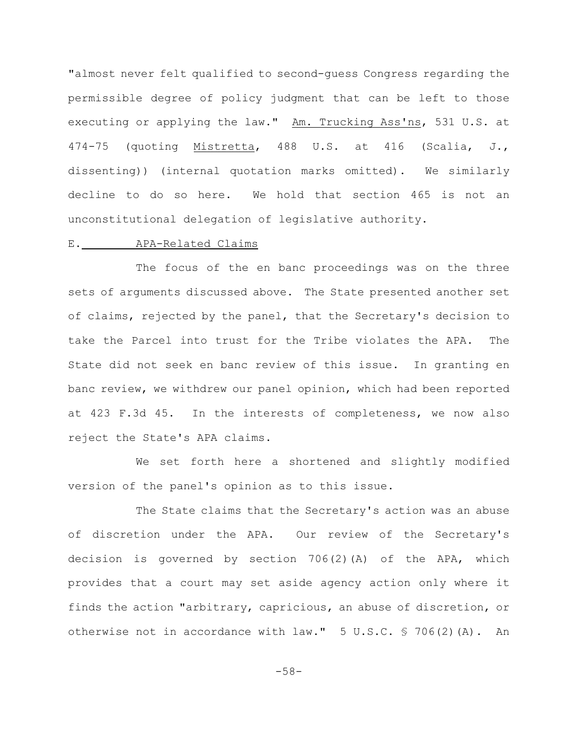"almost never felt qualified to second-guess Congress regarding the permissible degree of policy judgment that can be left to those executing or applying the law." Am. Trucking Ass'ns, 531 U.S. at 474-75 (quoting Mistretta, 488 U.S. at 416 (Scalia, J., dissenting)) (internal quotation marks omitted). We similarly decline to do so here. We hold that section 465 is not an unconstitutional delegation of legislative authority.

### E. APA-Related Claims

The focus of the en banc proceedings was on the three sets of arguments discussed above. The State presented another set of claims, rejected by the panel, that the Secretary's decision to take the Parcel into trust for the Tribe violates the APA. The State did not seek en banc review of this issue. In granting en banc review, we withdrew our panel opinion, which had been reported at 423 F.3d 45. In the interests of completeness, we now also reject the State's APA claims.

We set forth here a shortened and slightly modified version of the panel's opinion as to this issue.

The State claims that the Secretary's action was an abuse of discretion under the APA. Our review of the Secretary's decision is governed by section 706(2)(A) of the APA, which provides that a court may set aside agency action only where it finds the action "arbitrary, capricious, an abuse of discretion, or otherwise not in accordance with law." 5 U.S.C. § 706(2)(A). An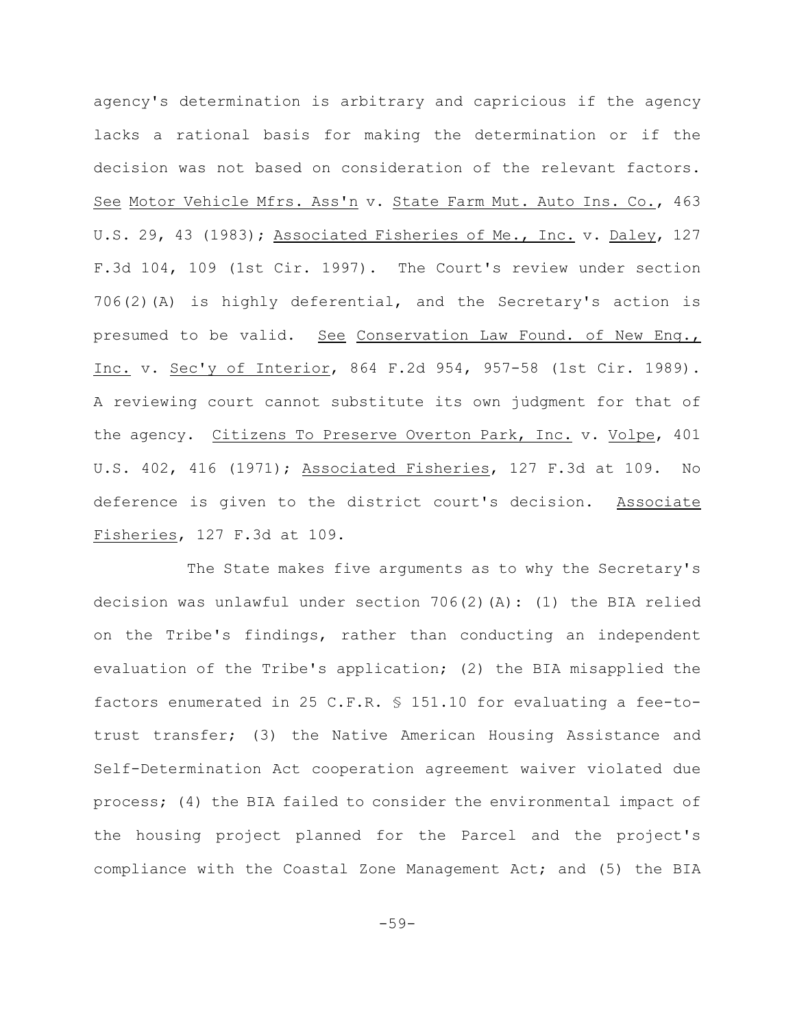agency's determination is arbitrary and capricious if the agency lacks a rational basis for making the determination or if the decision was not based on consideration of the relevant factors. _See_ _Motor Vehicle Mfrs. Ass'n_ v. _State Farm Mut. Auto Ins. Co._, 463 U.S. 29, 43 (1983); _Associated Fisheries of Me., Inc._ v. _Daley_, 127 F.3d 104, 109 (1st Cir. 1997). The Court's review under section 706(2)(A) is highly deferential, and the Secretary's action is presumed to be valid. _See_ _Conservation Law Found. of New Eng., Inc._ v. _Sec'y of Interior_, 864 F.2d 954, 957-58 (1st Cir. 1989). A reviewing court cannot substitute its own judgment for that of the agency. _Citizens To Preserve Overton Park, Inc._ v. _Volpe_, 401 U.S. 402, 416 (1971); _Associated Fisheries_, 127 F.3d at 109. No deference is given to the district court's decision. _Associate Fisheries_, 127 F.3d at 109.

The State makes five arguments as to why the Secretary's decision was unlawful under section 706(2)(A): (1) the BIA relied on the Tribe's findings, rather than conducting an independent evaluation of the Tribe's application; (2) the BIA misapplied the factors enumerated in 25 C.F.R. § 151.10 for evaluating a fee-to-trust transfer; (3) the Native American Housing Assistance and Self-Determination Act cooperation agreement waiver violated due process; (4) the BIA failed to consider the environmental impact of the housing project planned for the Parcel and the project's compliance with the Coastal Zone Management Act; and (5) the BIA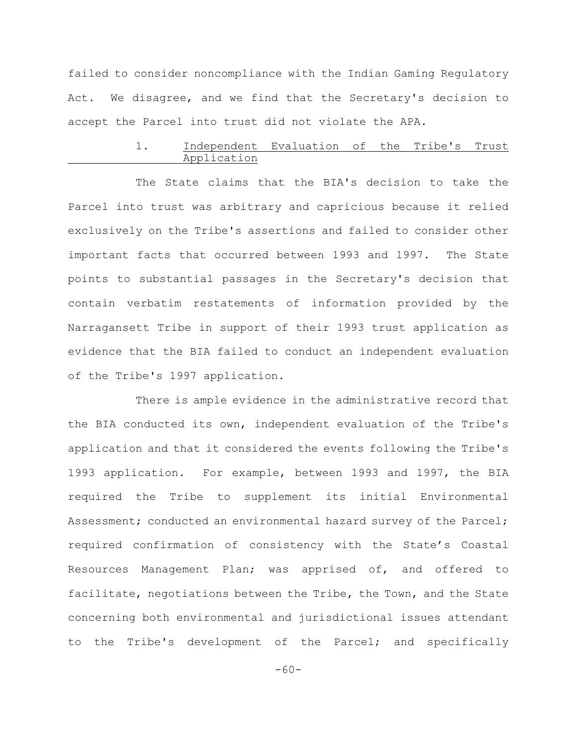failed to consider noncompliance with the Indian Gaming Regulatory Act. We disagree, and we find that the Secretary's decision to accept the Parcel into trust did not violate the APA.

### 1. Independent Evaluation of the Tribe's Trust Application

The State claims that the BIA's decision to take the Parcel into trust was arbitrary and capricious because it relied exclusively on the Tribe's assertions and failed to consider other important facts that occurred between 1993 and 1997. The State points to substantial passages in the Secretary's decision that contain verbatim restatements of information provided by the Narragansett Tribe in support of their 1993 trust application as evidence that the BIA failed to conduct an independent evaluation of the Tribe's 1997 application.

There is ample evidence in the administrative record that the BIA conducted its own, independent evaluation of the Tribe's application and that it considered the events following the Tribe's 1993 application. For example, between 1993 and 1997, the BIA required the Tribe to supplement its initial Environmental Assessment; conducted an environmental hazard survey of the Parcel; required confirmation of consistency with the State's Coastal Resources Management Plan; was apprised of, and offered to facilitate, negotiations between the Tribe, the Town, and the State concerning both environmental and jurisdictional issues attendant to the Tribe's development of the Parcel; and specifically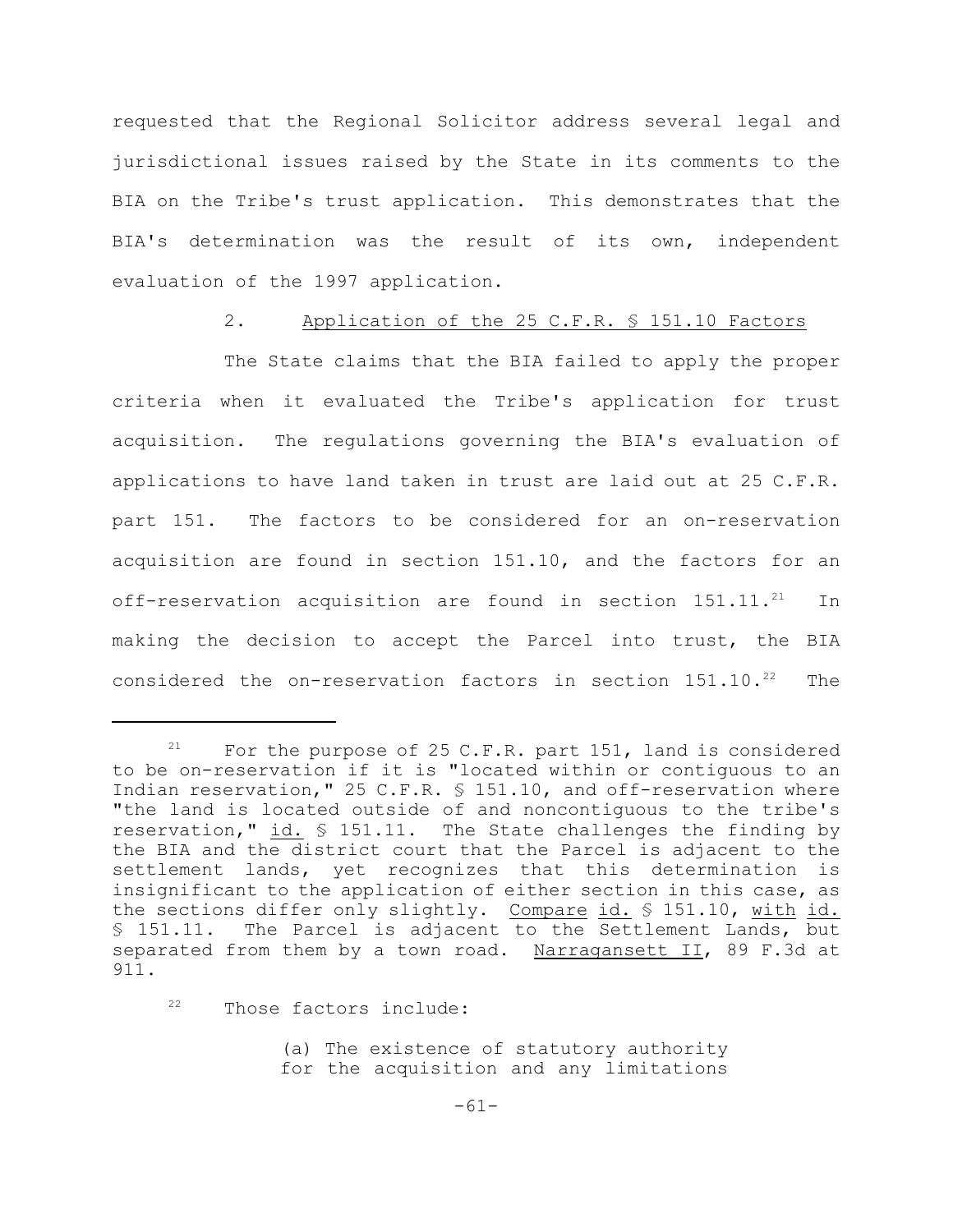requested that the Regional Solicitor address several legal and jurisdictional issues raised by the State in its comments to the BIA on the Tribe's trust application. This demonstrates that the BIA's determination was the result of its own, independent evaluation of the 1997 application.

### 2. Application of the 25 C.F.R. § 151.10 Factors

The State claims that the BIA failed to apply the proper criteria when it evaluated the Tribe's application for trust acquisition. The regulations governing the BIA's evaluation of applications to have land taken in trust are laid out at 25 C.F.R. part 151. The factors to be considered for an on-reservation acquisition are found in section 151.10, and the factors for an off-reservation acquisition are found in section 151.11.[21] In making the decision to accept the Parcel into trust, the BIA considered the on-reservation factors in section 151.10.[22] The

---

[21] For the purpose of 25 C.F.R. part 151, land is considered to be on-reservation if it is "located within or contiguous to an Indian reservation," 25 C.F.R. § 151.10, and off-reservation where "the land is located outside of and noncontiguous to the tribe's reservation," id. § 151.11. The State challenges the finding by the BIA and the district court that the Parcel is adjacent to the settlement lands, yet recognizes that this determination is insignificant to the application of either section in this case, as the sections differ only slightly. Compare id. § 151.10, with id. § 151.11. The Parcel is adjacent to the Settlement Lands, but separated from them by a town road. Narragansett II, 89 F.3d at 911.

[22] Those factors include:

> (a) The existence of statutory authority for the acquisition and any limitations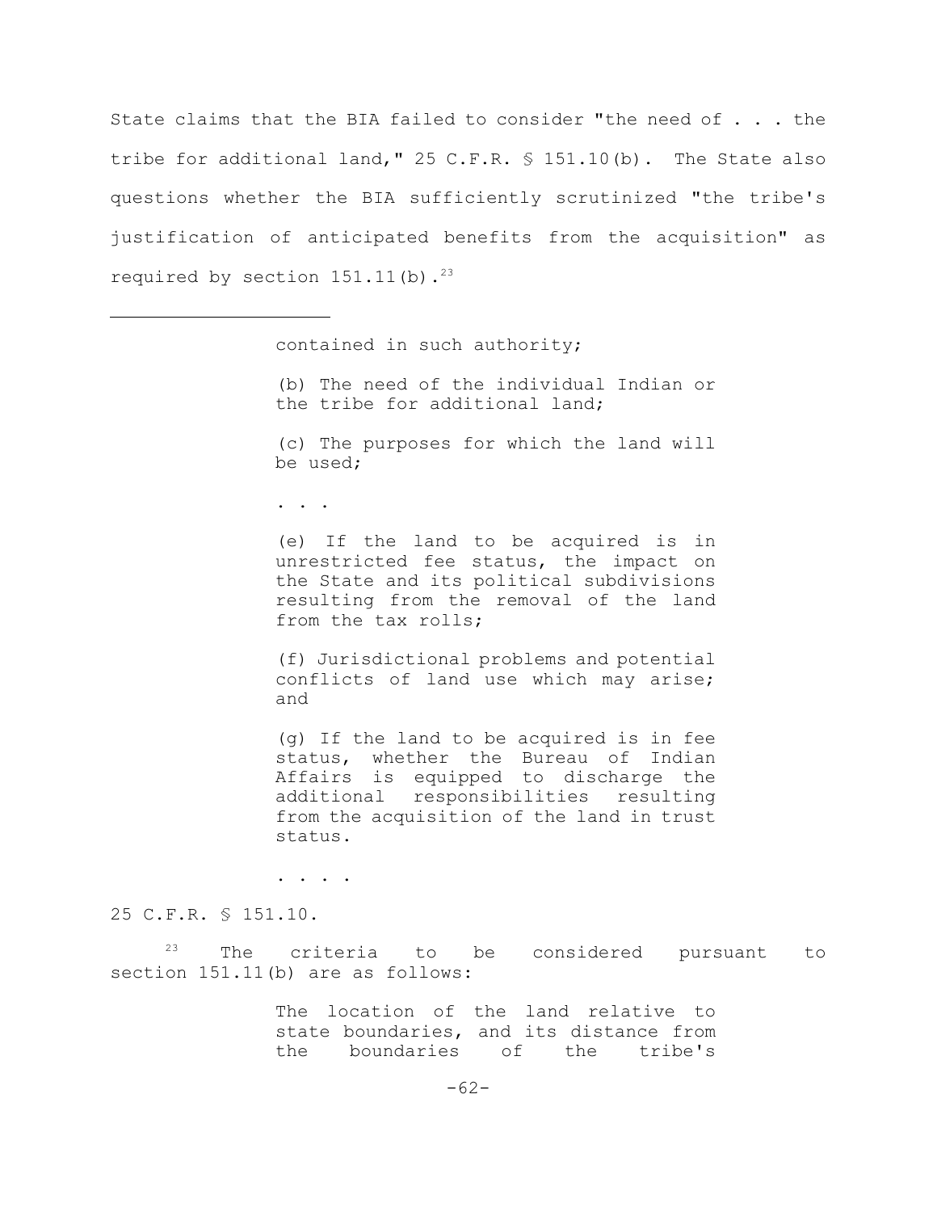State claims that the BIA failed to consider "the need of . . . the tribe for additional land," 25 C.F.R. § 151.10(b). The State also questions whether the BIA sufficiently scrutinized "the tribe's justification of anticipated benefits from the acquisition" as required by section 151.11(b).[23]

---

> contained in such authority;
>
> (b) The need of the individual Indian or the tribe for additional land;
>
> (c) The purposes for which the land will be used;
>
> . . .
>
> (e) If the land to be acquired is in unrestricted fee status, the impact on the State and its political subdivisions resulting from the removal of the land from the tax rolls;
>
> (f) Jurisdictional problems and potential conflicts of land use which may arise; and
>
> (g) If the land to be acquired is in fee status, whether the Bureau of Indian Affairs is equipped to discharge the additional responsibilities resulting from the acquisition of the land in trust status.
>
> . . . .

25 C.F.R. § 151.10.

[23] The criteria to be considered pursuant to section 151.11(b) are as follows:

> The location of the land relative to state boundaries, and its distance from the boundaries of the tribe's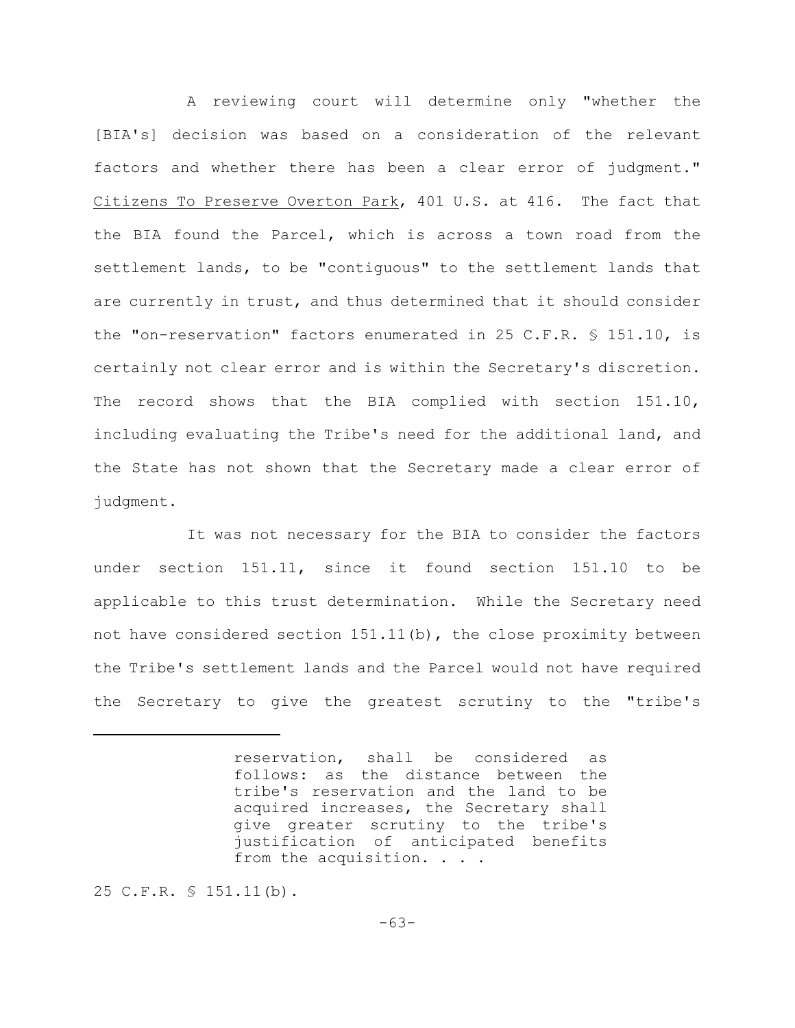A reviewing court will determine only "whether the [BIA's] decision was based on a consideration of the relevant factors and whether there has been a clear error of judgment." Citizens To Preserve Overton Park, 401 U.S. at 416. The fact that the BIA found the Parcel, which is across a town road from the settlement lands, to be "contiguous" to the settlement lands that are currently in trust, and thus determined that it should consider the "on-reservation" factors enumerated in 25 C.F.R. § 151.10, is certainly not clear error and is within the Secretary's discretion. The record shows that the BIA complied with section 151.10, including evaluating the Tribe's need for the additional land, and the State has not shown that the Secretary made a clear error of judgment.

It was not necessary for the BIA to consider the factors under section 151.11, since it found section 151.10 to be applicable to this trust determination. While the Secretary need not have considered section 151.11(b), the close proximity between the Tribe's settlement lands and the Parcel would not have required the Secretary to give the greatest scrutiny to the "tribe's

---

> reservation, shall be considered as follows: as the distance between the tribe's reservation and the land to be acquired increases, the Secretary shall give greater scrutiny to the tribe's justification of anticipated benefits from the acquisition. . . .

25 C.F.R. § 151.11(b).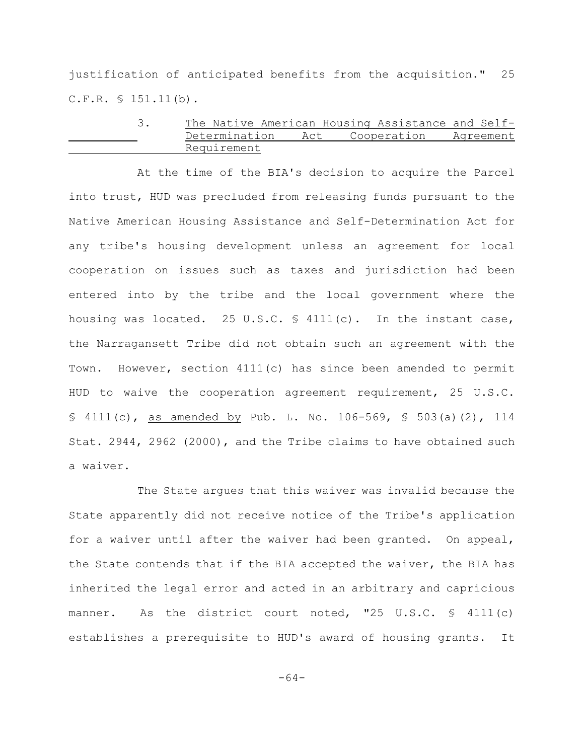justification of anticipated benefits from the acquisition." 25 C.F.R. § 151.11(b).

### 3. The Native American Housing Assistance and Self-Determination Act Cooperation Agreement Requirement

At the time of the BIA's decision to acquire the Parcel into trust, HUD was precluded from releasing funds pursuant to the Native American Housing Assistance and Self-Determination Act for any tribe's housing development unless an agreement for local cooperation on issues such as taxes and jurisdiction had been entered into by the tribe and the local government where the housing was located. 25 U.S.C. § 4111(c). In the instant case, the Narragansett Tribe did not obtain such an agreement with the Town. However, section 4111(c) has since been amended to permit HUD to waive the cooperation agreement requirement, 25 U.S.C. § 4111(c), as amended by Pub. L. No. 106-569, § 503(a)(2), 114 Stat. 2944, 2962 (2000), and the Tribe claims to have obtained such a waiver.

The State argues that this waiver was invalid because the State apparently did not receive notice of the Tribe's application for a waiver until after the waiver had been granted. On appeal, the State contends that if the BIA accepted the waiver, the BIA has inherited the legal error and acted in an arbitrary and capricious manner. As the district court noted, "25 U.S.C. § 4111(c) establishes a prerequisite to HUD's award of housing grants. It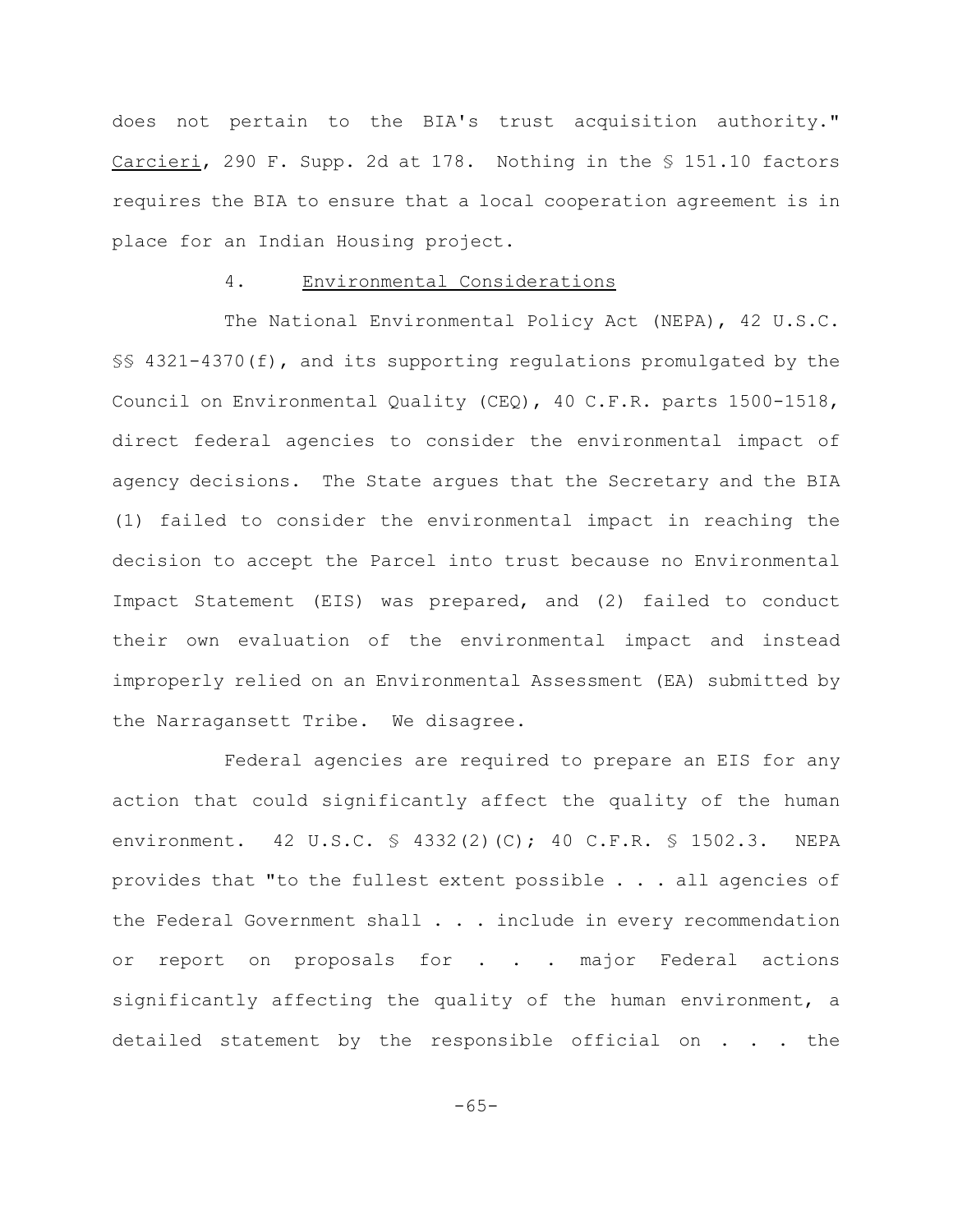does not pertain to the BIA's trust acquisition authority." Carcieri, 290 F. Supp. 2d at 178. Nothing in the § 151.10 factors requires the BIA to ensure that a local cooperation agreement is in place for an Indian Housing project.

#### 4. Environmental Considerations

The National Environmental Policy Act (NEPA), 42 U.S.C. §§ 4321-4370(f), and its supporting regulations promulgated by the Council on Environmental Quality (CEQ), 40 C.F.R. parts 1500-1518, direct federal agencies to consider the environmental impact of agency decisions. The State argues that the Secretary and the BIA (1) failed to consider the environmental impact in reaching the decision to accept the Parcel into trust because no Environmental Impact Statement (EIS) was prepared, and (2) failed to conduct their own evaluation of the environmental impact and instead improperly relied on an Environmental Assessment (EA) submitted by the Narragansett Tribe. We disagree.

Federal agencies are required to prepare an EIS for any action that could significantly affect the quality of the human environment. 42 U.S.C. § 4332(2)(C); 40 C.F.R. § 1502.3. NEPA provides that "to the fullest extent possible . . . all agencies of the Federal Government shall . . . include in every recommendation or report on proposals for . . . major Federal actions significantly affecting the quality of the human environment, a detailed statement by the responsible official on . . . the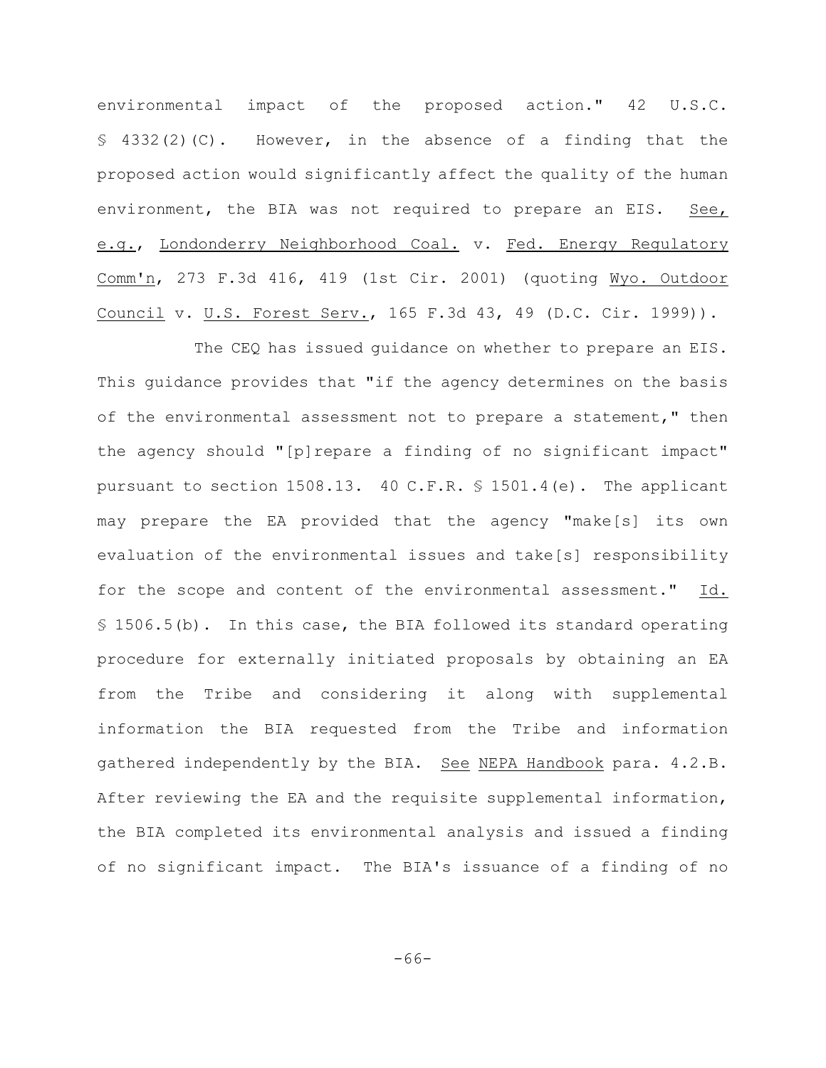environmental impact of the proposed action." 42 U.S.C. § 4332(2)(C). However, in the absence of a finding that the proposed action would significantly affect the quality of the human environment, the BIA was not required to prepare an EIS. See, e.g., Londonderry Neighborhood Coal. v. Fed. Energy Regulatory Comm'n, 273 F.3d 416, 419 (1st Cir. 2001) (quoting Wyo. Outdoor Council v. U.S. Forest Serv., 165 F.3d 43, 49 (D.C. Cir. 1999)).

The CEQ has issued guidance on whether to prepare an EIS. This guidance provides that "if the agency determines on the basis of the environmental assessment not to prepare a statement," then the agency should "[p]repare a finding of no significant impact" pursuant to section 1508.13. 40 C.F.R. § 1501.4(e). The applicant may prepare the EA provided that the agency "make[s] its own evaluation of the environmental issues and take[s] responsibility for the scope and content of the environmental assessment." Id. § 1506.5(b). In this case, the BIA followed its standard operating procedure for externally initiated proposals by obtaining an EA from the Tribe and considering it along with supplemental information the BIA requested from the Tribe and information gathered independently by the BIA. See NEPA Handbook para. 4.2.B. After reviewing the EA and the requisite supplemental information, the BIA completed its environmental analysis and issued a finding of no significant impact. The BIA's issuance of a finding of no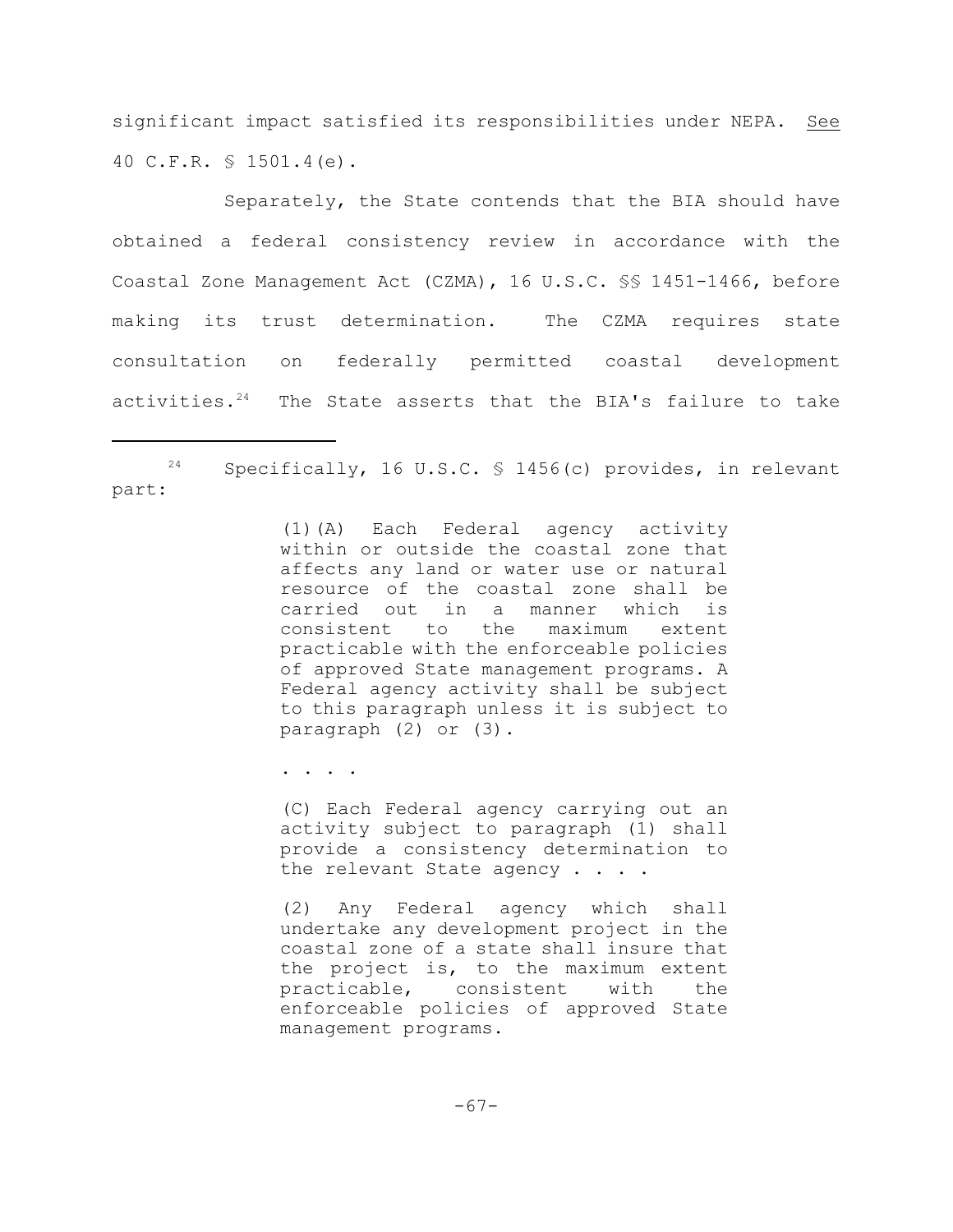significant impact satisfied its responsibilities under NEPA. See 40 C.F.R. § 1501.4(e).

Separately, the State contends that the BIA should have obtained a federal consistency review in accordance with the Coastal Zone Management Act (CZMA), 16 U.S.C. §§ 1451-1466, before making its trust determination. The CZMA requires state consultation on federally permitted coastal development activities.[24] The State asserts that the BIA's failure to take

---

[24] Specifically, 16 U.S.C. § 1456(c) provides, in relevant part:

> (1)(A) Each Federal agency activity within or outside the coastal zone that affects any land or water use or natural resource of the coastal zone shall be carried out in a manner which is consistent to the maximum extent practicable with the enforceable policies of approved State management programs. A Federal agency activity shall be subject to this paragraph unless it is subject to paragraph (2) or (3).
>
> . . . .
>
> (C) Each Federal agency carrying out an activity subject to paragraph (1) shall provide a consistency determination to the relevant State agency . . . .
>
> (2) Any Federal agency which shall undertake any development project in the coastal zone of a state shall insure that the project is, to the maximum extent practicable, consistent with the enforceable policies of approved State management programs.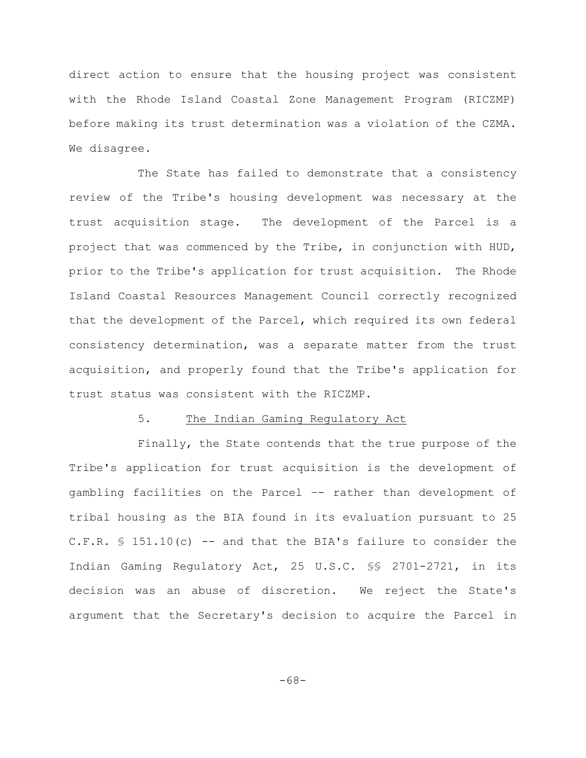direct action to ensure that the housing project was consistent with the Rhode Island Coastal Zone Management Program (RICZMP) before making its trust determination was a violation of the CZMA. We disagree.

The State has failed to demonstrate that a consistency review of the Tribe's housing development was necessary at the trust acquisition stage. The development of the Parcel is a project that was commenced by the Tribe, in conjunction with HUD, prior to the Tribe's application for trust acquisition. The Rhode Island Coastal Resources Management Council correctly recognized that the development of the Parcel, which required its own federal consistency determination, was a separate matter from the trust acquisition, and properly found that the Tribe's application for trust status was consistent with the RICZMP.

5. <u>The Indian Gaming Regulatory Act</u>

Finally, the State contends that the true purpose of the Tribe's application for trust acquisition is the development of gambling facilities on the Parcel -- rather than development of tribal housing as the BIA found in its evaluation pursuant to 25 C.F.R. § 151.10(c) -- and that the BIA's failure to consider the Indian Gaming Regulatory Act, 25 U.S.C. §§ 2701-2721, in its decision was an abuse of discretion. We reject the State's argument that the Secretary's decision to acquire the Parcel in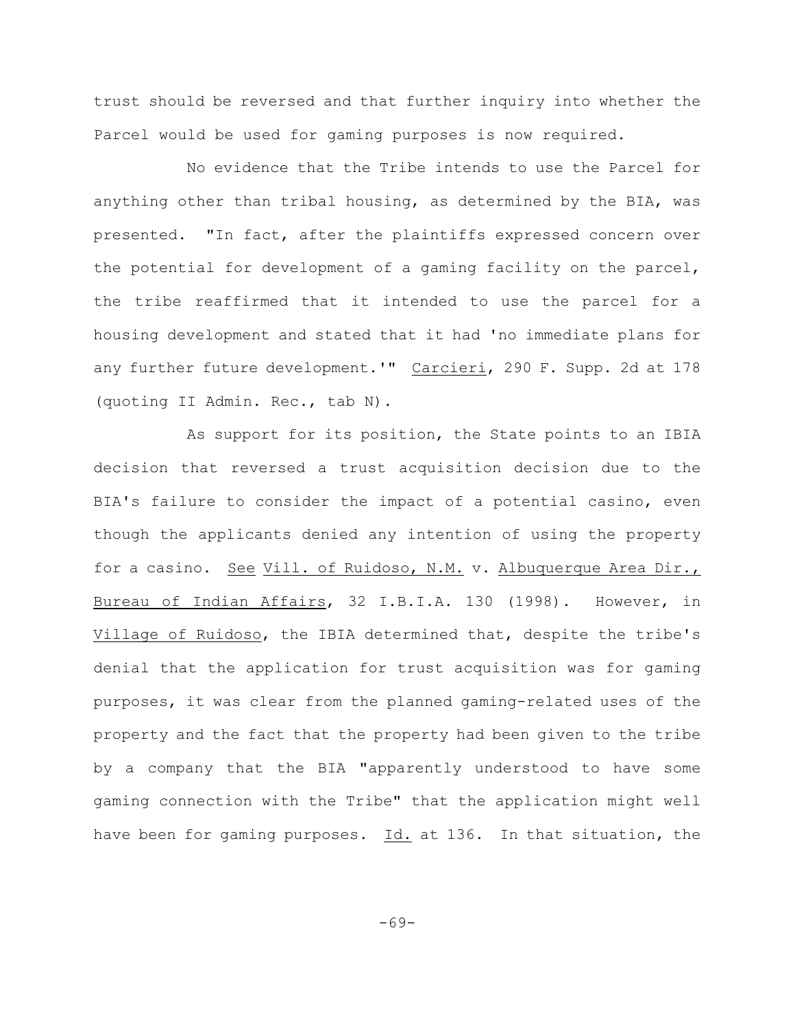trust should be reversed and that further inquiry into whether the Parcel would be used for gaming purposes is now required.

No evidence that the Tribe intends to use the Parcel for anything other than tribal housing, as determined by the BIA, was presented. "In fact, after the plaintiffs expressed concern over the potential for development of a gaming facility on the parcel, the tribe reaffirmed that it intended to use the parcel for a housing development and stated that it had 'no immediate plans for any further future development.'" Carcieri, 290 F. Supp. 2d at 178 (quoting II Admin. Rec., tab N).

As support for its position, the State points to an IBIA decision that reversed a trust acquisition decision due to the BIA's failure to consider the impact of a potential casino, even though the applicants denied any intention of using the property for a casino. See Vill. of Ruidoso, N.M. v. Albuquerque Area Dir., Bureau of Indian Affairs, 32 I.B.I.A. 130 (1998). However, in Village of Ruidoso, the IBIA determined that, despite the tribe's denial that the application for trust acquisition was for gaming purposes, it was clear from the planned gaming-related uses of the property and the fact that the property had been given to the tribe by a company that the BIA "apparently understood to have some gaming connection with the Tribe" that the application might well have been for gaming purposes. Id. at 136. In that situation, the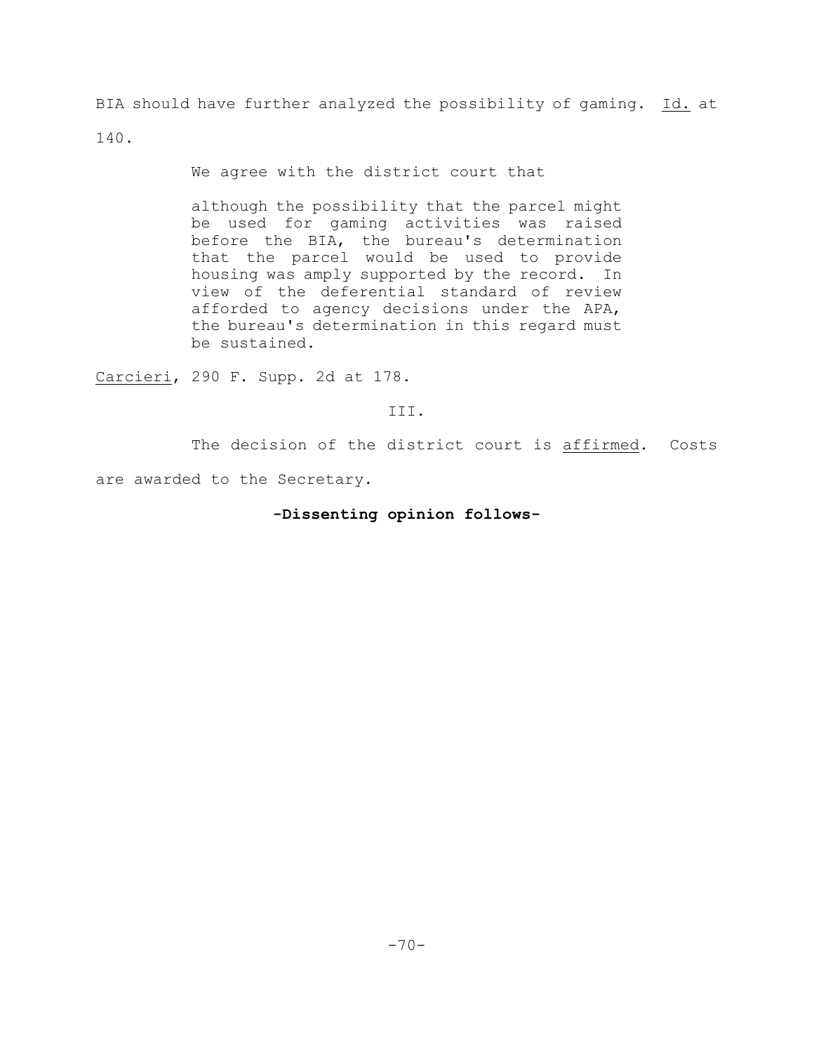BIA should have further analyzed the possibility of gaming. *Id.* at 140.

We agree with the district court that

> although the possibility that the parcel might be used for gaming activities was raised before the BIA, the bureau's determination that the parcel would be used to provide housing was amply supported by the record. In view of the deferential standard of review afforded to agency decisions under the APA, the bureau's determination in this regard must be sustained.

*Carcieri*, 290 F. Supp. 2d at 178.

III.

The decision of the district court is *affirmed*. Costs are awarded to the Secretary.

**-Dissenting opinion follows-**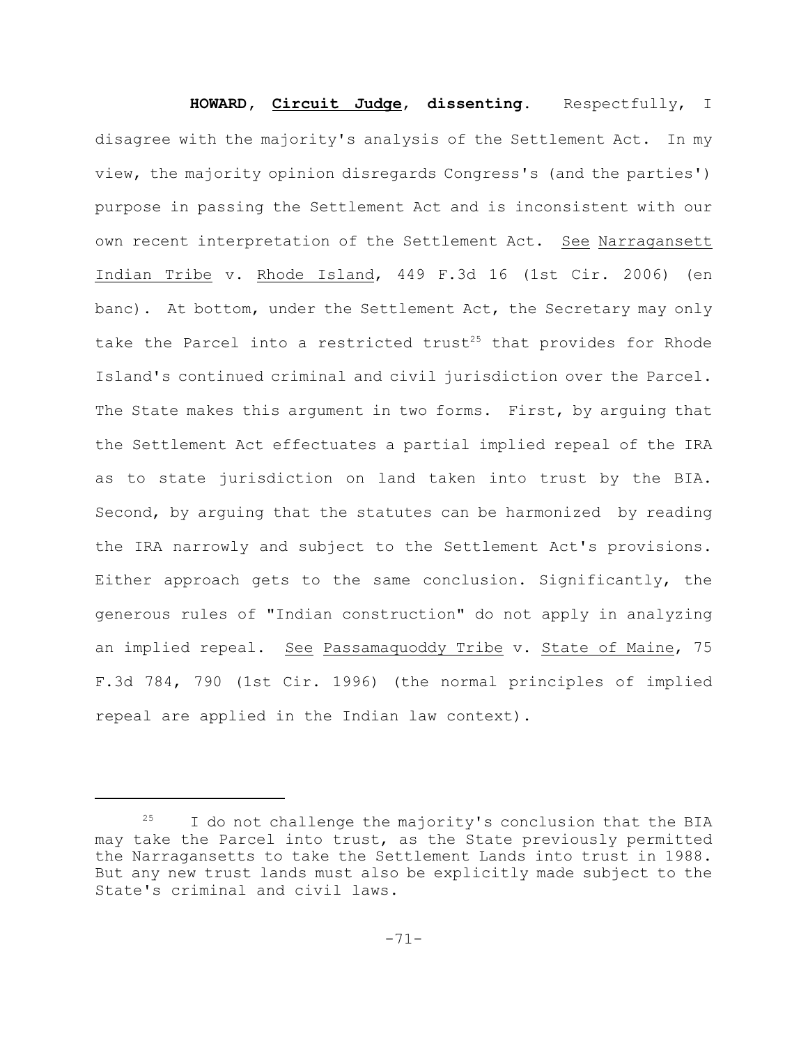**HOWARD, Circuit Judge, dissenting.** Respectfully, I disagree with the majority's analysis of the Settlement Act. In my view, the majority opinion disregards Congress's (and the parties') purpose in passing the Settlement Act and is inconsistent with our own recent interpretation of the Settlement Act. See Narragansett Indian Tribe v. Rhode Island, 449 F.3d 16 (1st Cir. 2006) (en banc). At bottom, under the Settlement Act, the Secretary may only take the Parcel into a restricted trust[25] that provides for Rhode Island's continued criminal and civil jurisdiction over the Parcel. The State makes this argument in two forms. First, by arguing that the Settlement Act effectuates a partial implied repeal of the IRA as to state jurisdiction on land taken into trust by the BIA. Second, by arguing that the statutes can be harmonized by reading the IRA narrowly and subject to the Settlement Act's provisions. Either approach gets to the same conclusion. Significantly, the generous rules of "Indian construction" do not apply in analyzing an implied repeal. See Passamaquoddy Tribe v. State of Maine, 75 F.3d 784, 790 (1st Cir. 1996) (the normal principles of implied repeal are applied in the Indian law context).

---

[25] I do not challenge the majority's conclusion that the BIA may take the Parcel into trust, as the State previously permitted the Narragansetts to take the Settlement Lands into trust in 1988. But any new trust lands must also be explicitly made subject to the State's criminal and civil laws.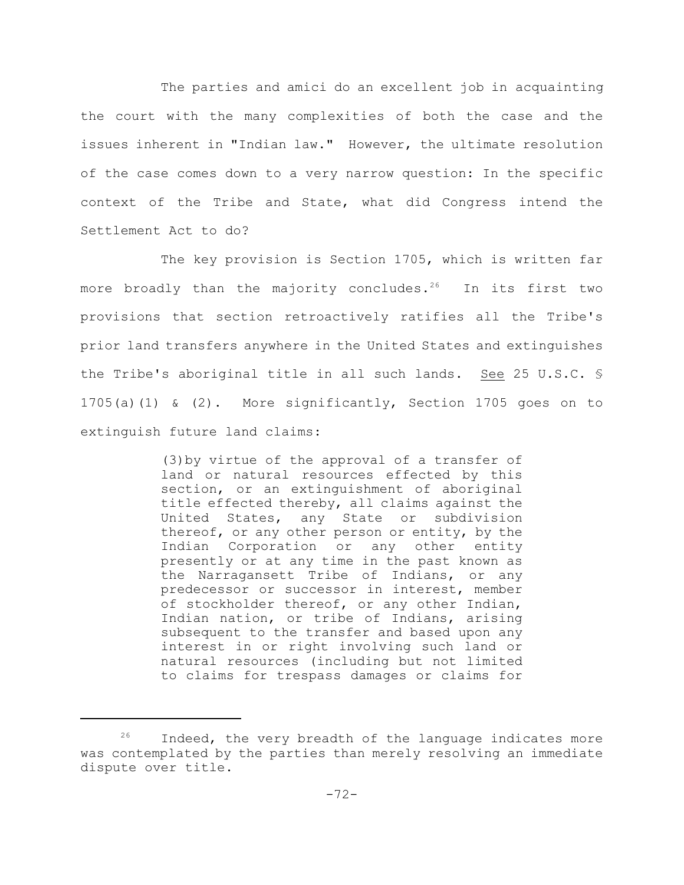The parties and amici do an excellent job in acquainting the court with the many complexities of both the case and the issues inherent in "Indian law." However, the ultimate resolution of the case comes down to a very narrow question: In the specific context of the Tribe and State, what did Congress intend the Settlement Act to do?

The key provision is Section 1705, which is written far more broadly than the majority concludes.[26] In its first two provisions that section retroactively ratifies all the Tribe's prior land transfers anywhere in the United States and extinguishes the Tribe's aboriginal title in all such lands. See 25 U.S.C. § 1705(a)(1) & (2). More significantly, Section 1705 goes on to extinguish future land claims:

> (3) by virtue of the approval of a transfer of land or natural resources effected by this section, or an extinguishment of aboriginal title effected thereby, all claims against the United States, any State or subdivision thereof, or any other person or entity, by the Indian Corporation or any other entity presently or at any time in the past known as the Narragansett Tribe of Indians, or any predecessor or successor in interest, member of stockholder thereof, or any other Indian, Indian nation, or tribe of Indians, arising subsequent to the transfer and based upon any interest in or right involving such land or natural resources (including but not limited to claims for trespass damages or claims for

[26] Indeed, the very breadth of the language indicates more was contemplated by the parties than merely resolving an immediate dispute over title.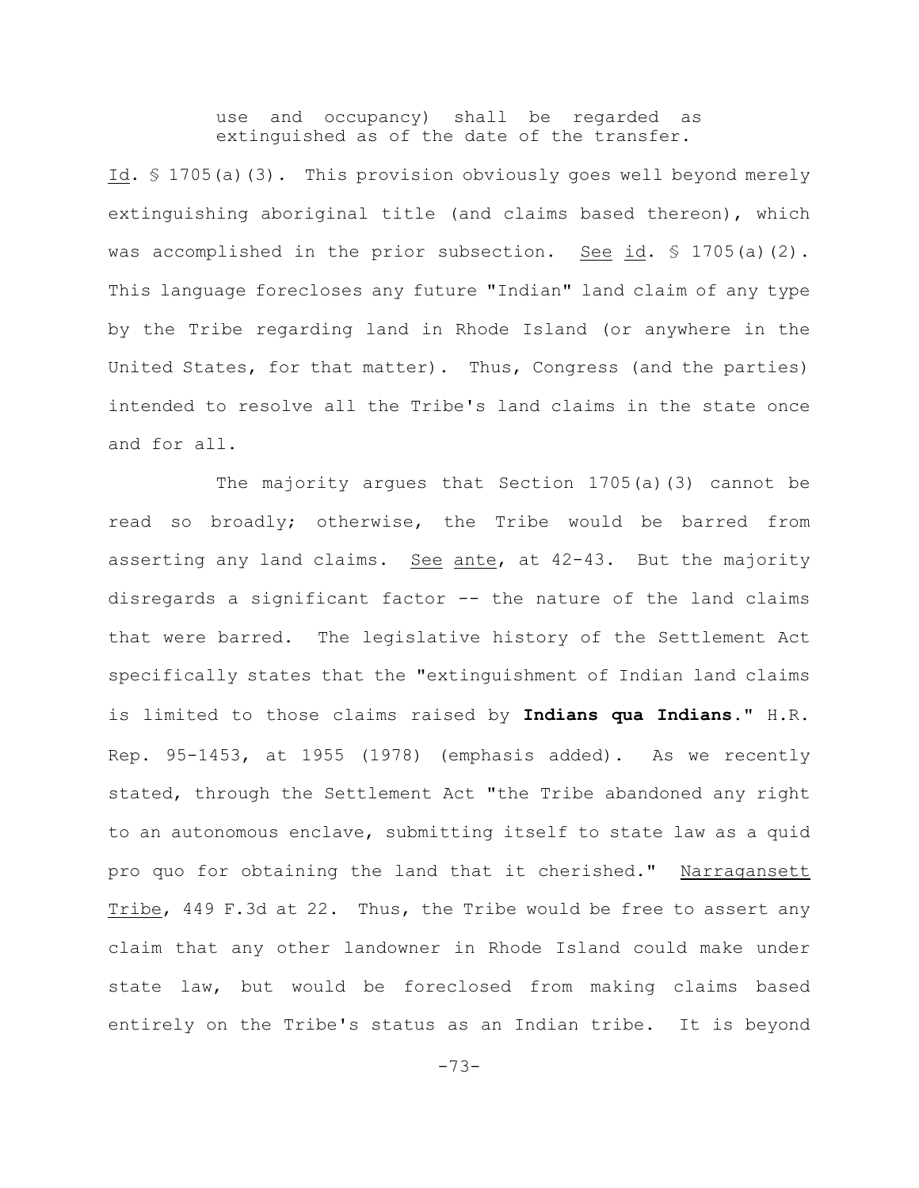> use and occupancy) shall be regarded as extinguished as of the date of the transfer.

_Id_. § 1705(a)(3). This provision obviously goes well beyond merely extinguishing aboriginal title (and claims based thereon), which was accomplished in the prior subsection. _See_ _id_. § 1705(a)(2). This language forecloses any future "Indian" land claim of any type by the Tribe regarding land in Rhode Island (or anywhere in the United States, for that matter). Thus, Congress (and the parties) intended to resolve all the Tribe's land claims in the state once and for all.

The majority argues that Section 1705(a)(3) cannot be read so broadly; otherwise, the Tribe would be barred from asserting any land claims. _See_ _ante_, at 42-43. But the majority disregards a significant factor -- the nature of the land claims that were barred. The legislative history of the Settlement Act specifically states that the "extinguishment of Indian land claims is limited to those claims raised by **Indians qua Indians**." H.R. Rep. 95-1453, at 1955 (1978) (emphasis added). As we recently stated, through the Settlement Act "the Tribe abandoned any right to an autonomous enclave, submitting itself to state law as a quid pro quo for obtaining the land that it cherished." _Narragansett Tribe_, 449 F.3d at 22. Thus, the Tribe would be free to assert any claim that any other landowner in Rhode Island could make under state law, but would be foreclosed from making claims based entirely on the Tribe's status as an Indian tribe. It is beyond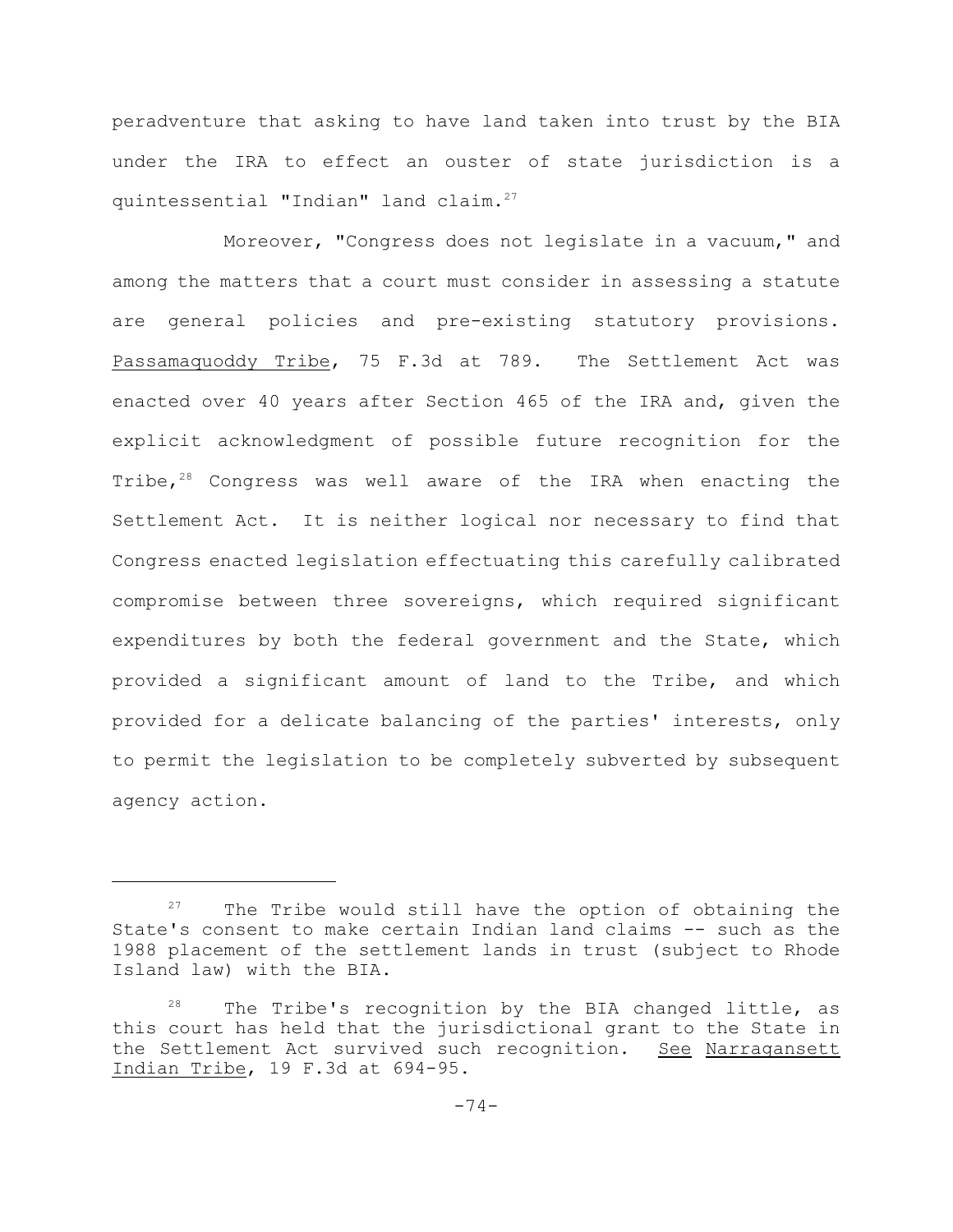peradventure that asking to have land taken into trust by the BIA under the IRA to effect an ouster of state jurisdiction is a quintessential "Indian" land claim.[27]

Moreover, "Congress does not legislate in a vacuum," and among the matters that a court must consider in assessing a statute are general policies and pre-existing statutory provisions. Passamaquoddy Tribe, 75 F.3d at 789. The Settlement Act was enacted over 40 years after Section 465 of the IRA and, given the explicit acknowledgment of possible future recognition for the Tribe,[28] Congress was well aware of the IRA when enacting the Settlement Act. It is neither logical nor necessary to find that Congress enacted legislation effectuating this carefully calibrated compromise between three sovereigns, which required significant expenditures by both the federal government and the State, which provided a significant amount of land to the Tribe, and which provided for a delicate balancing of the parties' interests, only to permit the legislation to be completely subverted by subsequent agency action.

---

[27] The Tribe would still have the option of obtaining the State's consent to make certain Indian land claims -- such as the 1988 placement of the settlement lands in trust (subject to Rhode Island law) with the BIA.

[28] The Tribe's recognition by the BIA changed little, as this court has held that the jurisdictional grant to the State in the Settlement Act survived such recognition. See Narragansett Indian Tribe, 19 F.3d at 694-95.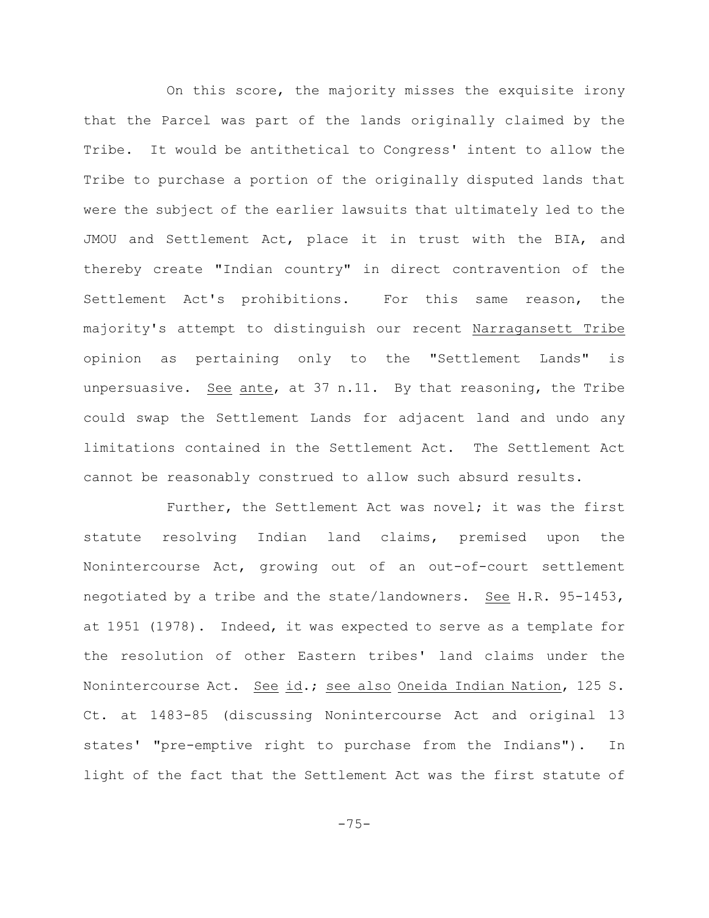On this score, the majority misses the exquisite irony that the Parcel was part of the lands originally claimed by the Tribe. It would be antithetical to Congress' intent to allow the Tribe to purchase a portion of the originally disputed lands that were the subject of the earlier lawsuits that ultimately led to the JMOU and Settlement Act, place it in trust with the BIA, and thereby create "Indian country" in direct contravention of the Settlement Act's prohibitions. For this same reason, the majority's attempt to distinguish our recent Narragansett Tribe opinion as pertaining only to the "Settlement Lands" is unpersuasive. See ante, at 37 n.11. By that reasoning, the Tribe could swap the Settlement Lands for adjacent land and undo any limitations contained in the Settlement Act. The Settlement Act cannot be reasonably construed to allow such absurd results.

Further, the Settlement Act was novel; it was the first statute resolving Indian land claims, premised upon the Nonintercourse Act, growing out of an out-of-court settlement negotiated by a tribe and the state/landowners. See H.R. 95-1453, at 1951 (1978). Indeed, it was expected to serve as a template for the resolution of other Eastern tribes' land claims under the Nonintercourse Act. See id.; see also Oneida Indian Nation, 125 S. Ct. at 1483-85 (discussing Nonintercourse Act and original 13 states' "pre-emptive right to purchase from the Indians"). In light of the fact that the Settlement Act was the first statute of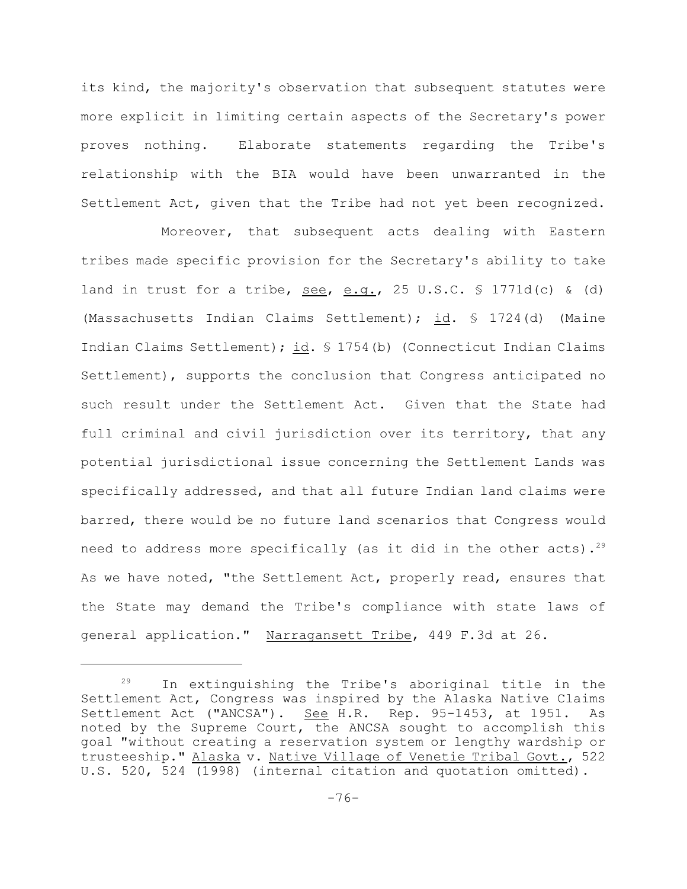its kind, the majority's observation that subsequent statutes were more explicit in limiting certain aspects of the Secretary's power proves nothing. Elaborate statements regarding the Tribe's relationship with the BIA would have been unwarranted in the Settlement Act, given that the Tribe had not yet been recognized.

Moreover, that subsequent acts dealing with Eastern tribes made specific provision for the Secretary's ability to take land in trust for a tribe, see, e.g., 25 U.S.C. § 1771d(c) & (d) (Massachusetts Indian Claims Settlement); id. § 1724(d) (Maine Indian Claims Settlement); id. § 1754(b) (Connecticut Indian Claims Settlement), supports the conclusion that Congress anticipated no such result under the Settlement Act. Given that the State had full criminal and civil jurisdiction over its territory, that any potential jurisdictional issue concerning the Settlement Lands was specifically addressed, and that all future Indian land claims were barred, there would be no future land scenarios that Congress would need to address more specifically (as it did in the other acts).[29] As we have noted, "the Settlement Act, properly read, ensures that the State may demand the Tribe's compliance with state laws of general application." Narragansett Tribe, 449 F.3d at 26.

---

[29] In extinguishing the Tribe's aboriginal title in the Settlement Act, Congress was inspired by the Alaska Native Claims Settlement Act ("ANCSA"). See H.R. Rep. 95-1453, at 1951. As noted by the Supreme Court, the ANCSA sought to accomplish this goal "without creating a reservation system or lengthy wardship or trusteeship." Alaska v. Native Village of Venetie Tribal Govt., 522 U.S. 520, 524 (1998) (internal citation and quotation omitted).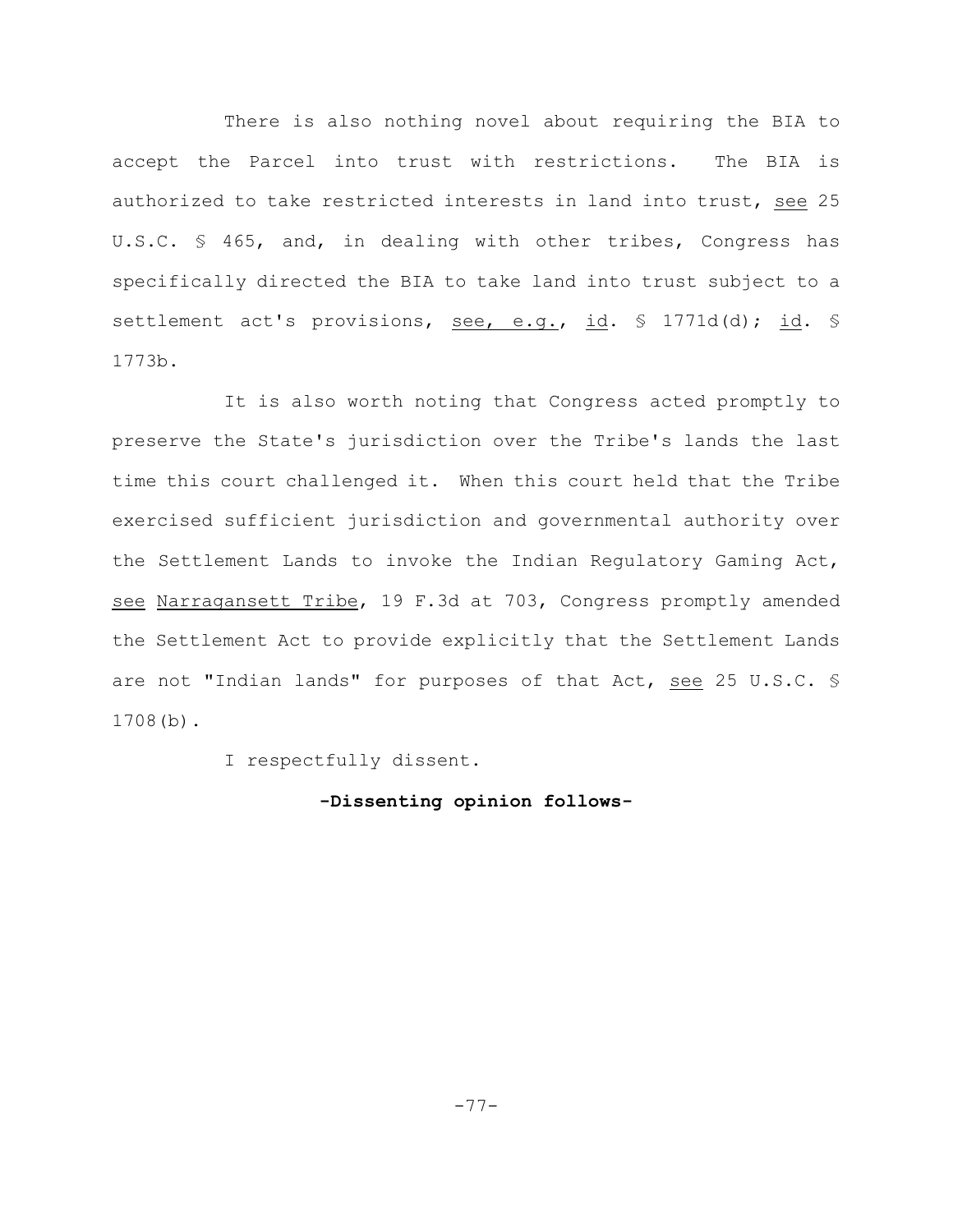There is also nothing novel about requiring the BIA to accept the Parcel into trust with restrictions. The BIA is authorized to take restricted interests in land into trust, see 25 U.S.C. § 465, and, in dealing with other tribes, Congress has specifically directed the BIA to take land into trust subject to a settlement act's provisions, see, e.g., id. § 1771d(d); id. § 1773b.

It is also worth noting that Congress acted promptly to preserve the State's jurisdiction over the Tribe's lands the last time this court challenged it. When this court held that the Tribe exercised sufficient jurisdiction and governmental authority over the Settlement Lands to invoke the Indian Regulatory Gaming Act, see Narragansett Tribe, 19 F.3d at 703, Congress promptly amended the Settlement Act to provide explicitly that the Settlement Lands are not "Indian lands" for purposes of that Act, see 25 U.S.C. § 1708(b).

I respectfully dissent.

**-Dissenting opinion follows-**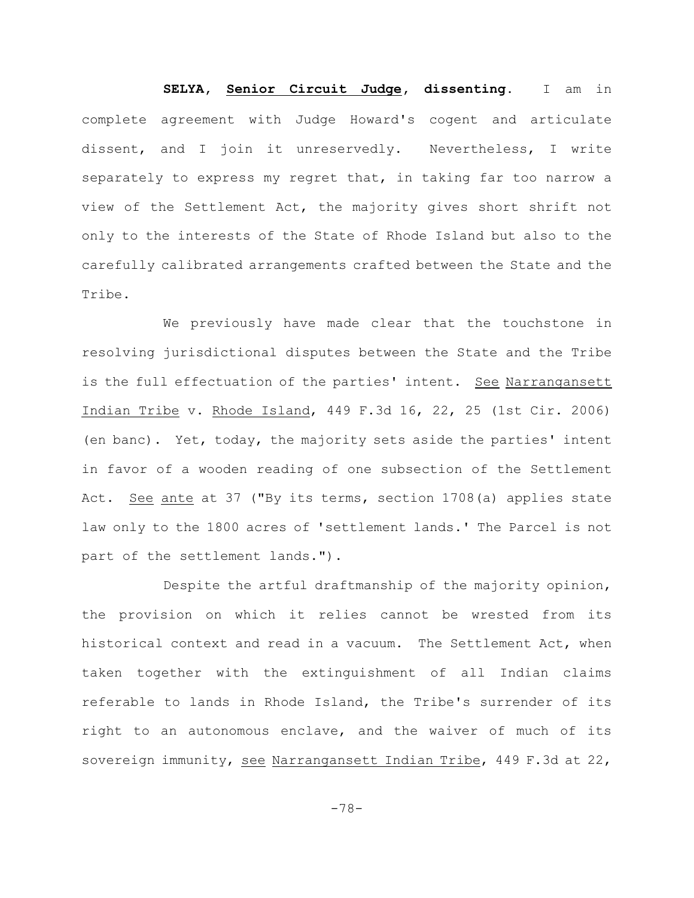**SELYA**, **Senior Circuit Judge**, **dissenting**. I am in complete agreement with Judge Howard's cogent and articulate dissent, and I join it unreservedly. Nevertheless, I write separately to express my regret that, in taking far too narrow a view of the Settlement Act, the majority gives short shrift not only to the interests of the State of Rhode Island but also to the carefully calibrated arrangements crafted between the State and the Tribe.

We previously have made clear that the touchstone in resolving jurisdictional disputes between the State and the Tribe is the full effectuation of the parties' intent. See Narragansett Indian Tribe v. Rhode Island, 449 F.3d 16, 22, 25 (1st Cir. 2006) (en banc). Yet, today, the majority sets aside the parties' intent in favor of a wooden reading of one subsection of the Settlement Act. See ante at 37 ("By its terms, section 1708(a) applies state law only to the 1800 acres of 'settlement lands.' The Parcel is not part of the settlement lands.").

Despite the artful draftmanship of the majority opinion, the provision on which it relies cannot be wrested from its historical context and read in a vacuum. The Settlement Act, when taken together with the extinguishment of all Indian claims referable to lands in Rhode Island, the Tribe's surrender of its right to an autonomous enclave, and the waiver of much of its sovereign immunity, see Narragansett Indian Tribe, 449 F.3d at 22,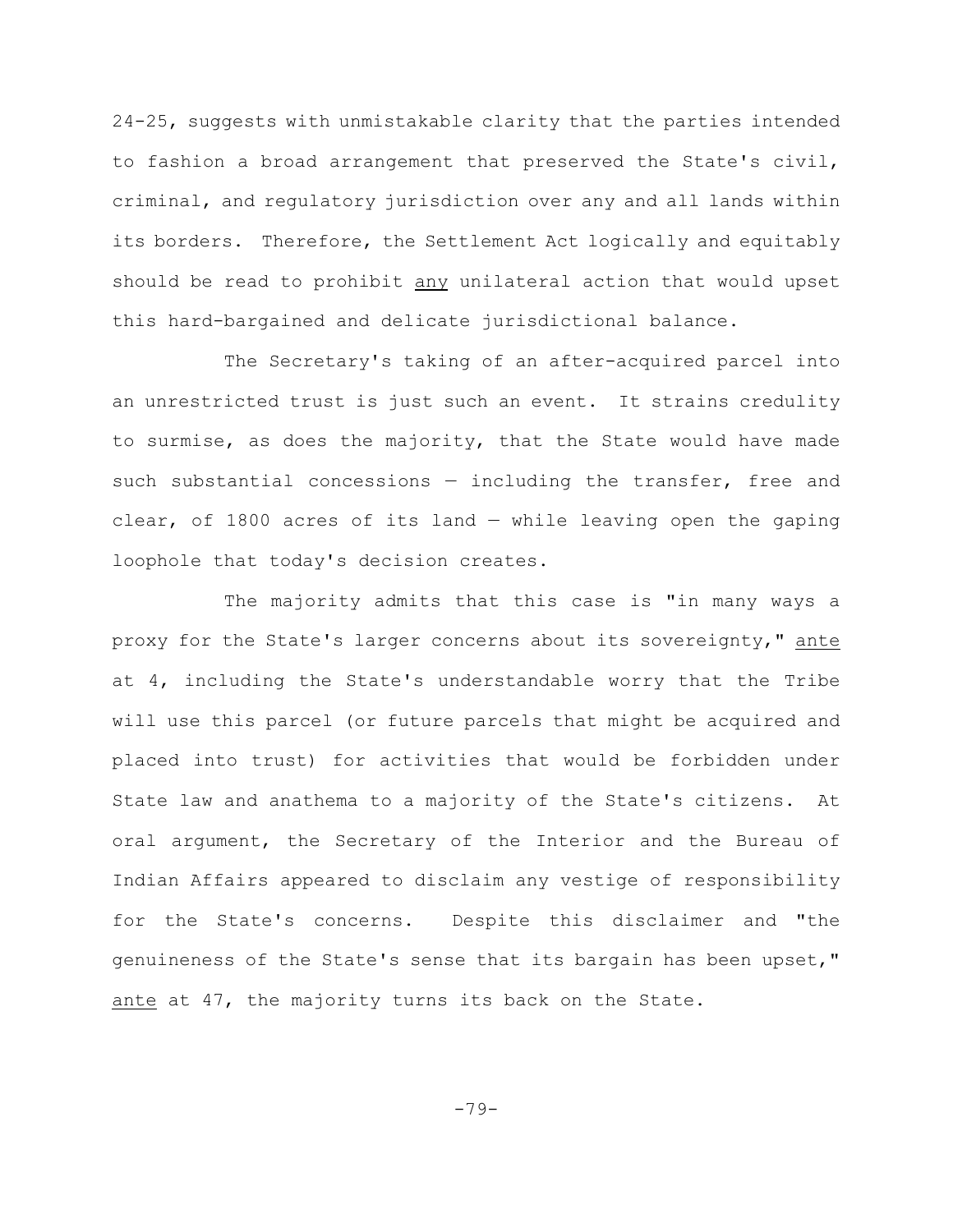24-25, suggests with unmistakable clarity that the parties intended to fashion a broad arrangement that preserved the State's civil, criminal, and regulatory jurisdiction over any and all lands within its borders. Therefore, the Settlement Act logically and equitably should be read to prohibit <u>any</u> unilateral action that would upset this hard-bargained and delicate jurisdictional balance.

The Secretary's taking of an after-acquired parcel into an unrestricted trust is just such an event. It strains credulity to surmise, as does the majority, that the State would have made such substantial concessions — including the transfer, free and clear, of 1800 acres of its land — while leaving open the gaping loophole that today's decision creates.

The majority admits that this case is "in many ways a proxy for the State's larger concerns about its sovereignty," <u>ante</u> at 4, including the State's understandable worry that the Tribe will use this parcel (or future parcels that might be acquired and placed into trust) for activities that would be forbidden under State law and anathema to a majority of the State's citizens. At oral argument, the Secretary of the Interior and the Bureau of Indian Affairs appeared to disclaim any vestige of responsibility for the State's concerns. Despite this disclaimer and "the genuineness of the State's sense that its bargain has been upset," <u>ante</u> at 47, the majority turns its back on the State.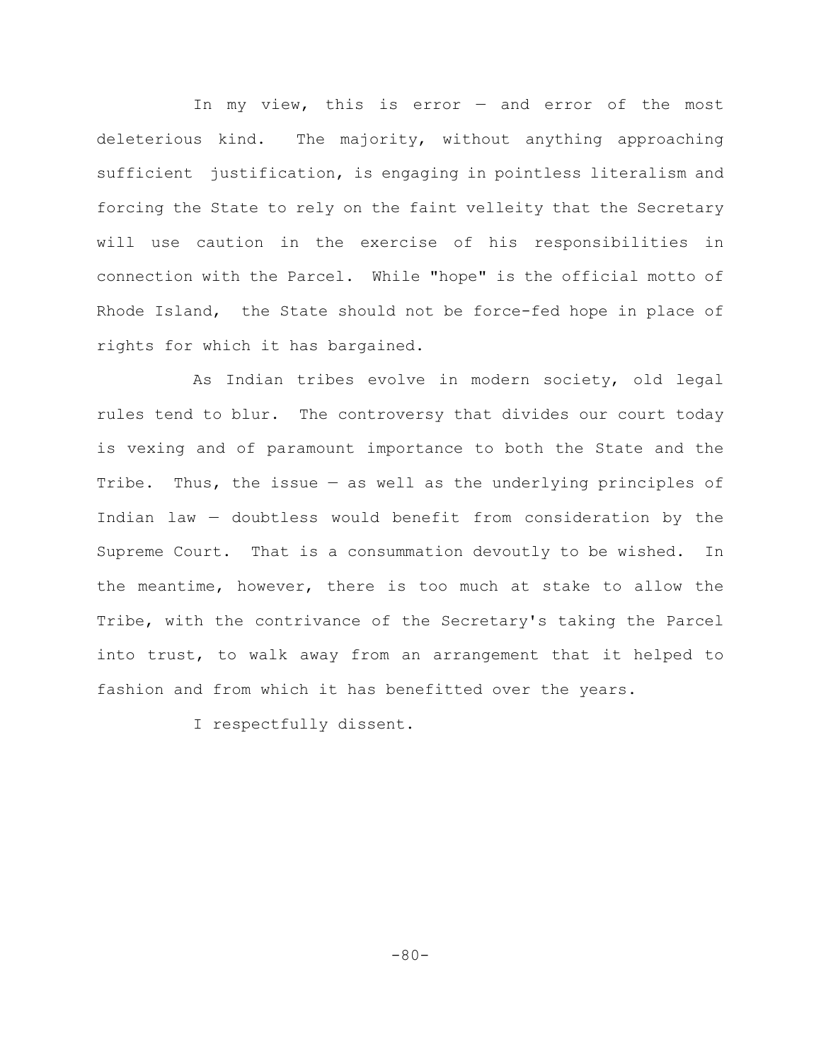In my view, this is error — and error of the most deleterious kind. The majority, without anything approaching sufficient justification, is engaging in pointless literalism and forcing the State to rely on the faint velleity that the Secretary will use caution in the exercise of his responsibilities in connection with the Parcel. While "hope" is the official motto of Rhode Island, the State should not be force-fed hope in place of rights for which it has bargained.

As Indian tribes evolve in modern society, old legal rules tend to blur. The controversy that divides our court today is vexing and of paramount importance to both the State and the Tribe. Thus, the issue — as well as the underlying principles of Indian law — doubtless would benefit from consideration by the Supreme Court. That is a consummation devoutly to be wished. In the meantime, however, there is too much at stake to allow the Tribe, with the contrivance of the Secretary's taking the Parcel into trust, to walk away from an arrangement that it helped to fashion and from which it has benefitted over the years.

I respectfully dissent.